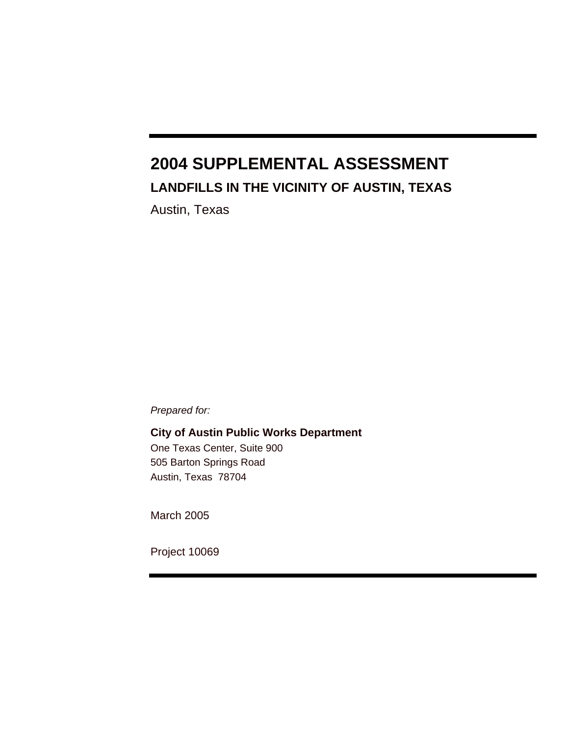# 2004 SUPPLEMENTAL ASSESSMENT

## LANDFILLS IN THE VICINITY OF AUSTIN, TEXAS

Austin, Texas

*Prepared for:*

**City of Austin Public Works Department**
One Texas Center, Suite 900
505 Barton Springs Road
Austin, Texas 78704

March 2005

Project 10069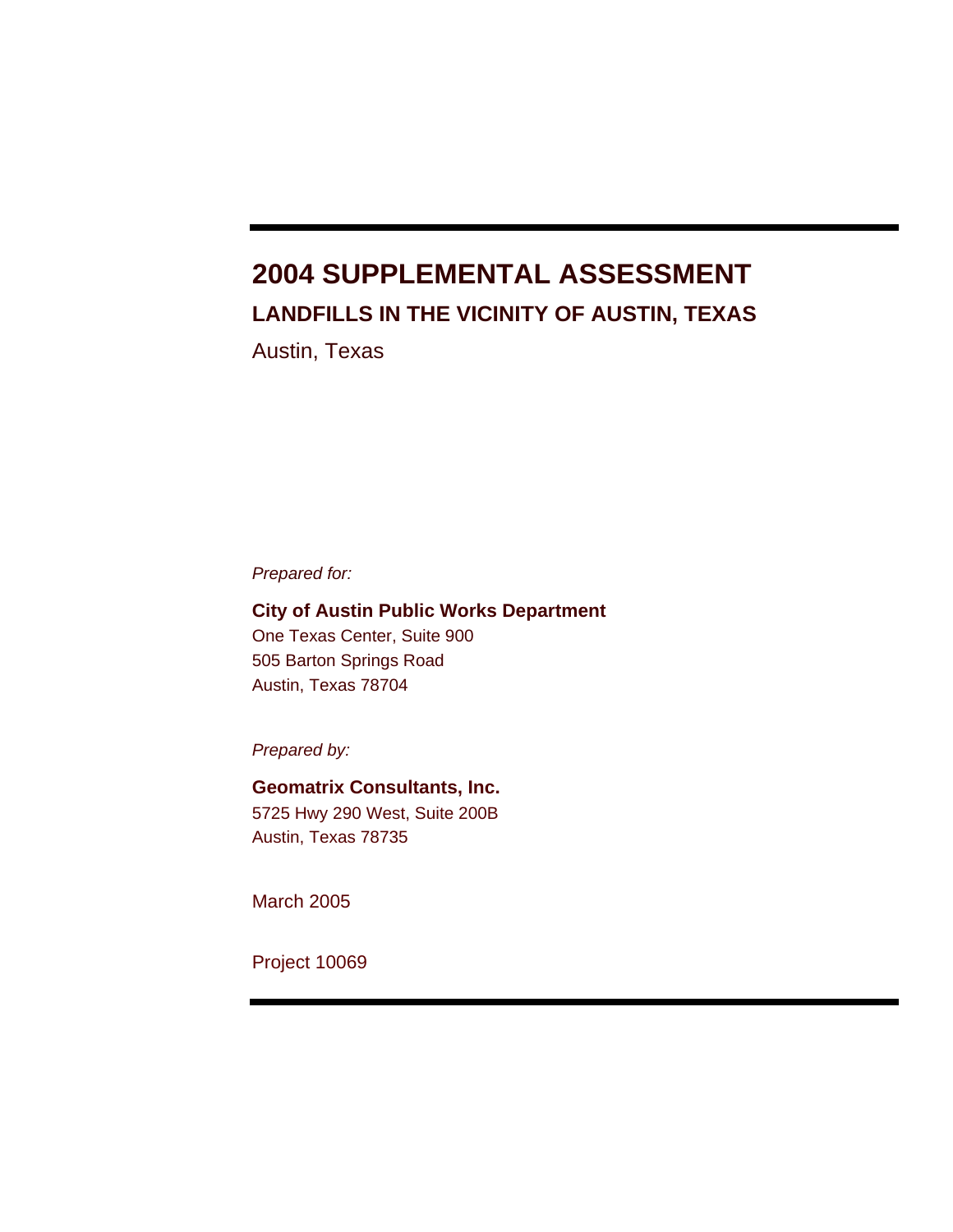# 2004 SUPPLEMENTAL ASSESSMENT

## LANDFILLS IN THE VICINITY OF AUSTIN, TEXAS

Austin, Texas

*Prepared for:*

**City of Austin Public Works Department**
One Texas Center, Suite 900
505 Barton Springs Road
Austin, Texas 78704

*Prepared by:*

**Geomatrix Consultants, Inc.**
5725 Hwy 290 West, Suite 200B
Austin, Texas 78735

March 2005

Project 10069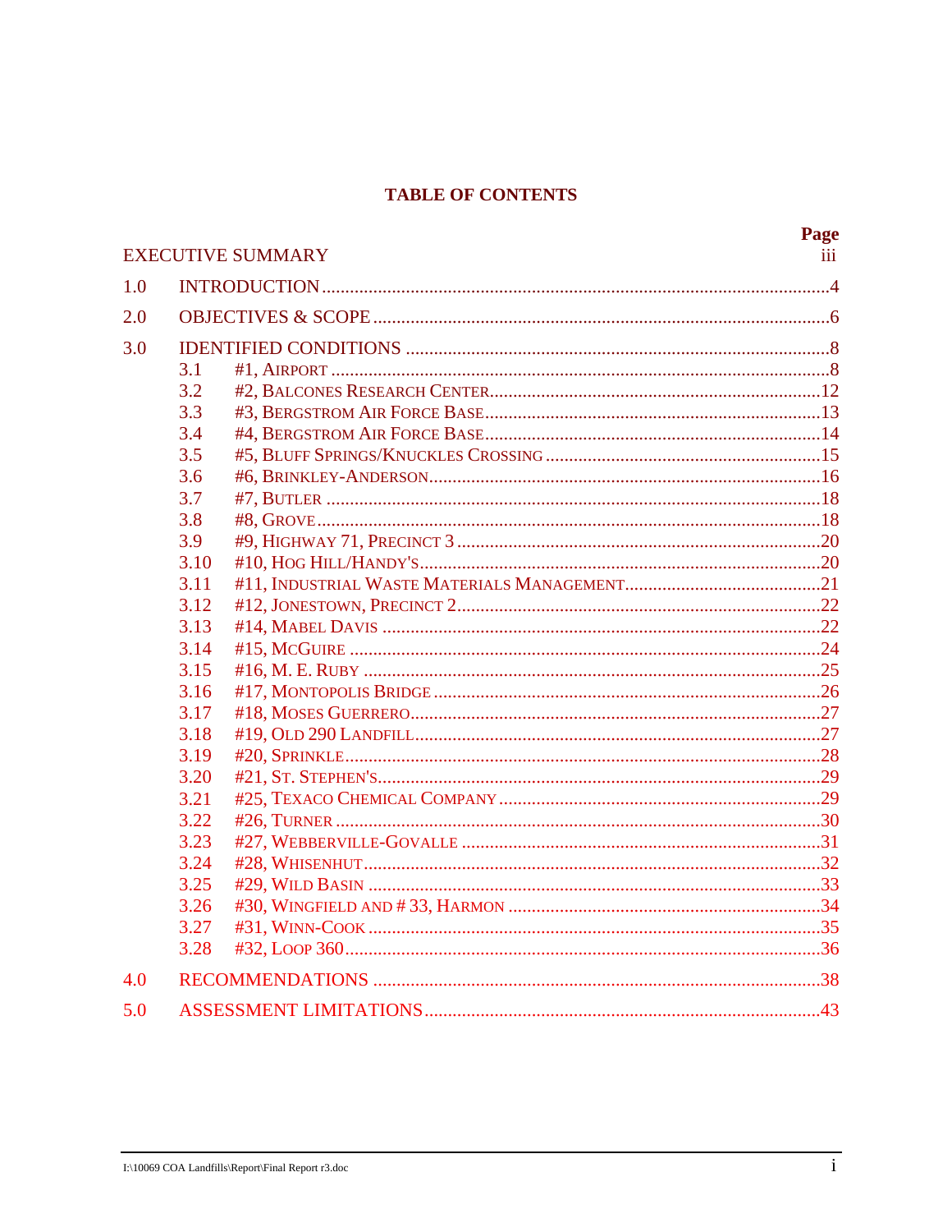# TABLE OF CONTENTS

| | | Page |
|---|---|---|
| EXECUTIVE SUMMARY | | iii |
| 1.0 | INTRODUCTION | 4 |
| 2.0 | OBJECTIVES & SCOPE | 6 |
| 3.0 | IDENTIFIED CONDITIONS | 8 |
| 3.1 | #1, AIRPORT | 8 |
| 3.2 | #2, BALCONES RESEARCH CENTER | 12 |
| 3.3 | #3, BERGSTROM AIR FORCE BASE | 13 |
| 3.4 | #4, BERGSTROM AIR FORCE BASE | 14 |
| 3.5 | #5, BLUFF SPRINGS/KNUCKLES CROSSING | 15 |
| 3.6 | #6, BRINKLEY-ANDERSON | 16 |
| 3.7 | #7, BUTLER | 18 |
| 3.8 | #8, GROVE | 18 |
| 3.9 | #9, HIGHWAY 71, PRECINCT 3 | 20 |
| 3.10 | #10, HOG HILL/HANDY'S | 20 |
| 3.11 | #11, INDUSTRIAL WASTE MATERIALS MANAGEMENT | 21 |
| 3.12 | #12, JONESTOWN, PRECINCT 2 | 22 |
| 3.13 | #14, MABEL DAVIS | 22 |
| 3.14 | #15, MCGUIRE | 24 |
| 3.15 | #16, M. E. RUBY | 25 |
| 3.16 | #17, MONTOPOLIS BRIDGE | 26 |
| 3.17 | #18, MOSES GUERRERO | 27 |
| 3.18 | #19, OLD 290 LANDFILL | 27 |
| 3.19 | #20, SPRINKLE | 28 |
| 3.20 | #21, ST. STEPHEN'S | 29 |
| 3.21 | #25, TEXACO CHEMICAL COMPANY | 29 |
| 3.22 | #26, TURNER | 30 |
| 3.23 | #27, WEBBERVILLE-GOVALLE | 31 |
| 3.24 | #28, WHISENHUT | 32 |
| 3.25 | #29, WILD BASIN | 33 |
| 3.26 | #30, WINGFIELD AND # 33, HARMON | 34 |
| 3.27 | #31, WINN-COOK | 35 |
| 3.28 | #32, LOOP 360 | 36 |
| 4.0 | RECOMMENDATIONS | 38 |
| 5.0 | ASSESSMENT LIMITATIONS | 43 |

I:\10069 COA Landfills\Report\Final Report r3.doc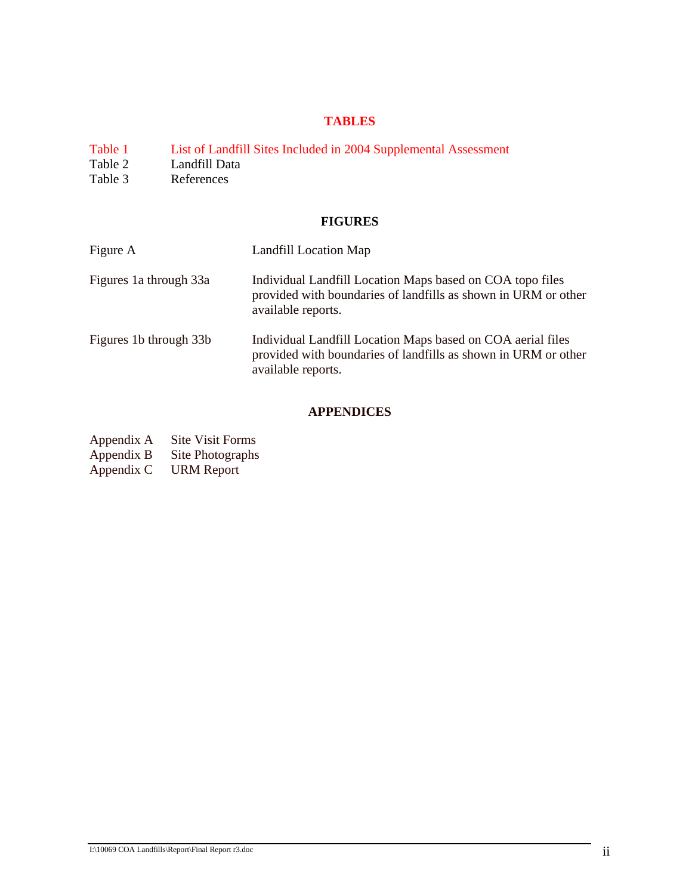## TABLES

| | |
|---|---|
| Table 1 | List of Landfill Sites Included in 2004 Supplemental Assessment |
| Table 2 | Landfill Data |
| Table 3 | References |

## FIGURES

| | |
|---|---|
| Figure A | Landfill Location Map |
| Figures 1a through 33a | Individual Landfill Location Maps based on COA topo files provided with boundaries of landfills as shown in URM or other available reports. |
| Figures 1b through 33b | Individual Landfill Location Maps based on COA aerial files provided with boundaries of landfills as shown in URM or other available reports. |

## APPENDICES

| | |
|---|---|
| Appendix A | Site Visit Forms |
| Appendix B | Site Photographs |
| Appendix C | URM Report |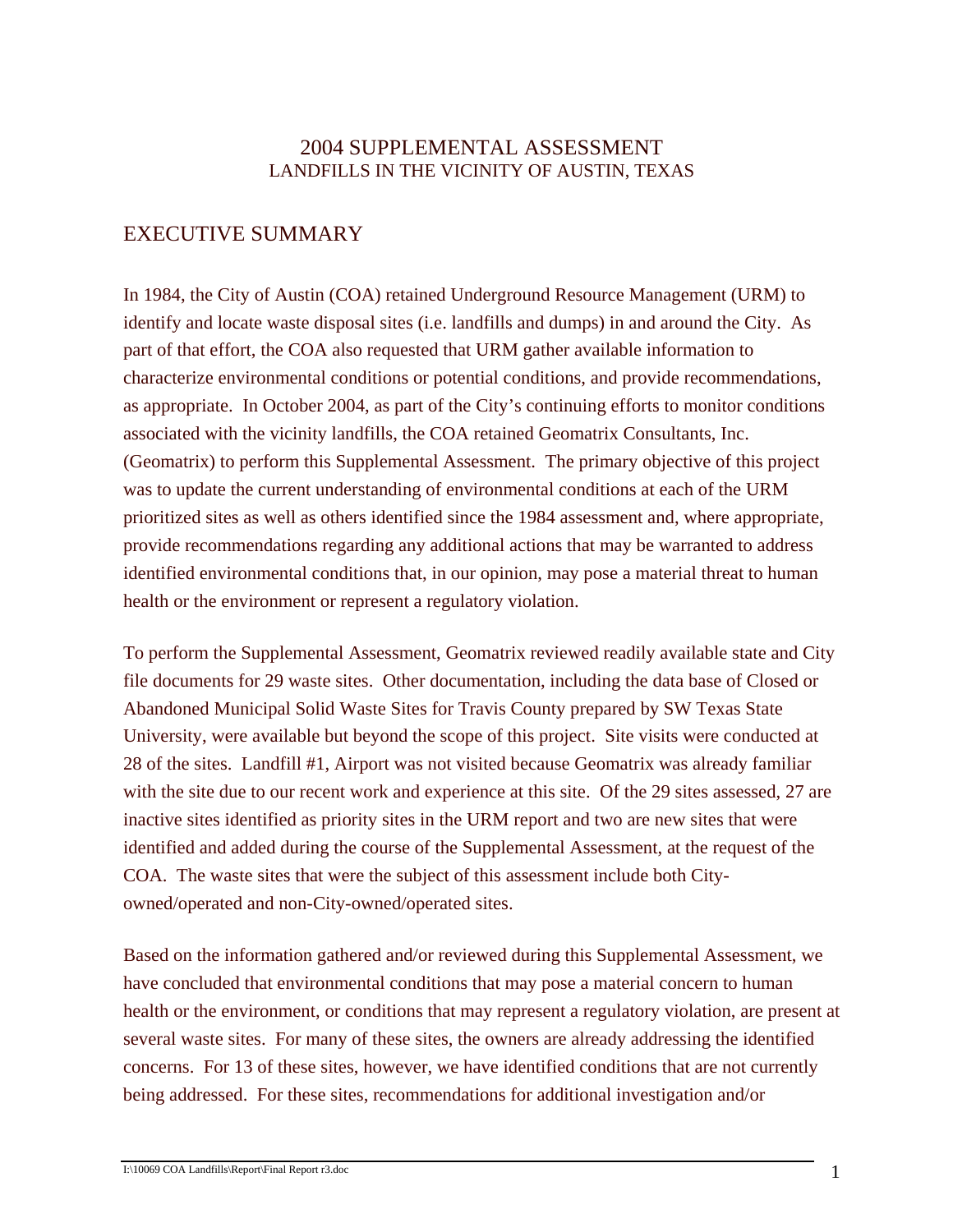# 2004 SUPPLEMENTAL ASSESSMENT
## LANDFILLS IN THE VICINITY OF AUSTIN, TEXAS

## EXECUTIVE SUMMARY

In 1984, the City of Austin (COA) retained Underground Resource Management (URM) to identify and locate waste disposal sites (i.e. landfills and dumps) in and around the City. As part of that effort, the COA also requested that URM gather available information to characterize environmental conditions or potential conditions, and provide recommendations, as appropriate. In October 2004, as part of the City's continuing efforts to monitor conditions associated with the vicinity landfills, the COA retained Geomatrix Consultants, Inc. (Geomatrix) to perform this Supplemental Assessment. The primary objective of this project was to update the current understanding of environmental conditions at each of the URM prioritized sites as well as others identified since the 1984 assessment and, where appropriate, provide recommendations regarding any additional actions that may be warranted to address identified environmental conditions that, in our opinion, may pose a material threat to human health or the environment or represent a regulatory violation.

To perform the Supplemental Assessment, Geomatrix reviewed readily available state and City file documents for 29 waste sites. Other documentation, including the data base of Closed or Abandoned Municipal Solid Waste Sites for Travis County prepared by SW Texas State University, were available but beyond the scope of this project. Site visits were conducted at 28 of the sites. Landfill #1, Airport was not visited because Geomatrix was already familiar with the site due to our recent work and experience at this site. Of the 29 sites assessed, 27 are inactive sites identified as priority sites in the URM report and two are new sites that were identified and added during the course of the Supplemental Assessment, at the request of the COA. The waste sites that were the subject of this assessment include both City-owned/operated and non-City-owned/operated sites.

Based on the information gathered and/or reviewed during this Supplemental Assessment, we have concluded that environmental conditions that may pose a material concern to human health or the environment, or conditions that may represent a regulatory violation, are present at several waste sites. For many of these sites, the owners are already addressing the identified concerns. For 13 of these sites, however, we have identified conditions that are not currently being addressed. For these sites, recommendations for additional investigation and/or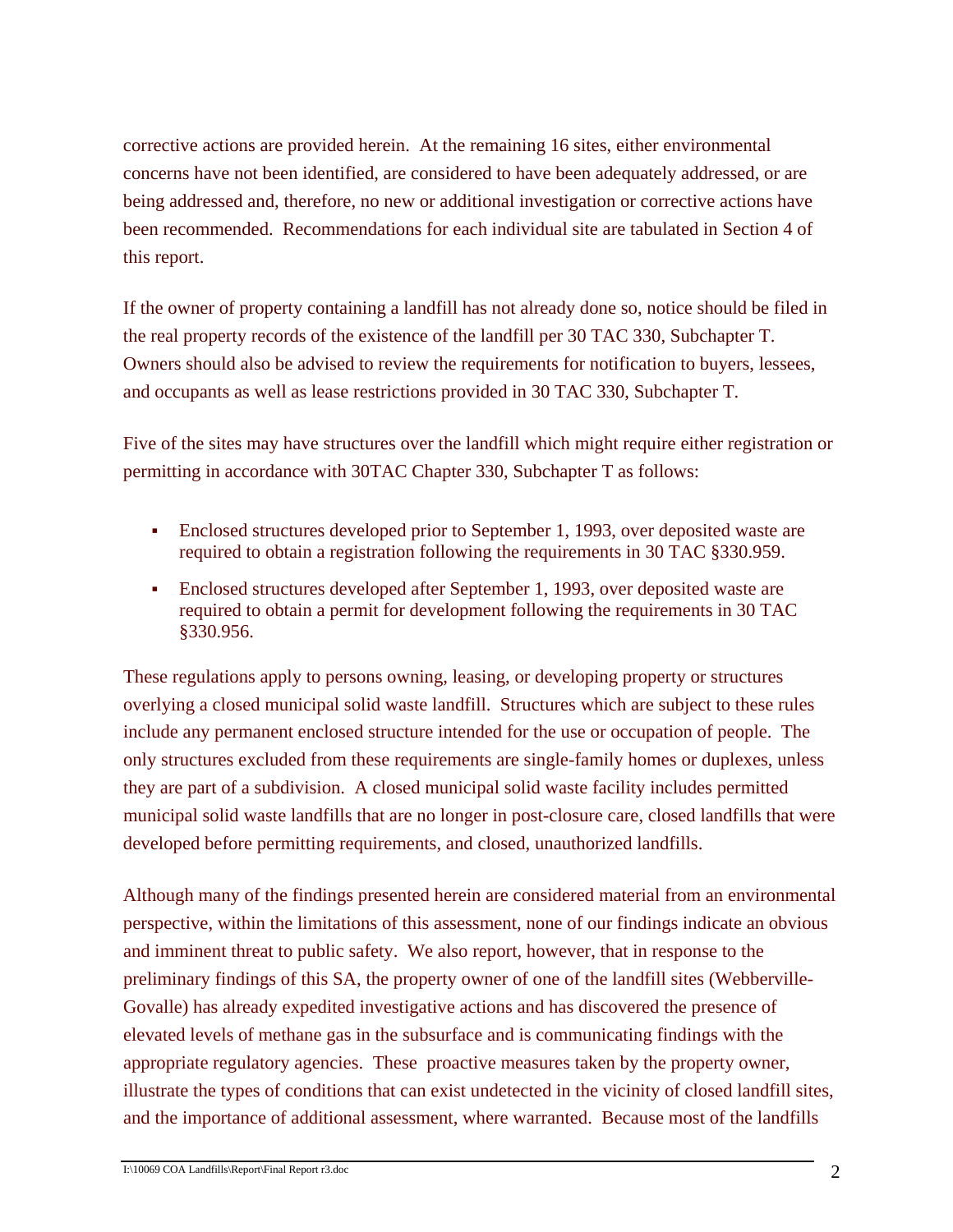corrective actions are provided herein. At the remaining 16 sites, either environmental concerns have not been identified, are considered to have been adequately addressed, or are being addressed and, therefore, no new or additional investigation or corrective actions have been recommended. Recommendations for each individual site are tabulated in Section 4 of this report.

If the owner of property containing a landfill has not already done so, notice should be filed in the real property records of the existence of the landfill per 30 TAC 330, Subchapter T. Owners should also be advised to review the requirements for notification to buyers, lessees, and occupants as well as lease restrictions provided in 30 TAC 330, Subchapter T.

Five of the sites may have structures over the landfill which might require either registration or permitting in accordance with 30TAC Chapter 330, Subchapter T as follows:

- Enclosed structures developed prior to September 1, 1993, over deposited waste are required to obtain a registration following the requirements in 30 TAC §330.959.
- Enclosed structures developed after September 1, 1993, over deposited waste are required to obtain a permit for development following the requirements in 30 TAC §330.956.

These regulations apply to persons owning, leasing, or developing property or structures overlying a closed municipal solid waste landfill. Structures which are subject to these rules include any permanent enclosed structure intended for the use or occupation of people. The only structures excluded from these requirements are single-family homes or duplexes, unless they are part of a subdivision. A closed municipal solid waste facility includes permitted municipal solid waste landfills that are no longer in post-closure care, closed landfills that were developed before permitting requirements, and closed, unauthorized landfills.

Although many of the findings presented herein are considered material from an environmental perspective, within the limitations of this assessment, none of our findings indicate an obvious and imminent threat to public safety. We also report, however, that in response to the preliminary findings of this SA, the property owner of one of the landfill sites (Webberville-Govalle) has already expedited investigative actions and has discovered the presence of elevated levels of methane gas in the subsurface and is communicating findings with the appropriate regulatory agencies. These proactive measures taken by the property owner, illustrate the types of conditions that can exist undetected in the vicinity of closed landfill sites, and the importance of additional assessment, where warranted. Because most of the landfills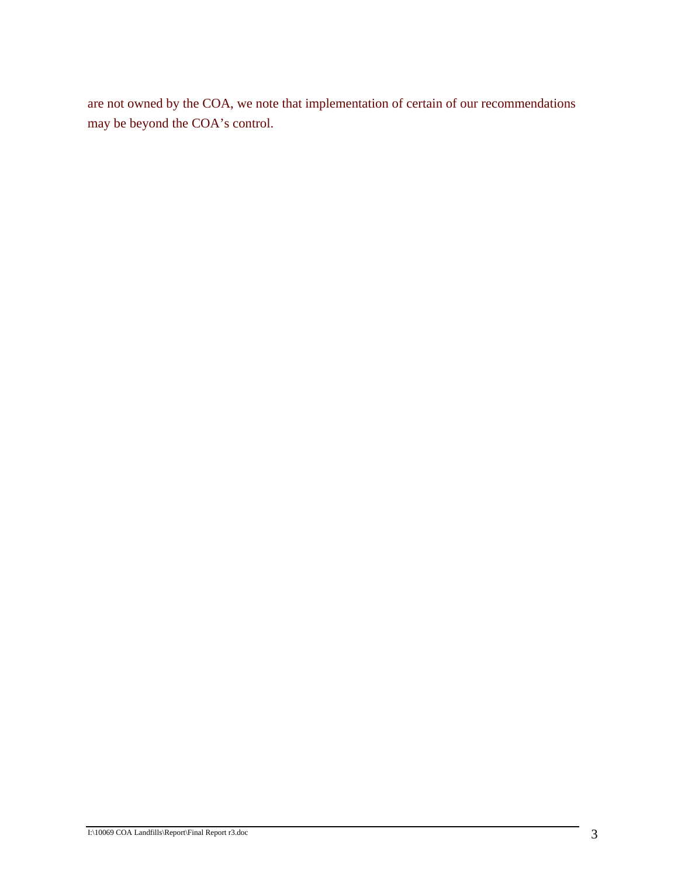are not owned by the COA, we note that implementation of certain of our recommendations may be beyond the COA's control.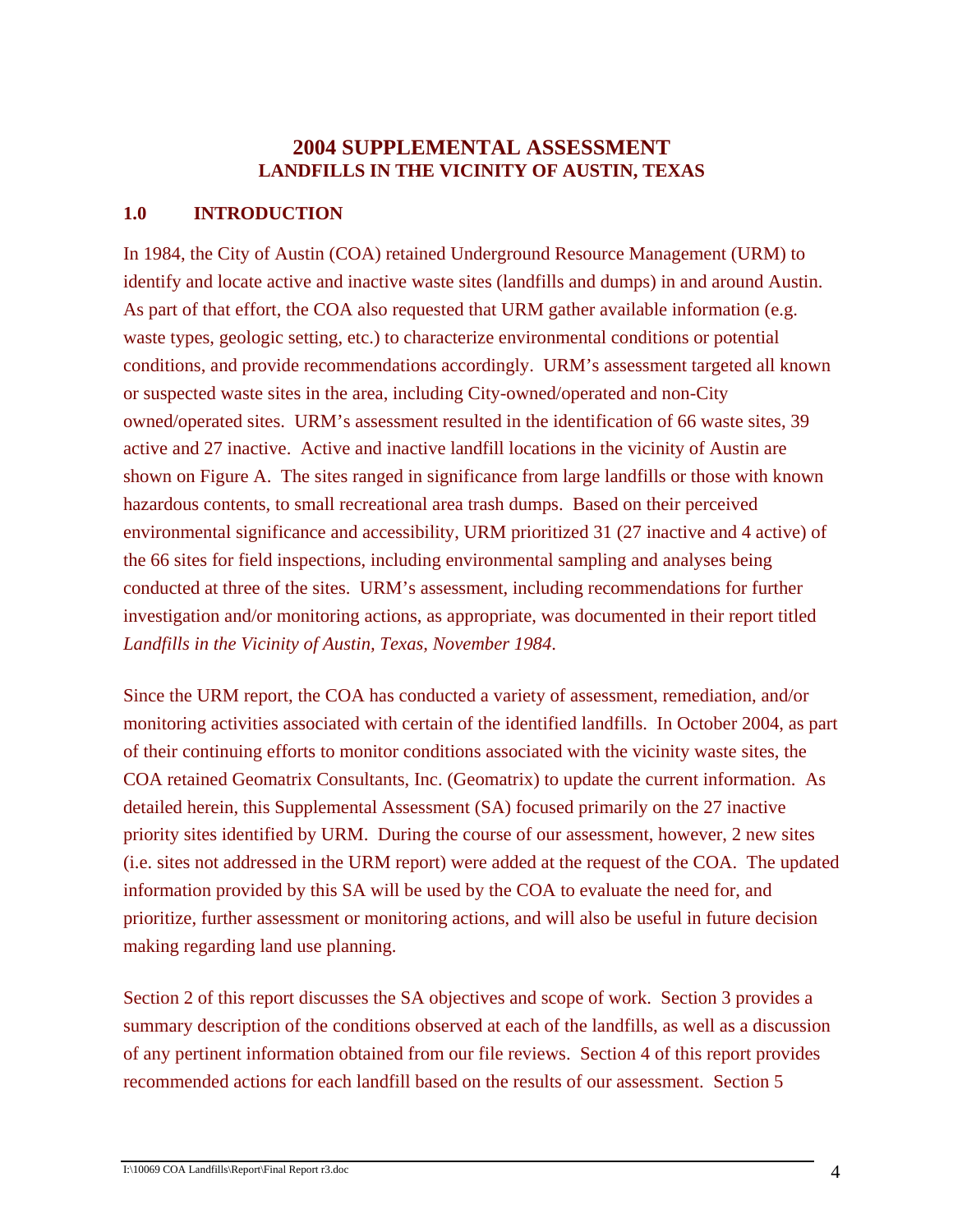# 2004 SUPPLEMENTAL ASSESSMENT
## LANDFILLS IN THE VICINITY OF AUSTIN, TEXAS

## 1.0 INTRODUCTION

In 1984, the City of Austin (COA) retained Underground Resource Management (URM) to identify and locate active and inactive waste sites (landfills and dumps) in and around Austin. As part of that effort, the COA also requested that URM gather available information (e.g. waste types, geologic setting, etc.) to characterize environmental conditions or potential conditions, and provide recommendations accordingly. URM's assessment targeted all known or suspected waste sites in the area, including City-owned/operated and non-City owned/operated sites. URM's assessment resulted in the identification of 66 waste sites, 39 active and 27 inactive. Active and inactive landfill locations in the vicinity of Austin are shown on Figure A. The sites ranged in significance from large landfills or those with known hazardous contents, to small recreational area trash dumps. Based on their perceived environmental significance and accessibility, URM prioritized 31 (27 inactive and 4 active) of the 66 sites for field inspections, including environmental sampling and analyses being conducted at three of the sites. URM's assessment, including recommendations for further investigation and/or monitoring actions, as appropriate, was documented in their report titled *Landfills in the Vicinity of Austin, Texas, November 1984*.

Since the URM report, the COA has conducted a variety of assessment, remediation, and/or monitoring activities associated with certain of the identified landfills. In October 2004, as part of their continuing efforts to monitor conditions associated with the vicinity waste sites, the COA retained Geomatrix Consultants, Inc. (Geomatrix) to update the current information. As detailed herein, this Supplemental Assessment (SA) focused primarily on the 27 inactive priority sites identified by URM. During the course of our assessment, however, 2 new sites (i.e. sites not addressed in the URM report) were added at the request of the COA. The updated information provided by this SA will be used by the COA to evaluate the need for, and prioritize, further assessment or monitoring actions, and will also be useful in future decision making regarding land use planning.

Section 2 of this report discusses the SA objectives and scope of work. Section 3 provides a summary description of the conditions observed at each of the landfills, as well as a discussion of any pertinent information obtained from our file reviews. Section 4 of this report provides recommended actions for each landfill based on the results of our assessment. Section 5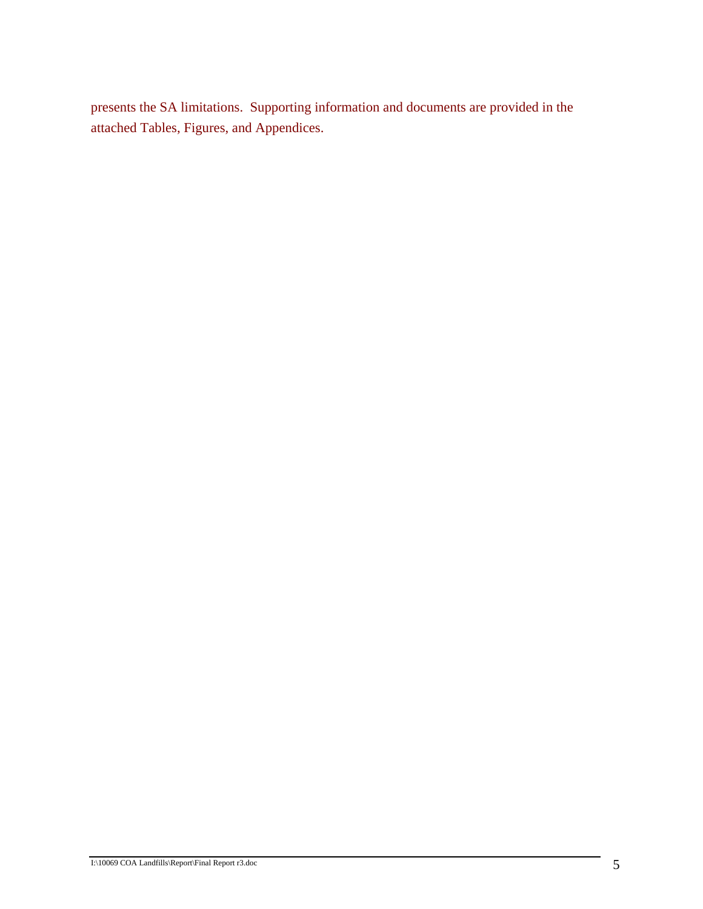presents the SA limitations. Supporting information and documents are provided in the attached Tables, Figures, and Appendices.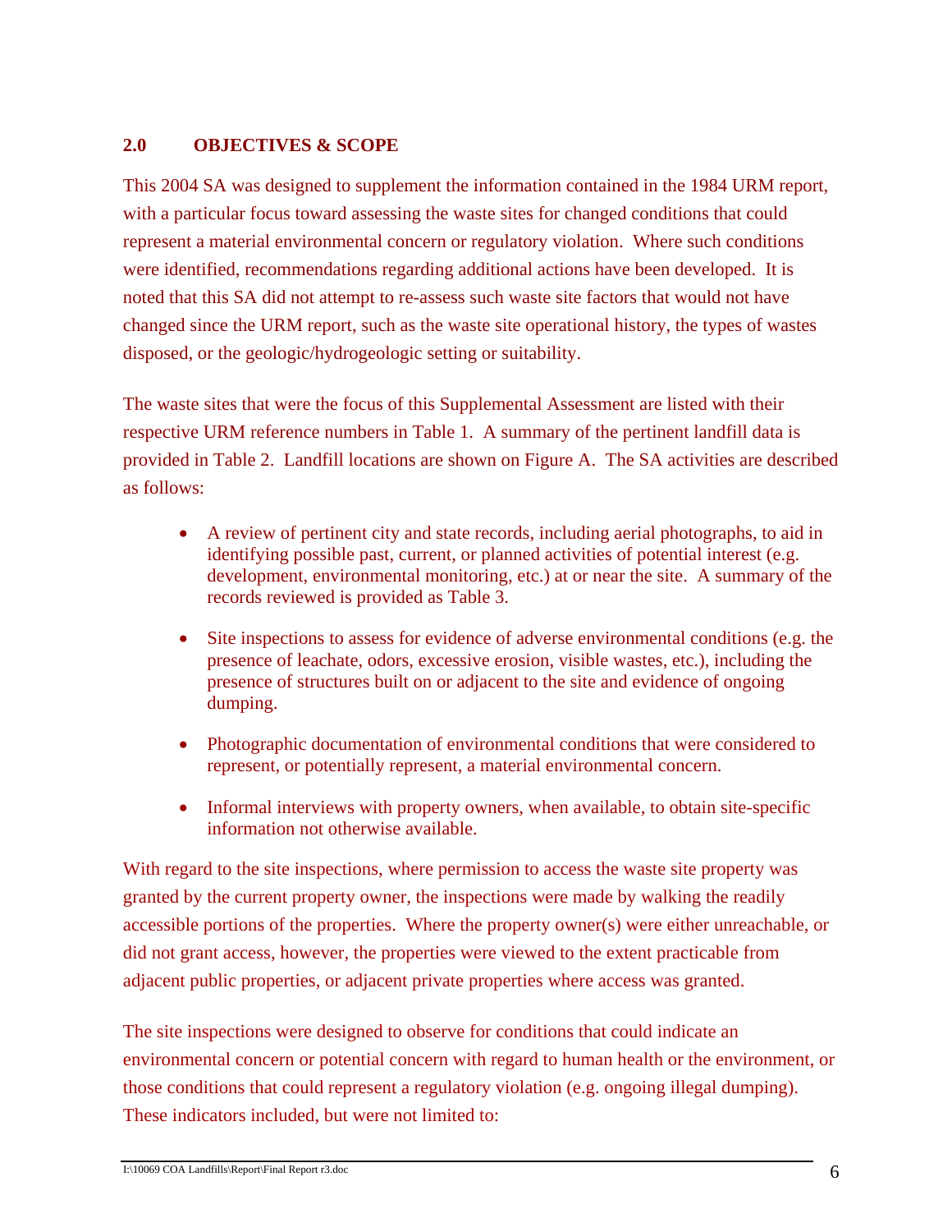## 2.0 OBJECTIVES & SCOPE

This 2004 SA was designed to supplement the information contained in the 1984 URM report, with a particular focus toward assessing the waste sites for changed conditions that could represent a material environmental concern or regulatory violation. Where such conditions were identified, recommendations regarding additional actions have been developed. It is noted that this SA did not attempt to re-assess such waste site factors that would not have changed since the URM report, such as the waste site operational history, the types of wastes disposed, or the geologic/hydrogeologic setting or suitability.

The waste sites that were the focus of this Supplemental Assessment are listed with their respective URM reference numbers in Table 1. A summary of the pertinent landfill data is provided in Table 2. Landfill locations are shown on Figure A. The SA activities are described as follows:

- A review of pertinent city and state records, including aerial photographs, to aid in identifying possible past, current, or planned activities of potential interest (e.g. development, environmental monitoring, etc.) at or near the site. A summary of the records reviewed is provided as Table 3.
- Site inspections to assess for evidence of adverse environmental conditions (e.g. the presence of leachate, odors, excessive erosion, visible wastes, etc.), including the presence of structures built on or adjacent to the site and evidence of ongoing dumping.
- Photographic documentation of environmental conditions that were considered to represent, or potentially represent, a material environmental concern.
- Informal interviews with property owners, when available, to obtain site-specific information not otherwise available.

With regard to the site inspections, where permission to access the waste site property was granted by the current property owner, the inspections were made by walking the readily accessible portions of the properties. Where the property owner(s) were either unreachable, or did not grant access, however, the properties were viewed to the extent practicable from adjacent public properties, or adjacent private properties where access was granted.

The site inspections were designed to observe for conditions that could indicate an environmental concern or potential concern with regard to human health or the environment, or those conditions that could represent a regulatory violation (e.g. ongoing illegal dumping). These indicators included, but were not limited to: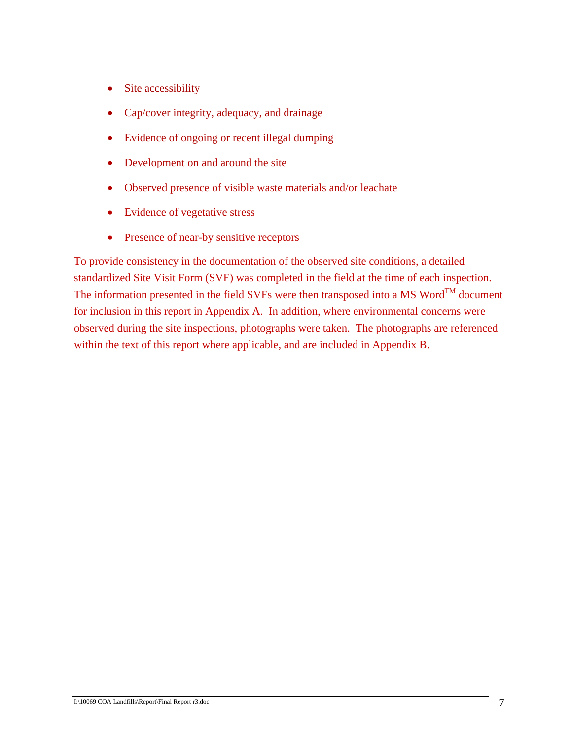- Site accessibility
- Cap/cover integrity, adequacy, and drainage
- Evidence of ongoing or recent illegal dumping
- Development on and around the site
- Observed presence of visible waste materials and/or leachate
- Evidence of vegetative stress
- Presence of near-by sensitive receptors

To provide consistency in the documentation of the observed site conditions, a detailed standardized Site Visit Form (SVF) was completed in the field at the time of each inspection. The information presented in the field SVFs were then transposed into a MS Word™ document for inclusion in this report in Appendix A. In addition, where environmental concerns were observed during the site inspections, photographs were taken. The photographs are referenced within the text of this report where applicable, and are included in Appendix B.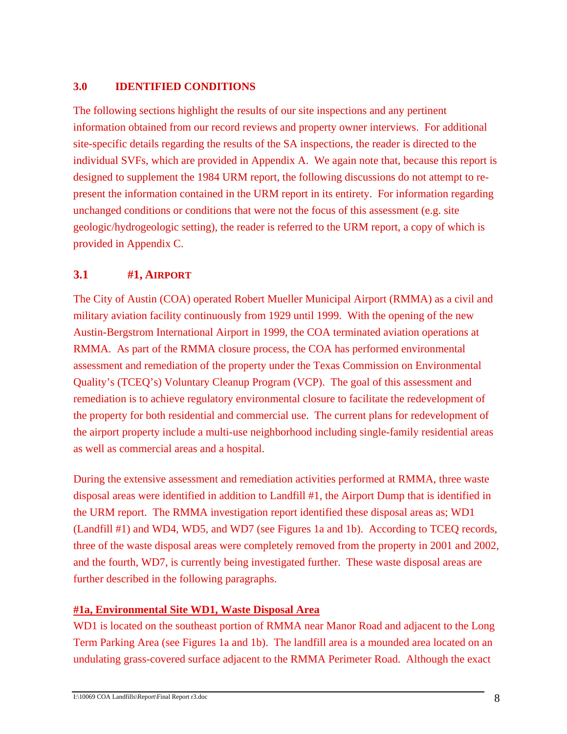## 3.0 IDENTIFIED CONDITIONS

The following sections highlight the results of our site inspections and any pertinent information obtained from our record reviews and property owner interviews. For additional site-specific details regarding the results of the SA inspections, the reader is directed to the individual SVFs, which are provided in Appendix A. We again note that, because this report is designed to supplement the 1984 URM report, the following discussions do not attempt to re-present the information contained in the URM report in its entirety. For information regarding unchanged conditions or conditions that were not the focus of this assessment (e.g. site geologic/hydrogeologic setting), the reader is referred to the URM report, a copy of which is provided in Appendix C.

### 3.1 #1, AIRPORT

The City of Austin (COA) operated Robert Mueller Municipal Airport (RMMA) as a civil and military aviation facility continuously from 1929 until 1999. With the opening of the new Austin-Bergstrom International Airport in 1999, the COA terminated aviation operations at RMMA. As part of the RMMA closure process, the COA has performed environmental assessment and remediation of the property under the Texas Commission on Environmental Quality's (TCEQ's) Voluntary Cleanup Program (VCP). The goal of this assessment and remediation is to achieve regulatory environmental closure to facilitate the redevelopment of the property for both residential and commercial use. The current plans for redevelopment of the airport property include a multi-use neighborhood including single-family residential areas as well as commercial areas and a hospital.

During the extensive assessment and remediation activities performed at RMMA, three waste disposal areas were identified in addition to Landfill #1, the Airport Dump that is identified in the URM report. The RMMA investigation report identified these disposal areas as; WD1 (Landfill #1) and WD4, WD5, and WD7 (see Figures 1a and 1b). According to TCEQ records, three of the waste disposal areas were completely removed from the property in 2001 and 2002, and the fourth, WD7, is currently being investigated further. These waste disposal areas are further described in the following paragraphs.

**#1a, Environmental Site WD1, Waste Disposal Area**

WD1 is located on the southeast portion of RMMA near Manor Road and adjacent to the Long Term Parking Area (see Figures 1a and 1b). The landfill area is a mounded area located on an undulating grass-covered surface adjacent to the RMMA Perimeter Road. Although the exact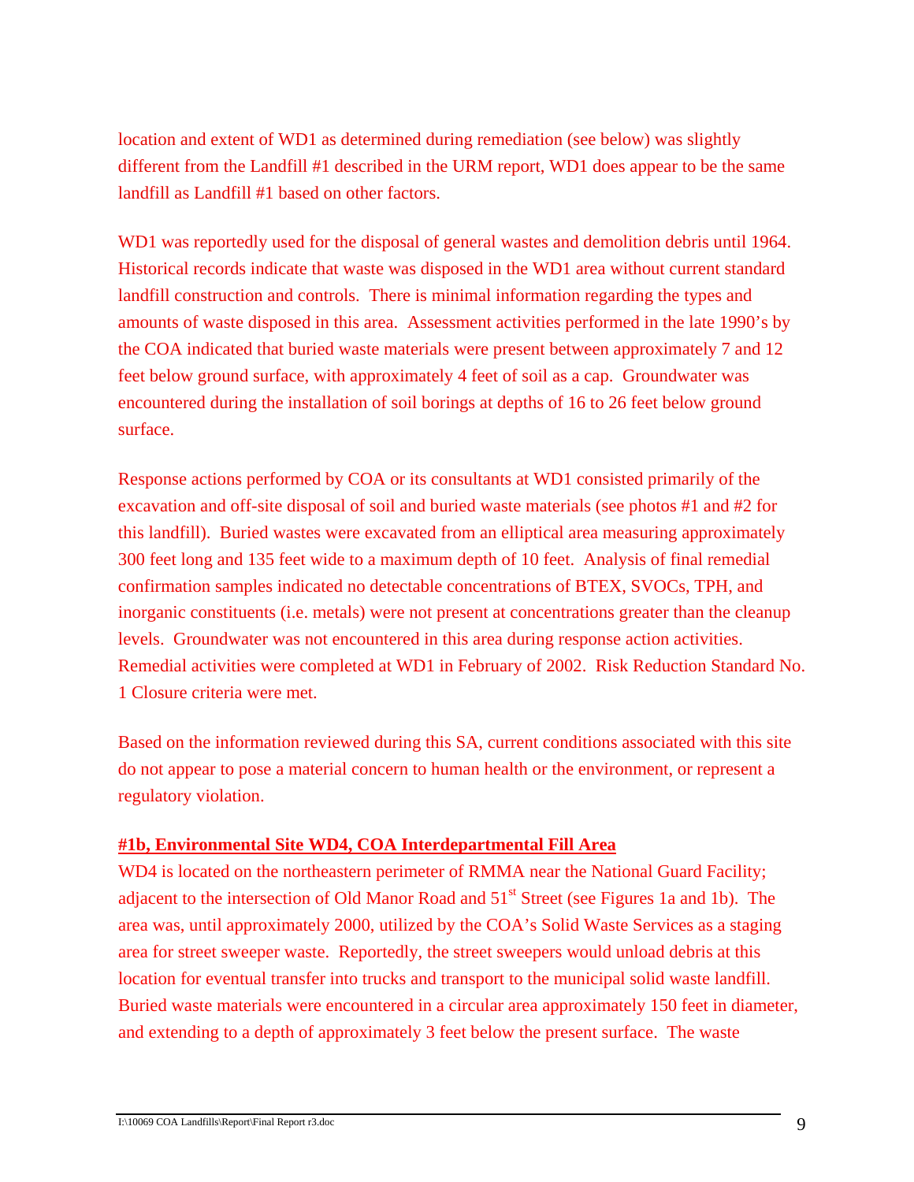location and extent of WD1 as determined during remediation (see below) was slightly different from the Landfill #1 described in the URM report, WD1 does appear to be the same landfill as Landfill #1 based on other factors.

WD1 was reportedly used for the disposal of general wastes and demolition debris until 1964. Historical records indicate that waste was disposed in the WD1 area without current standard landfill construction and controls. There is minimal information regarding the types and amounts of waste disposed in this area. Assessment activities performed in the late 1990's by the COA indicated that buried waste materials were present between approximately 7 and 12 feet below ground surface, with approximately 4 feet of soil as a cap. Groundwater was encountered during the installation of soil borings at depths of 16 to 26 feet below ground surface.

Response actions performed by COA or its consultants at WD1 consisted primarily of the excavation and off-site disposal of soil and buried waste materials (see photos #1 and #2 for this landfill). Buried wastes were excavated from an elliptical area measuring approximately 300 feet long and 135 feet wide to a maximum depth of 10 feet. Analysis of final remedial confirmation samples indicated no detectable concentrations of BTEX, SVOCs, TPH, and inorganic constituents (i.e. metals) were not present at concentrations greater than the cleanup levels. Groundwater was not encountered in this area during response action activities. Remedial activities were completed at WD1 in February of 2002. Risk Reduction Standard No. 1 Closure criteria were met.

Based on the information reviewed during this SA, current conditions associated with this site do not appear to pose a material concern to human health or the environment, or represent a regulatory violation.

**#1b, Environmental Site WD4, COA Interdepartmental Fill Area**

WD4 is located on the northeastern perimeter of RMMA near the National Guard Facility; adjacent to the intersection of Old Manor Road and 51st Street (see Figures 1a and 1b). The area was, until approximately 2000, utilized by the COA's Solid Waste Services as a staging area for street sweeper waste. Reportedly, the street sweepers would unload debris at this location for eventual transfer into trucks and transport to the municipal solid waste landfill. Buried waste materials were encountered in a circular area approximately 150 feet in diameter, and extending to a depth of approximately 3 feet below the present surface. The waste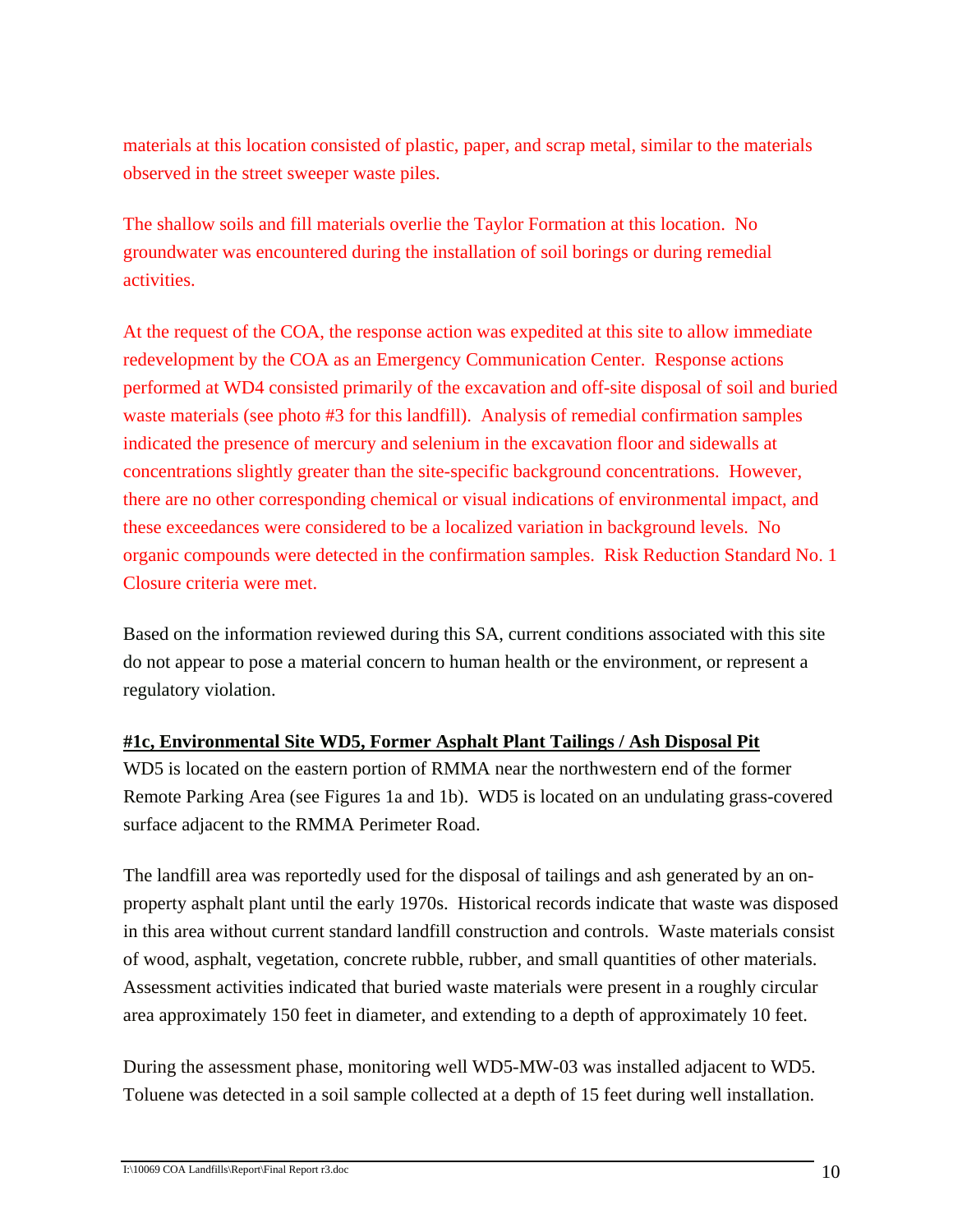materials at this location consisted of plastic, paper, and scrap metal, similar to the materials observed in the street sweeper waste piles.

The shallow soils and fill materials overlie the Taylor Formation at this location. No groundwater was encountered during the installation of soil borings or during remedial activities.

At the request of the COA, the response action was expedited at this site to allow immediate redevelopment by the COA as an Emergency Communication Center. Response actions performed at WD4 consisted primarily of the excavation and off-site disposal of soil and buried waste materials (see photo #3 for this landfill). Analysis of remedial confirmation samples indicated the presence of mercury and selenium in the excavation floor and sidewalls at concentrations slightly greater than the site-specific background concentrations. However, there are no other corresponding chemical or visual indications of environmental impact, and these exceedances were considered to be a localized variation in background levels. No organic compounds were detected in the confirmation samples. Risk Reduction Standard No. 1 Closure criteria were met.

Based on the information reviewed during this SA, current conditions associated with this site do not appear to pose a material concern to human health or the environment, or represent a regulatory violation.

**#1c, Environmental Site WD5, Former Asphalt Plant Tailings / Ash Disposal Pit**

WD5 is located on the eastern portion of RMMA near the northwestern end of the former Remote Parking Area (see Figures 1a and 1b). WD5 is located on an undulating grass-covered surface adjacent to the RMMA Perimeter Road.

The landfill area was reportedly used for the disposal of tailings and ash generated by an on-property asphalt plant until the early 1970s. Historical records indicate that waste was disposed in this area without current standard landfill construction and controls. Waste materials consist of wood, asphalt, vegetation, concrete rubble, rubber, and small quantities of other materials. Assessment activities indicated that buried waste materials were present in a roughly circular area approximately 150 feet in diameter, and extending to a depth of approximately 10 feet.

During the assessment phase, monitoring well WD5-MW-03 was installed adjacent to WD5. Toluene was detected in a soil sample collected at a depth of 15 feet during well installation.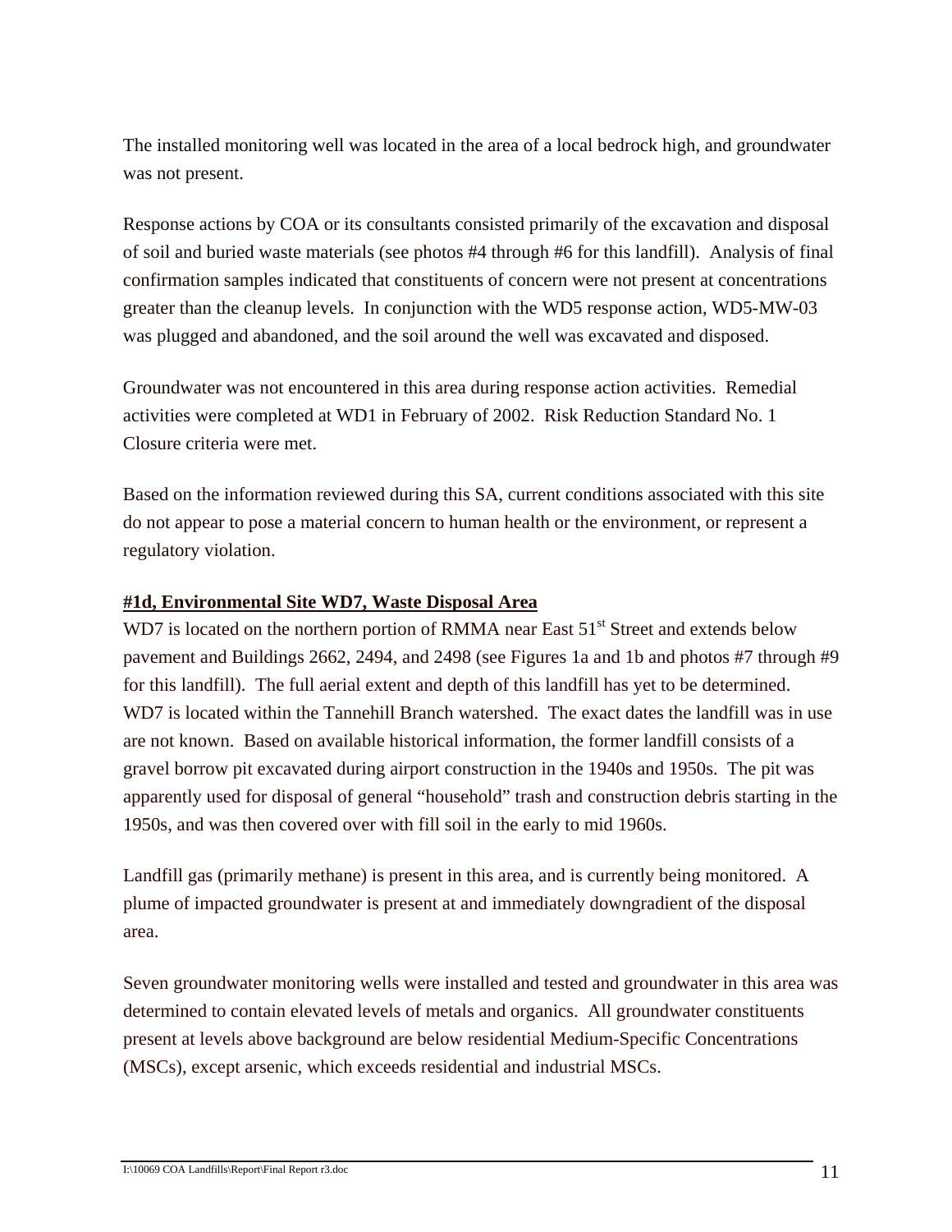The installed monitoring well was located in the area of a local bedrock high, and groundwater was not present.

Response actions by COA or its consultants consisted primarily of the excavation and disposal of soil and buried waste materials (see photos #4 through #6 for this landfill). Analysis of final confirmation samples indicated that constituents of concern were not present at concentrations greater than the cleanup levels. In conjunction with the WD5 response action, WD5-MW-03 was plugged and abandoned, and the soil around the well was excavated and disposed.

Groundwater was not encountered in this area during response action activities. Remedial activities were completed at WD1 in February of 2002. Risk Reduction Standard No. 1 Closure criteria were met.

Based on the information reviewed during this SA, current conditions associated with this site do not appear to pose a material concern to human health or the environment, or represent a regulatory violation.

**#1d, Environmental Site WD7, Waste Disposal Area**

WD7 is located on the northern portion of RMMA near East 51st Street and extends below pavement and Buildings 2662, 2494, and 2498 (see Figures 1a and 1b and photos #7 through #9 for this landfill). The full aerial extent and depth of this landfill has yet to be determined. WD7 is located within the Tannehill Branch watershed. The exact dates the landfill was in use are not known. Based on available historical information, the former landfill consists of a gravel borrow pit excavated during airport construction in the 1940s and 1950s. The pit was apparently used for disposal of general "household" trash and construction debris starting in the 1950s, and was then covered over with fill soil in the early to mid 1960s.

Landfill gas (primarily methane) is present in this area, and is currently being monitored. A plume of impacted groundwater is present at and immediately downgradient of the disposal area.

Seven groundwater monitoring wells were installed and tested and groundwater in this area was determined to contain elevated levels of metals and organics. All groundwater constituents present at levels above background are below residential Medium-Specific Concentrations (MSCs), except arsenic, which exceeds residential and industrial MSCs.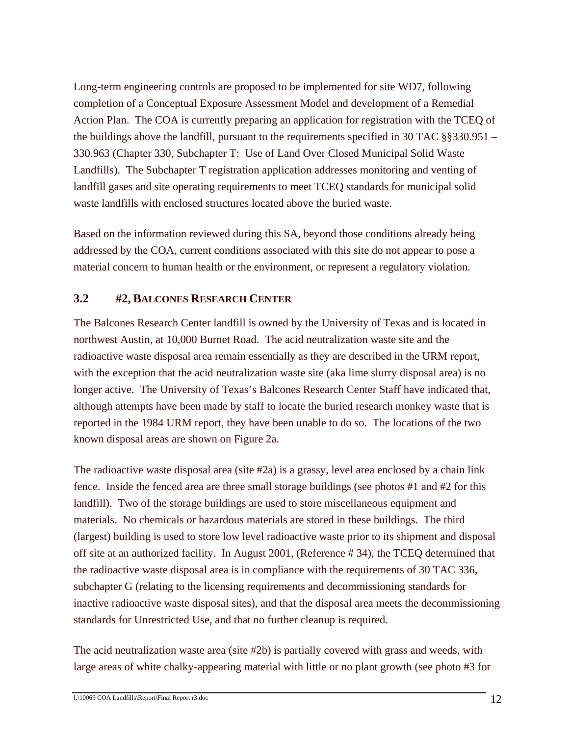Long-term engineering controls are proposed to be implemented for site WD7, following completion of a Conceptual Exposure Assessment Model and development of a Remedial Action Plan. The COA is currently preparing an application for registration with the TCEQ of the buildings above the landfill, pursuant to the requirements specified in 30 TAC §§330.951 – 330.963 (Chapter 330, Subchapter T: Use of Land Over Closed Municipal Solid Waste Landfills). The Subchapter T registration application addresses monitoring and venting of landfill gases and site operating requirements to meet TCEQ standards for municipal solid waste landfills with enclosed structures located above the buried waste.

Based on the information reviewed during this SA, beyond those conditions already being addressed by the COA, current conditions associated with this site do not appear to pose a material concern to human health or the environment, or represent a regulatory violation.

### 3.2 #2, BALCONES RESEARCH CENTER

The Balcones Research Center landfill is owned by the University of Texas and is located in northwest Austin, at 10,000 Burnet Road. The acid neutralization waste site and the radioactive waste disposal area remain essentially as they are described in the URM report, with the exception that the acid neutralization waste site (aka lime slurry disposal area) is no longer active. The University of Texas's Balcones Research Center Staff have indicated that, although attempts have been made by staff to locate the buried research monkey waste that is reported in the 1984 URM report, they have been unable to do so. The locations of the two known disposal areas are shown on Figure 2a.

The radioactive waste disposal area (site #2a) is a grassy, level area enclosed by a chain link fence. Inside the fenced area are three small storage buildings (see photos #1 and #2 for this landfill). Two of the storage buildings are used to store miscellaneous equipment and materials. No chemicals or hazardous materials are stored in these buildings. The third (largest) building is used to store low level radioactive waste prior to its shipment and disposal off site at an authorized facility. In August 2001, (Reference # 34), the TCEQ determined that the radioactive waste disposal area is in compliance with the requirements of 30 TAC 336, subchapter G (relating to the licensing requirements and decommissioning standards for inactive radioactive waste disposal sites), and that the disposal area meets the decommissioning standards for Unrestricted Use, and that no further cleanup is required.

The acid neutralization waste area (site #2b) is partially covered with grass and weeds, with large areas of white chalky-appearing material with little or no plant growth (see photo #3 for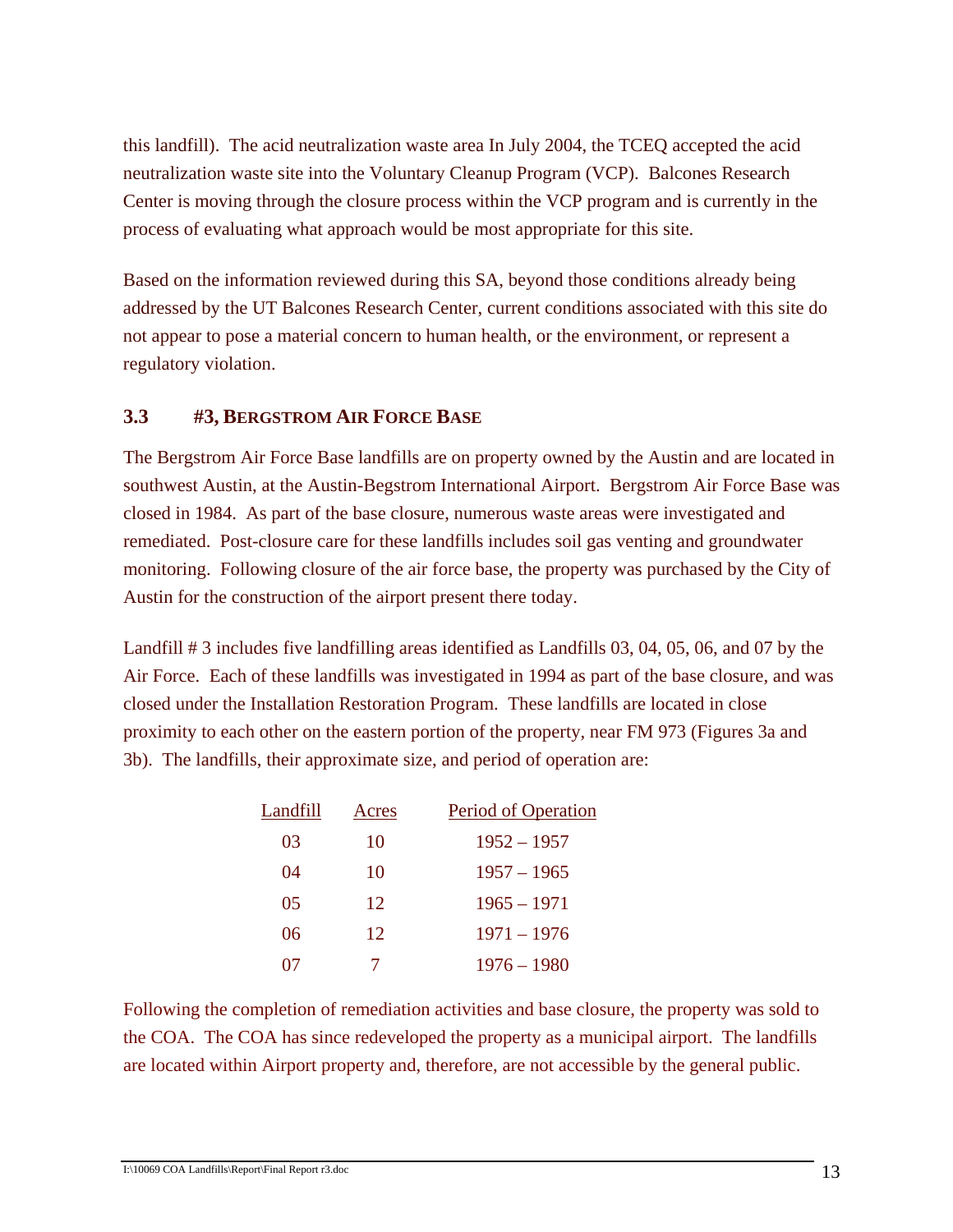this landfill). The acid neutralization waste area In July 2004, the TCEQ accepted the acid neutralization waste site into the Voluntary Cleanup Program (VCP). Balcones Research Center is moving through the closure process within the VCP program and is currently in the process of evaluating what approach would be most appropriate for this site.

Based on the information reviewed during this SA, beyond those conditions already being addressed by the UT Balcones Research Center, current conditions associated with this site do not appear to pose a material concern to human health, or the environment, or represent a regulatory violation.

### 3.3 #3, Bergstrom Air Force Base

The Bergstrom Air Force Base landfills are on property owned by the Austin and are located in southwest Austin, at the Austin-Begstrom International Airport. Bergstrom Air Force Base was closed in 1984. As part of the base closure, numerous waste areas were investigated and remediated. Post-closure care for these landfills includes soil gas venting and groundwater monitoring. Following closure of the air force base, the property was purchased by the City of Austin for the construction of the airport present there today.

Landfill # 3 includes five landfilling areas identified as Landfills 03, 04, 05, 06, and 07 by the Air Force. Each of these landfills was investigated in 1994 as part of the base closure, and was closed under the Installation Restoration Program. These landfills are located in close proximity to each other on the eastern portion of the property, near FM 973 (Figures 3a and 3b). The landfills, their approximate size, and period of operation are:

| Landfill | Acres | Period of Operation |
|---|---|---|
| 03 | 10 | 1952 – 1957 |
| 04 | 10 | 1957 – 1965 |
| 05 | 12 | 1965 – 1971 |
| 06 | 12 | 1971 – 1976 |
| 07 | 7 | 1976 – 1980 |

Following the completion of remediation activities and base closure, the property was sold to the COA. The COA has since redeveloped the property as a municipal airport. The landfills are located within Airport property and, therefore, are not accessible by the general public.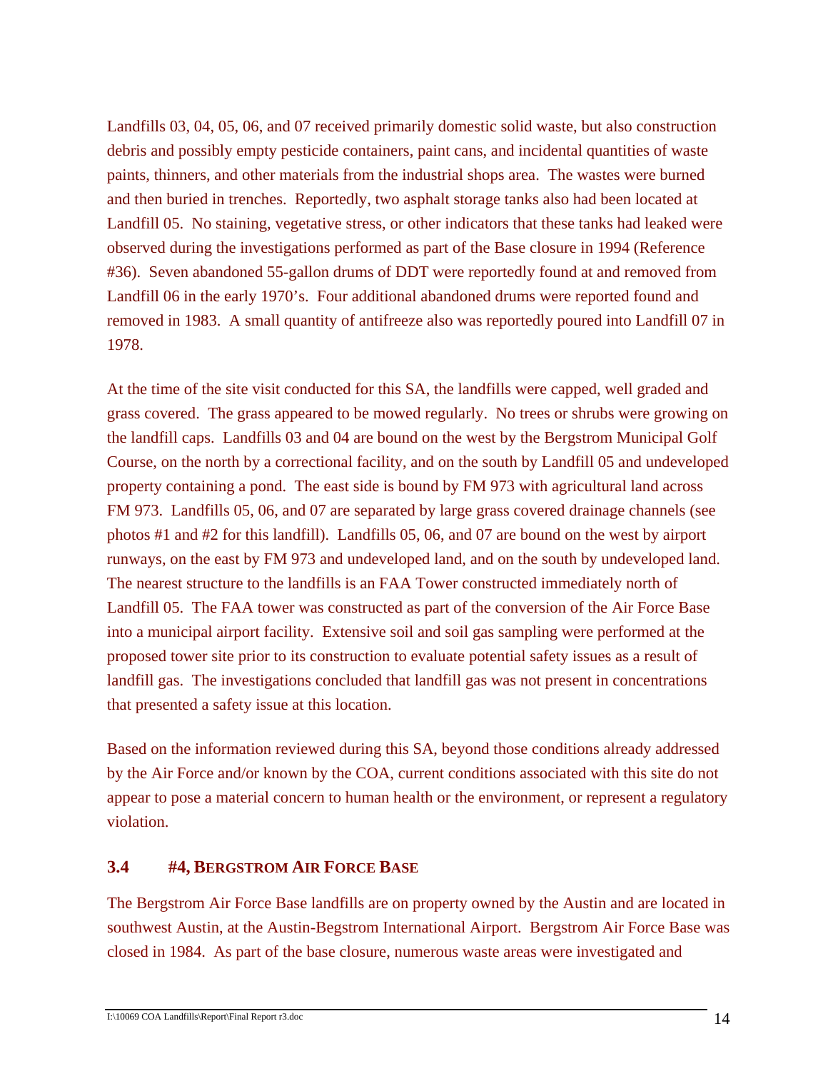Landfills 03, 04, 05, 06, and 07 received primarily domestic solid waste, but also construction debris and possibly empty pesticide containers, paint cans, and incidental quantities of waste paints, thinners, and other materials from the industrial shops area. The wastes were burned and then buried in trenches. Reportedly, two asphalt storage tanks also had been located at Landfill 05. No staining, vegetative stress, or other indicators that these tanks had leaked were observed during the investigations performed as part of the Base closure in 1994 (Reference #36). Seven abandoned 55-gallon drums of DDT were reportedly found at and removed from Landfill 06 in the early 1970's. Four additional abandoned drums were reported found and removed in 1983. A small quantity of antifreeze also was reportedly poured into Landfill 07 in 1978.

At the time of the site visit conducted for this SA, the landfills were capped, well graded and grass covered. The grass appeared to be mowed regularly. No trees or shrubs were growing on the landfill caps. Landfills 03 and 04 are bound on the west by the Bergstrom Municipal Golf Course, on the north by a correctional facility, and on the south by Landfill 05 and undeveloped property containing a pond. The east side is bound by FM 973 with agricultural land across FM 973. Landfills 05, 06, and 07 are separated by large grass covered drainage channels (see photos #1 and #2 for this landfill). Landfills 05, 06, and 07 are bound on the west by airport runways, on the east by FM 973 and undeveloped land, and on the south by undeveloped land. The nearest structure to the landfills is an FAA Tower constructed immediately north of Landfill 05. The FAA tower was constructed as part of the conversion of the Air Force Base into a municipal airport facility. Extensive soil and soil gas sampling were performed at the proposed tower site prior to its construction to evaluate potential safety issues as a result of landfill gas. The investigations concluded that landfill gas was not present in concentrations that presented a safety issue at this location.

Based on the information reviewed during this SA, beyond those conditions already addressed by the Air Force and/or known by the COA, current conditions associated with this site do not appear to pose a material concern to human health or the environment, or represent a regulatory violation.

### 3.4 #4, Bergstrom Air Force Base

The Bergstrom Air Force Base landfills are on property owned by the Austin and are located in southwest Austin, at the Austin-Begstrom International Airport. Bergstrom Air Force Base was closed in 1984. As part of the base closure, numerous waste areas were investigated and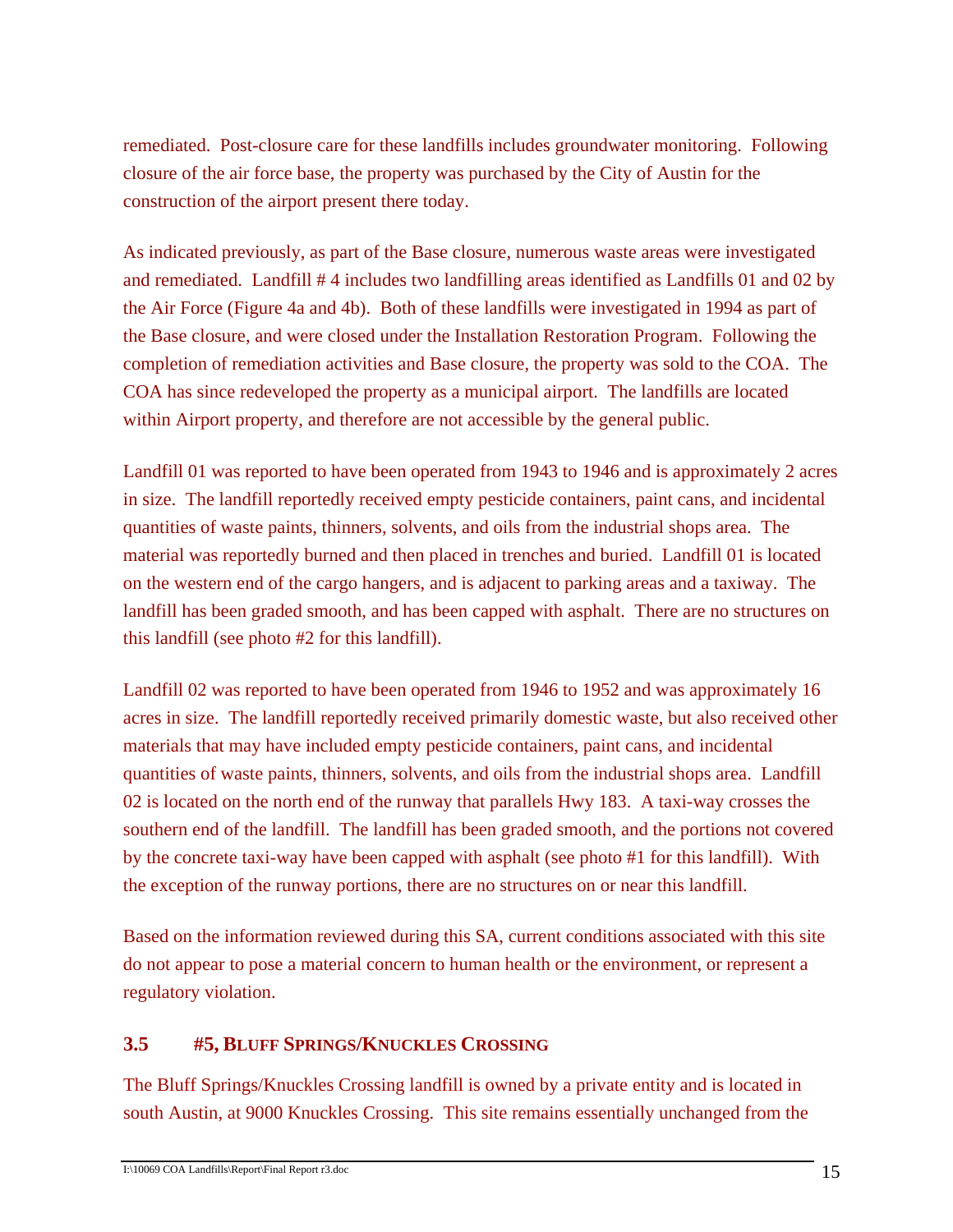remediated. Post-closure care for these landfills includes groundwater monitoring. Following closure of the air force base, the property was purchased by the City of Austin for the construction of the airport present there today.

As indicated previously, as part of the Base closure, numerous waste areas were investigated and remediated. Landfill # 4 includes two landfilling areas identified as Landfills 01 and 02 by the Air Force (Figure 4a and 4b). Both of these landfills were investigated in 1994 as part of the Base closure, and were closed under the Installation Restoration Program. Following the completion of remediation activities and Base closure, the property was sold to the COA. The COA has since redeveloped the property as a municipal airport. The landfills are located within Airport property, and therefore are not accessible by the general public.

Landfill 01 was reported to have been operated from 1943 to 1946 and is approximately 2 acres in size. The landfill reportedly received empty pesticide containers, paint cans, and incidental quantities of waste paints, thinners, solvents, and oils from the industrial shops area. The material was reportedly burned and then placed in trenches and buried. Landfill 01 is located on the western end of the cargo hangers, and is adjacent to parking areas and a taxiway. The landfill has been graded smooth, and has been capped with asphalt. There are no structures on this landfill (see photo #2 for this landfill).

Landfill 02 was reported to have been operated from 1946 to 1952 and was approximately 16 acres in size. The landfill reportedly received primarily domestic waste, but also received other materials that may have included empty pesticide containers, paint cans, and incidental quantities of waste paints, thinners, solvents, and oils from the industrial shops area. Landfill 02 is located on the north end of the runway that parallels Hwy 183. A taxi-way crosses the southern end of the landfill. The landfill has been graded smooth, and the portions not covered by the concrete taxi-way have been capped with asphalt (see photo #1 for this landfill). With the exception of the runway portions, there are no structures on or near this landfill.

Based on the information reviewed during this SA, current conditions associated with this site do not appear to pose a material concern to human health or the environment, or represent a regulatory violation.

### 3.5 #5, Bluff Springs/Knuckles Crossing

The Bluff Springs/Knuckles Crossing landfill is owned by a private entity and is located in south Austin, at 9000 Knuckles Crossing. This site remains essentially unchanged from the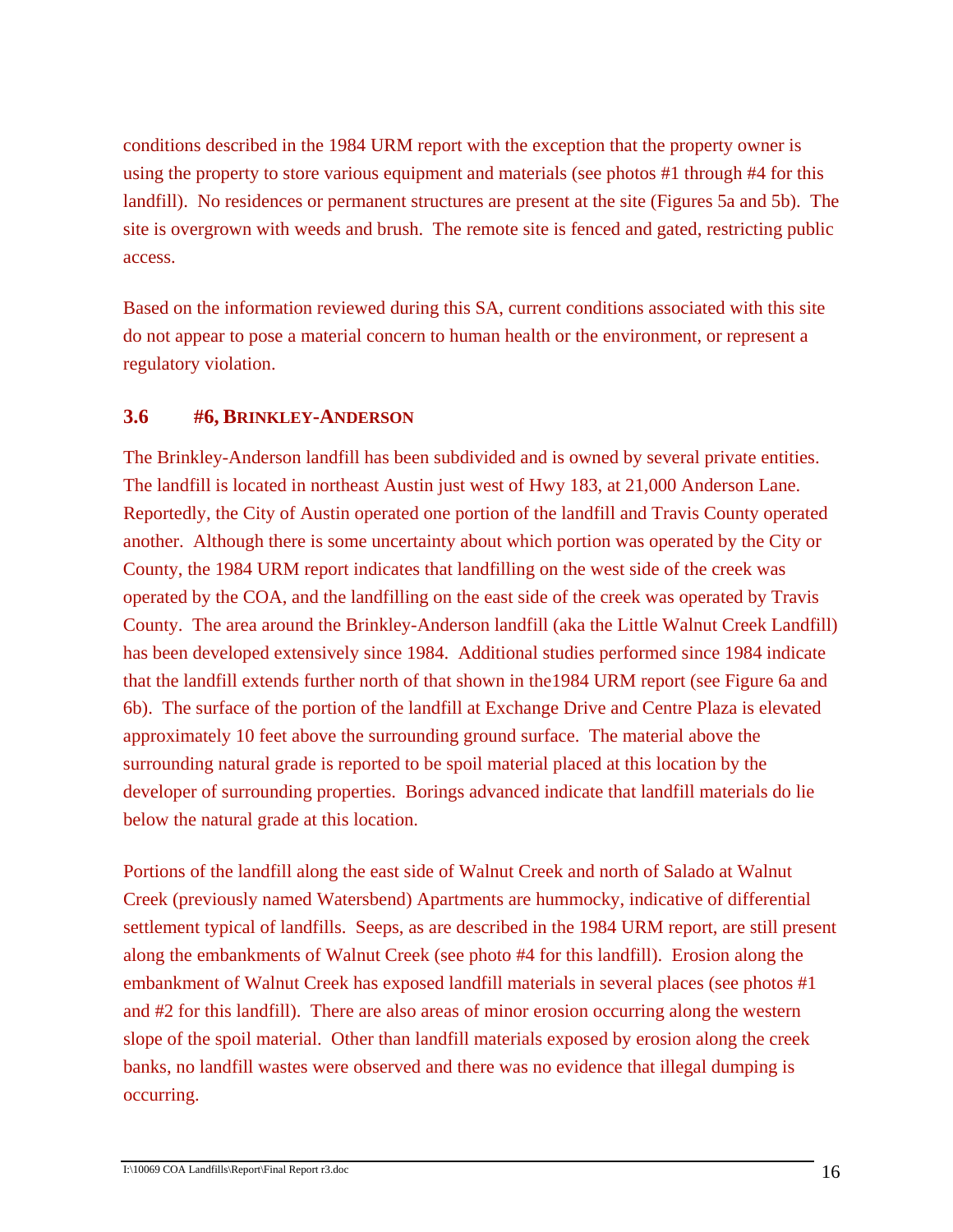conditions described in the 1984 URM report with the exception that the property owner is using the property to store various equipment and materials (see photos #1 through #4 for this landfill). No residences or permanent structures are present at the site (Figures 5a and 5b). The site is overgrown with weeds and brush. The remote site is fenced and gated, restricting public access.

Based on the information reviewed during this SA, current conditions associated with this site do not appear to pose a material concern to human health or the environment, or represent a regulatory violation.

### 3.6 #6, Brinkley-Anderson

The Brinkley-Anderson landfill has been subdivided and is owned by several private entities. The landfill is located in northeast Austin just west of Hwy 183, at 21,000 Anderson Lane. Reportedly, the City of Austin operated one portion of the landfill and Travis County operated another. Although there is some uncertainty about which portion was operated by the City or County, the 1984 URM report indicates that landfilling on the west side of the creek was operated by the COA, and the landfilling on the east side of the creek was operated by Travis County. The area around the Brinkley-Anderson landfill (aka the Little Walnut Creek Landfill) has been developed extensively since 1984. Additional studies performed since 1984 indicate that the landfill extends further north of that shown in the1984 URM report (see Figure 6a and 6b). The surface of the portion of the landfill at Exchange Drive and Centre Plaza is elevated approximately 10 feet above the surrounding ground surface. The material above the surrounding natural grade is reported to be spoil material placed at this location by the developer of surrounding properties. Borings advanced indicate that landfill materials do lie below the natural grade at this location.

Portions of the landfill along the east side of Walnut Creek and north of Salado at Walnut Creek (previously named Watersbend) Apartments are hummocky, indicative of differential settlement typical of landfills. Seeps, as are described in the 1984 URM report, are still present along the embankments of Walnut Creek (see photo #4 for this landfill). Erosion along the embankment of Walnut Creek has exposed landfill materials in several places (see photos #1 and #2 for this landfill). There are also areas of minor erosion occurring along the western slope of the spoil material. Other than landfill materials exposed by erosion along the creek banks, no landfill wastes were observed and there was no evidence that illegal dumping is occurring.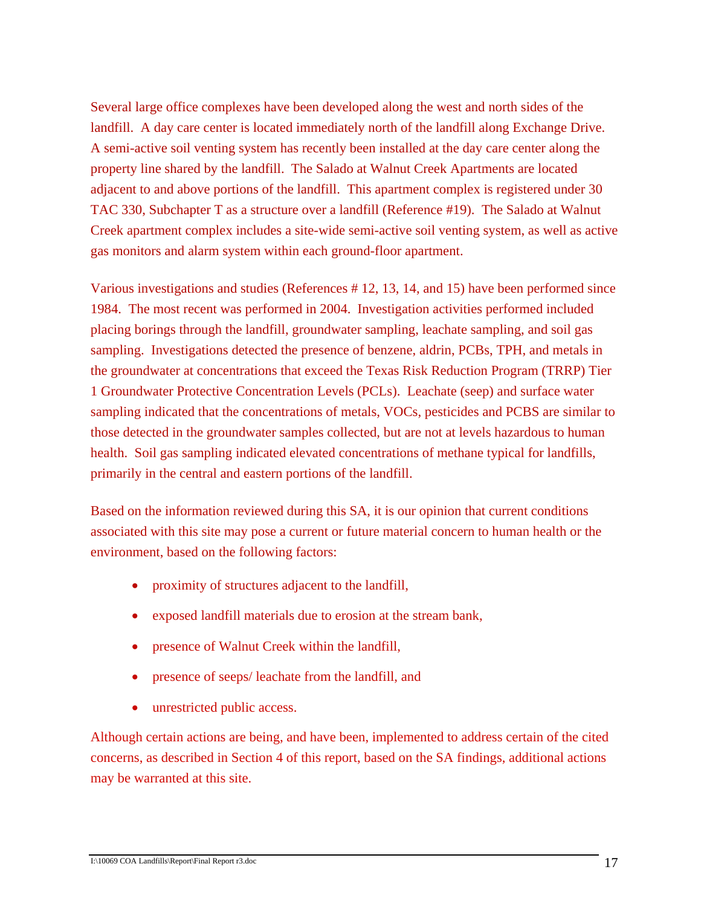Several large office complexes have been developed along the west and north sides of the landfill. A day care center is located immediately north of the landfill along Exchange Drive. A semi-active soil venting system has recently been installed at the day care center along the property line shared by the landfill. The Salado at Walnut Creek Apartments are located adjacent to and above portions of the landfill. This apartment complex is registered under 30 TAC 330, Subchapter T as a structure over a landfill (Reference #19). The Salado at Walnut Creek apartment complex includes a site-wide semi-active soil venting system, as well as active gas monitors and alarm system within each ground-floor apartment.

Various investigations and studies (References # 12, 13, 14, and 15) have been performed since 1984. The most recent was performed in 2004. Investigation activities performed included placing borings through the landfill, groundwater sampling, leachate sampling, and soil gas sampling. Investigations detected the presence of benzene, aldrin, PCBs, TPH, and metals in the groundwater at concentrations that exceed the Texas Risk Reduction Program (TRRP) Tier 1 Groundwater Protective Concentration Levels (PCLs). Leachate (seep) and surface water sampling indicated that the concentrations of metals, VOCs, pesticides and PCBS are similar to those detected in the groundwater samples collected, but are not at levels hazardous to human health. Soil gas sampling indicated elevated concentrations of methane typical for landfills, primarily in the central and eastern portions of the landfill.

Based on the information reviewed during this SA, it is our opinion that current conditions associated with this site may pose a current or future material concern to human health or the environment, based on the following factors:

- proximity of structures adjacent to the landfill,
- exposed landfill materials due to erosion at the stream bank,
- presence of Walnut Creek within the landfill,
- presence of seeps/ leachate from the landfill, and
- unrestricted public access.

Although certain actions are being, and have been, implemented to address certain of the cited concerns, as described in Section 4 of this report, based on the SA findings, additional actions may be warranted at this site.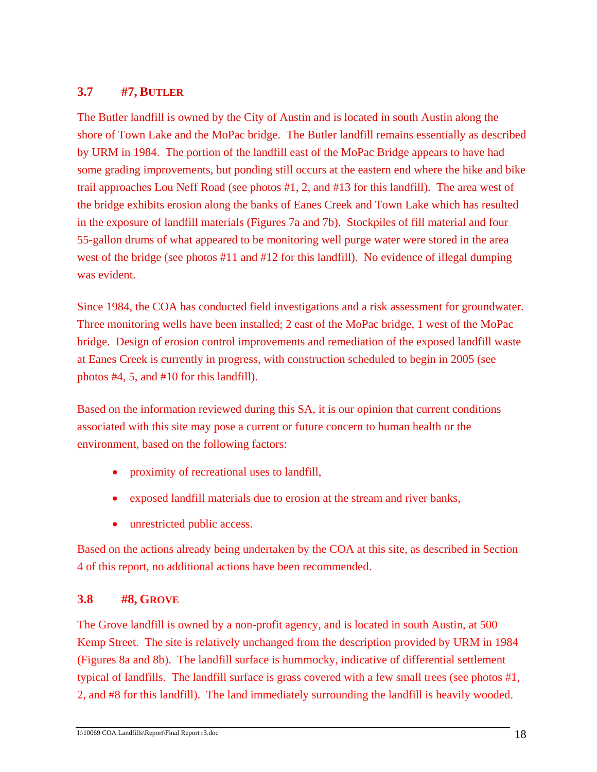### 3.7 #7, BUTLER

The Butler landfill is owned by the City of Austin and is located in south Austin along the shore of Town Lake and the MoPac bridge. The Butler landfill remains essentially as described by URM in 1984. The portion of the landfill east of the MoPac Bridge appears to have had some grading improvements, but ponding still occurs at the eastern end where the hike and bike trail approaches Lou Neff Road (see photos #1, 2, and #13 for this landfill). The area west of the bridge exhibits erosion along the banks of Eanes Creek and Town Lake which has resulted in the exposure of landfill materials (Figures 7a and 7b). Stockpiles of fill material and four 55-gallon drums of what appeared to be monitoring well purge water were stored in the area west of the bridge (see photos #11 and #12 for this landfill). No evidence of illegal dumping was evident.

Since 1984, the COA has conducted field investigations and a risk assessment for groundwater. Three monitoring wells have been installed; 2 east of the MoPac bridge, 1 west of the MoPac bridge. Design of erosion control improvements and remediation of the exposed landfill waste at Eanes Creek is currently in progress, with construction scheduled to begin in 2005 (see photos #4, 5, and #10 for this landfill).

Based on the information reviewed during this SA, it is our opinion that current conditions associated with this site may pose a current or future concern to human health or the environment, based on the following factors:

- proximity of recreational uses to landfill,
- exposed landfill materials due to erosion at the stream and river banks,
- unrestricted public access.

Based on the actions already being undertaken by the COA at this site, as described in Section 4 of this report, no additional actions have been recommended.

### 3.8 #8, GROVE

The Grove landfill is owned by a non-profit agency, and is located in south Austin, at 500 Kemp Street. The site is relatively unchanged from the description provided by URM in 1984 (Figures 8a and 8b). The landfill surface is hummocky, indicative of differential settlement typical of landfills. The landfill surface is grass covered with a few small trees (see photos #1, 2, and #8 for this landfill). The land immediately surrounding the landfill is heavily wooded.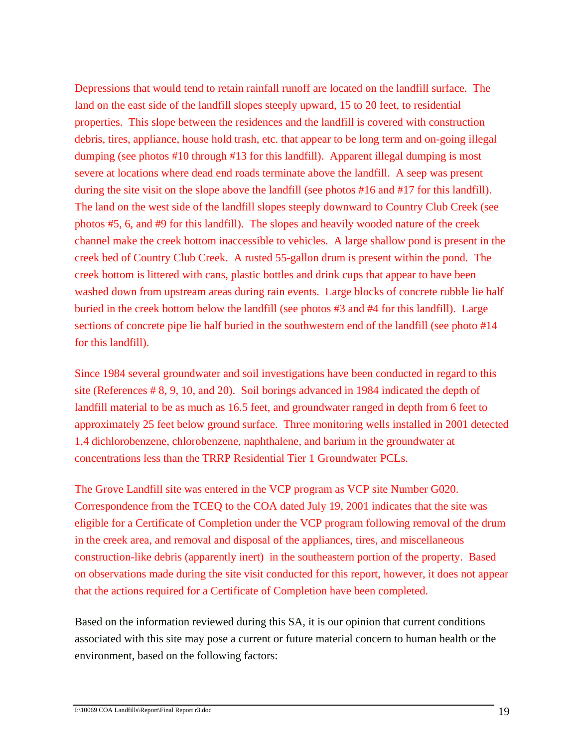Depressions that would tend to retain rainfall runoff are located on the landfill surface. The land on the east side of the landfill slopes steeply upward, 15 to 20 feet, to residential properties. This slope between the residences and the landfill is covered with construction debris, tires, appliance, house hold trash, etc. that appear to be long term and on-going illegal dumping (see photos #10 through #13 for this landfill). Apparent illegal dumping is most severe at locations where dead end roads terminate above the landfill. A seep was present during the site visit on the slope above the landfill (see photos #16 and #17 for this landfill). The land on the west side of the landfill slopes steeply downward to Country Club Creek (see photos #5, 6, and #9 for this landfill). The slopes and heavily wooded nature of the creek channel make the creek bottom inaccessible to vehicles. A large shallow pond is present in the creek bed of Country Club Creek. A rusted 55-gallon drum is present within the pond. The creek bottom is littered with cans, plastic bottles and drink cups that appear to have been washed down from upstream areas during rain events. Large blocks of concrete rubble lie half buried in the creek bottom below the landfill (see photos #3 and #4 for this landfill). Large sections of concrete pipe lie half buried in the southwestern end of the landfill (see photo #14 for this landfill).

Since 1984 several groundwater and soil investigations have been conducted in regard to this site (References # 8, 9, 10, and 20). Soil borings advanced in 1984 indicated the depth of landfill material to be as much as 16.5 feet, and groundwater ranged in depth from 6 feet to approximately 25 feet below ground surface. Three monitoring wells installed in 2001 detected 1,4 dichlorobenzene, chlorobenzene, naphthalene, and barium in the groundwater at concentrations less than the TRRP Residential Tier 1 Groundwater PCLs.

The Grove Landfill site was entered in the VCP program as VCP site Number G020. Correspondence from the TCEQ to the COA dated July 19, 2001 indicates that the site was eligible for a Certificate of Completion under the VCP program following removal of the drum in the creek area, and removal and disposal of the appliances, tires, and miscellaneous construction-like debris (apparently inert) in the southeastern portion of the property. Based on observations made during the site visit conducted for this report, however, it does not appear that the actions required for a Certificate of Completion have been completed.

Based on the information reviewed during this SA, it is our opinion that current conditions associated with this site may pose a current or future material concern to human health or the environment, based on the following factors: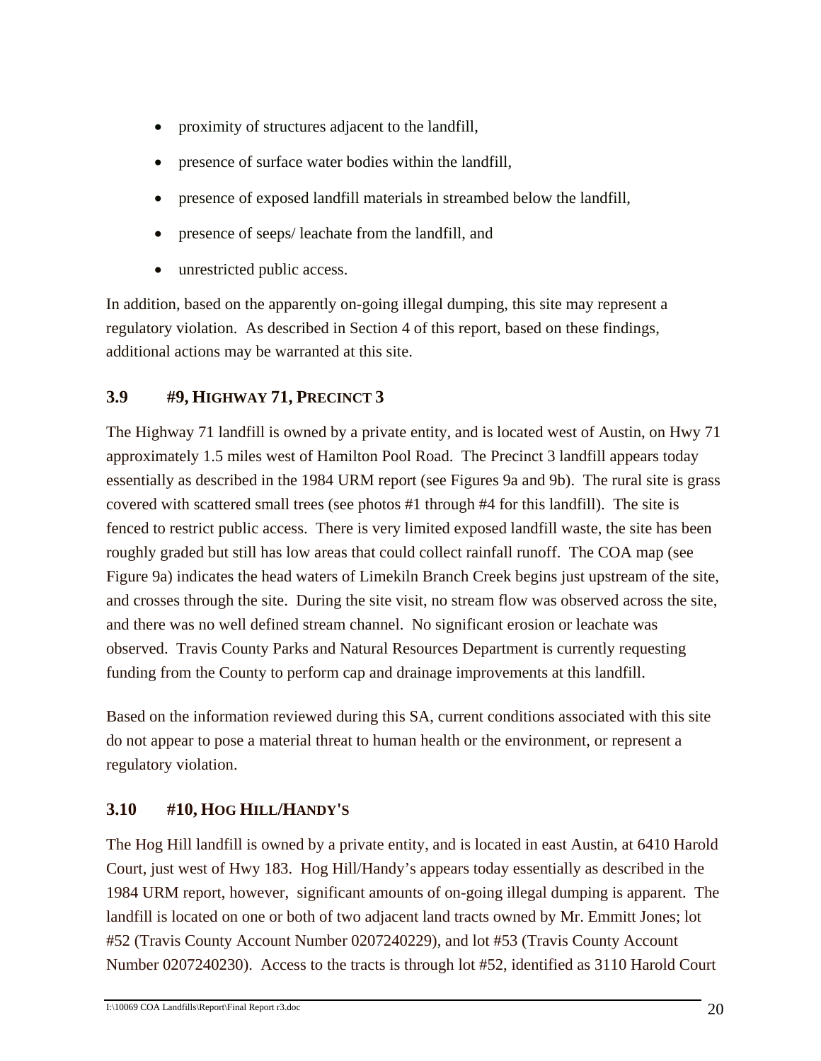- proximity of structures adjacent to the landfill,
- presence of surface water bodies within the landfill,
- presence of exposed landfill materials in streambed below the landfill,
- presence of seeps/ leachate from the landfill, and
- unrestricted public access.

In addition, based on the apparently on-going illegal dumping, this site may represent a regulatory violation. As described in Section 4 of this report, based on these findings, additional actions may be warranted at this site.

## 3.9 #9, Highway 71, Precinct 3

The Highway 71 landfill is owned by a private entity, and is located west of Austin, on Hwy 71 approximately 1.5 miles west of Hamilton Pool Road. The Precinct 3 landfill appears today essentially as described in the 1984 URM report (see Figures 9a and 9b). The rural site is grass covered with scattered small trees (see photos #1 through #4 for this landfill). The site is fenced to restrict public access. There is very limited exposed landfill waste, the site has been roughly graded but still has low areas that could collect rainfall runoff. The COA map (see Figure 9a) indicates the head waters of Limekiln Branch Creek begins just upstream of the site, and crosses through the site. During the site visit, no stream flow was observed across the site, and there was no well defined stream channel. No significant erosion or leachate was observed. Travis County Parks and Natural Resources Department is currently requesting funding from the County to perform cap and drainage improvements at this landfill.

Based on the information reviewed during this SA, current conditions associated with this site do not appear to pose a material threat to human health or the environment, or represent a regulatory violation.

## 3.10 #10, Hog Hill/Handy's

The Hog Hill landfill is owned by a private entity, and is located in east Austin, at 6410 Harold Court, just west of Hwy 183. Hog Hill/Handy's appears today essentially as described in the 1984 URM report, however, significant amounts of on-going illegal dumping is apparent. The landfill is located on one or both of two adjacent land tracts owned by Mr. Emmitt Jones; lot #52 (Travis County Account Number 0207240229), and lot #53 (Travis County Account Number 0207240230). Access to the tracts is through lot #52, identified as 3110 Harold Court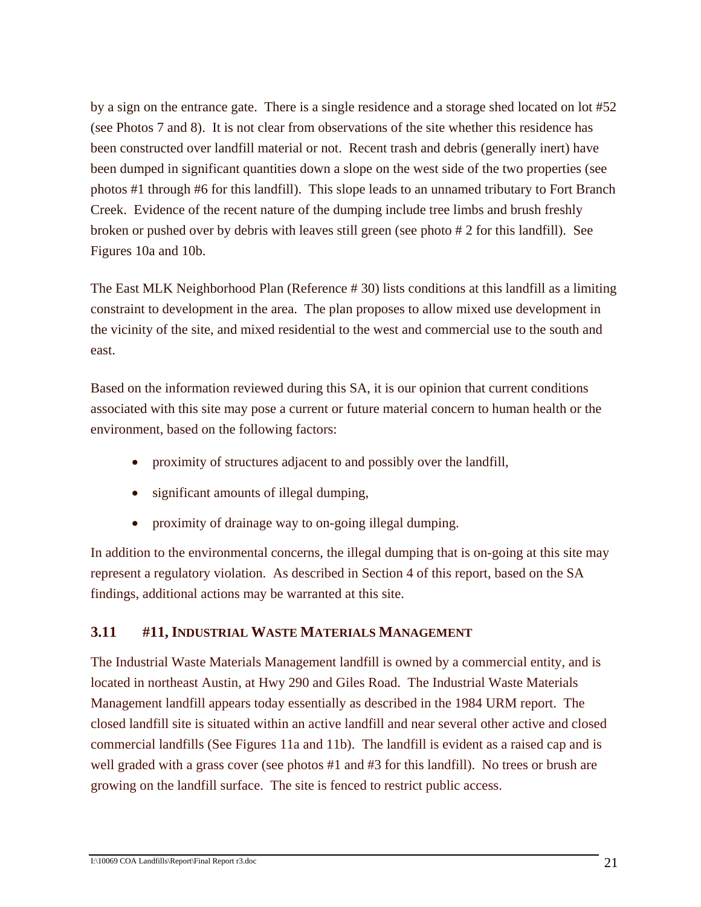by a sign on the entrance gate. There is a single residence and a storage shed located on lot #52 (see Photos 7 and 8). It is not clear from observations of the site whether this residence has been constructed over landfill material or not. Recent trash and debris (generally inert) have been dumped in significant quantities down a slope on the west side of the two properties (see photos #1 through #6 for this landfill). This slope leads to an unnamed tributary to Fort Branch Creek. Evidence of the recent nature of the dumping include tree limbs and brush freshly broken or pushed over by debris with leaves still green (see photo # 2 for this landfill). See Figures 10a and 10b.

The East MLK Neighborhood Plan (Reference # 30) lists conditions at this landfill as a limiting constraint to development in the area. The plan proposes to allow mixed use development in the vicinity of the site, and mixed residential to the west and commercial use to the south and east.

Based on the information reviewed during this SA, it is our opinion that current conditions associated with this site may pose a current or future material concern to human health or the environment, based on the following factors:

- proximity of structures adjacent to and possibly over the landfill,
- significant amounts of illegal dumping,
- proximity of drainage way to on-going illegal dumping.

In addition to the environmental concerns, the illegal dumping that is on-going at this site may represent a regulatory violation. As described in Section 4 of this report, based on the SA findings, additional actions may be warranted at this site.

### 3.11 #11, Industrial Waste Materials Management

The Industrial Waste Materials Management landfill is owned by a commercial entity, and is located in northeast Austin, at Hwy 290 and Giles Road. The Industrial Waste Materials Management landfill appears today essentially as described in the 1984 URM report. The closed landfill site is situated within an active landfill and near several other active and closed commercial landfills (See Figures 11a and 11b). The landfill is evident as a raised cap and is well graded with a grass cover (see photos #1 and #3 for this landfill). No trees or brush are growing on the landfill surface. The site is fenced to restrict public access.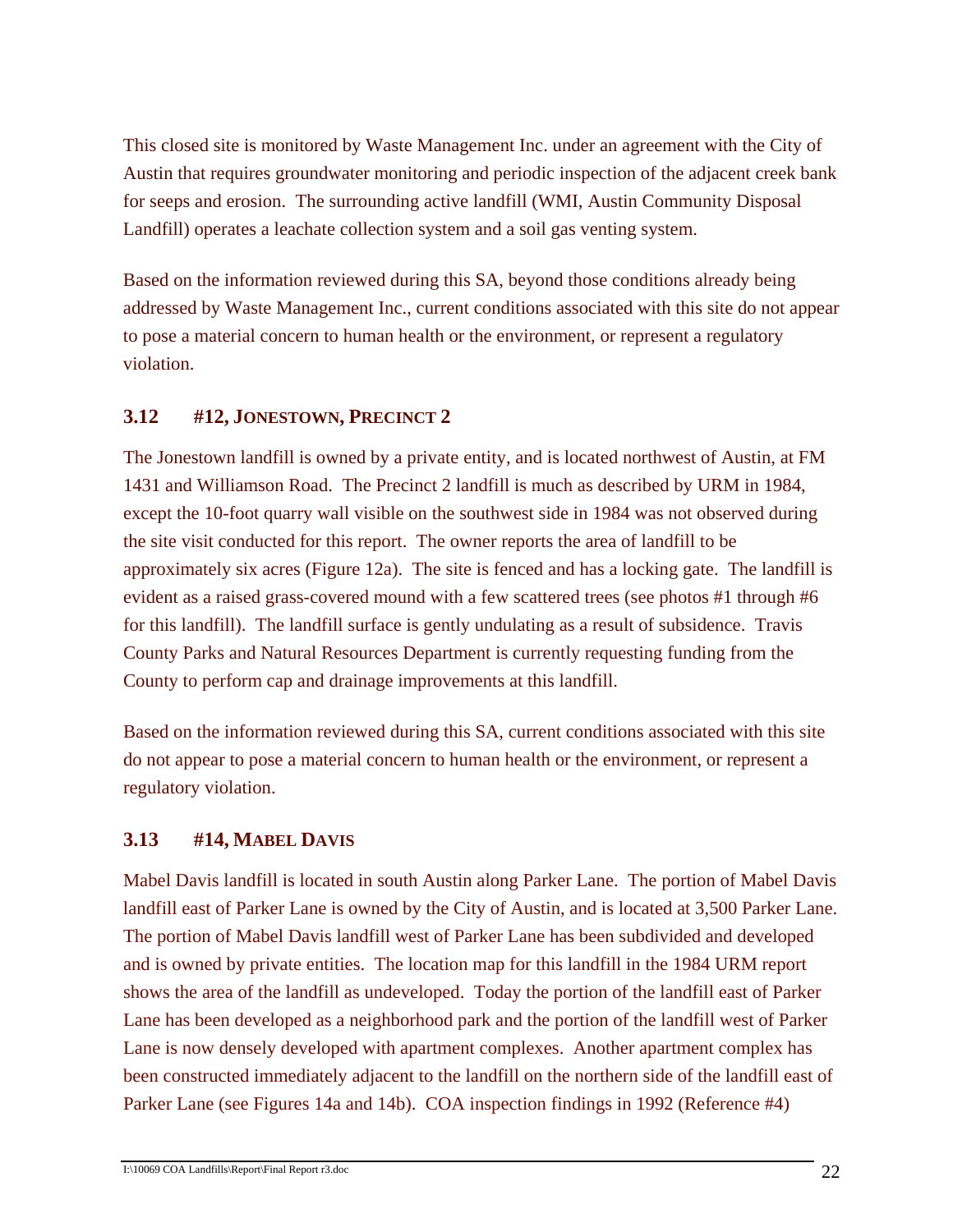This closed site is monitored by Waste Management Inc. under an agreement with the City of Austin that requires groundwater monitoring and periodic inspection of the adjacent creek bank for seeps and erosion. The surrounding active landfill (WMI, Austin Community Disposal Landfill) operates a leachate collection system and a soil gas venting system.

Based on the information reviewed during this SA, beyond those conditions already being addressed by Waste Management Inc., current conditions associated with this site do not appear to pose a material concern to human health or the environment, or represent a regulatory violation.

### 3.12 #12, JONESTOWN, PRECINCT 2

The Jonestown landfill is owned by a private entity, and is located northwest of Austin, at FM 1431 and Williamson Road. The Precinct 2 landfill is much as described by URM in 1984, except the 10-foot quarry wall visible on the southwest side in 1984 was not observed during the site visit conducted for this report. The owner reports the area of landfill to be approximately six acres (Figure 12a). The site is fenced and has a locking gate. The landfill is evident as a raised grass-covered mound with a few scattered trees (see photos #1 through #6 for this landfill). The landfill surface is gently undulating as a result of subsidence. Travis County Parks and Natural Resources Department is currently requesting funding from the County to perform cap and drainage improvements at this landfill.

Based on the information reviewed during this SA, current conditions associated with this site do not appear to pose a material concern to human health or the environment, or represent a regulatory violation.

### 3.13 #14, MABEL DAVIS

Mabel Davis landfill is located in south Austin along Parker Lane. The portion of Mabel Davis landfill east of Parker Lane is owned by the City of Austin, and is located at 3,500 Parker Lane. The portion of Mabel Davis landfill west of Parker Lane has been subdivided and developed and is owned by private entities. The location map for this landfill in the 1984 URM report shows the area of the landfill as undeveloped. Today the portion of the landfill east of Parker Lane has been developed as a neighborhood park and the portion of the landfill west of Parker Lane is now densely developed with apartment complexes. Another apartment complex has been constructed immediately adjacent to the landfill on the northern side of the landfill east of Parker Lane (see Figures 14a and 14b). COA inspection findings in 1992 (Reference #4)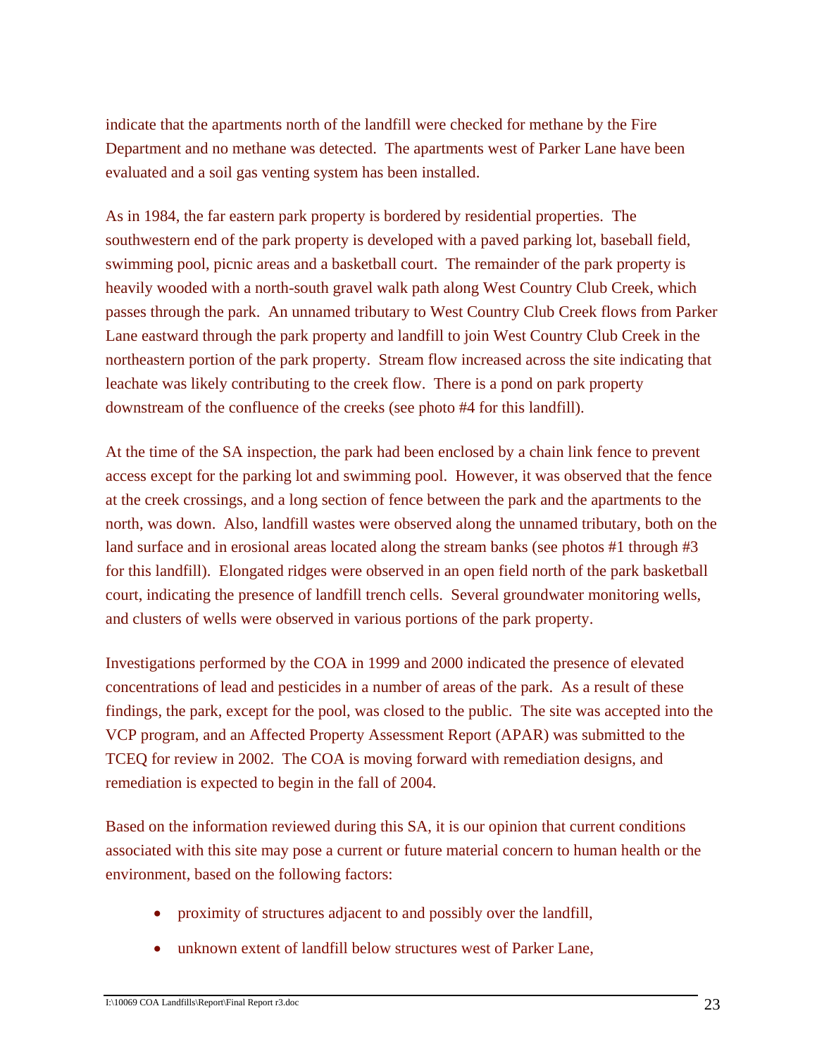indicate that the apartments north of the landfill were checked for methane by the Fire Department and no methane was detected. The apartments west of Parker Lane have been evaluated and a soil gas venting system has been installed.

As in 1984, the far eastern park property is bordered by residential properties. The southwestern end of the park property is developed with a paved parking lot, baseball field, swimming pool, picnic areas and a basketball court. The remainder of the park property is heavily wooded with a north-south gravel walk path along West Country Club Creek, which passes through the park. An unnamed tributary to West Country Club Creek flows from Parker Lane eastward through the park property and landfill to join West Country Club Creek in the northeastern portion of the park property. Stream flow increased across the site indicating that leachate was likely contributing to the creek flow. There is a pond on park property downstream of the confluence of the creeks (see photo #4 for this landfill).

At the time of the SA inspection, the park had been enclosed by a chain link fence to prevent access except for the parking lot and swimming pool. However, it was observed that the fence at the creek crossings, and a long section of fence between the park and the apartments to the north, was down. Also, landfill wastes were observed along the unnamed tributary, both on the land surface and in erosional areas located along the stream banks (see photos #1 through #3 for this landfill). Elongated ridges were observed in an open field north of the park basketball court, indicating the presence of landfill trench cells. Several groundwater monitoring wells, and clusters of wells were observed in various portions of the park property.

Investigations performed by the COA in 1999 and 2000 indicated the presence of elevated concentrations of lead and pesticides in a number of areas of the park. As a result of these findings, the park, except for the pool, was closed to the public. The site was accepted into the VCP program, and an Affected Property Assessment Report (APAR) was submitted to the TCEQ for review in 2002. The COA is moving forward with remediation designs, and remediation is expected to begin in the fall of 2004.

Based on the information reviewed during this SA, it is our opinion that current conditions associated with this site may pose a current or future material concern to human health or the environment, based on the following factors:

- proximity of structures adjacent to and possibly over the landfill,
- unknown extent of landfill below structures west of Parker Lane,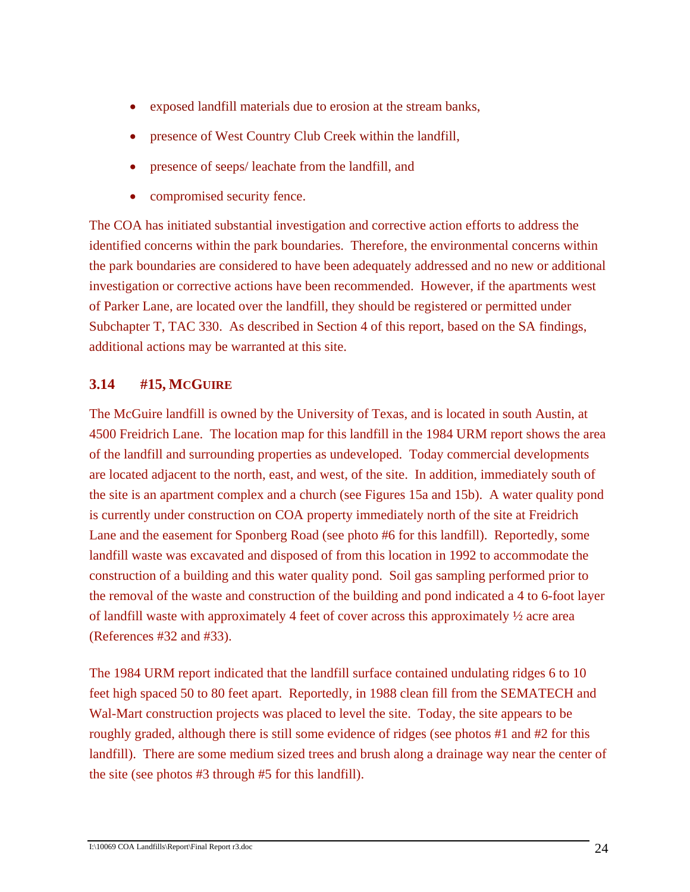- exposed landfill materials due to erosion at the stream banks,
- presence of West Country Club Creek within the landfill,
- presence of seeps/ leachate from the landfill, and
- compromised security fence.

The COA has initiated substantial investigation and corrective action efforts to address the identified concerns within the park boundaries. Therefore, the environmental concerns within the park boundaries are considered to have been adequately addressed and no new or additional investigation or corrective actions have been recommended. However, if the apartments west of Parker Lane, are located over the landfill, they should be registered or permitted under Subchapter T, TAC 330. As described in Section 4 of this report, based on the SA findings, additional actions may be warranted at this site.

### 3.14 #15, McGuire

The McGuire landfill is owned by the University of Texas, and is located in south Austin, at 4500 Freidrich Lane. The location map for this landfill in the 1984 URM report shows the area of the landfill and surrounding properties as undeveloped. Today commercial developments are located adjacent to the north, east, and west, of the site. In addition, immediately south of the site is an apartment complex and a church (see Figures 15a and 15b). A water quality pond is currently under construction on COA property immediately north of the site at Freidrich Lane and the easement for Sponberg Road (see photo #6 for this landfill). Reportedly, some landfill waste was excavated and disposed of from this location in 1992 to accommodate the construction of a building and this water quality pond. Soil gas sampling performed prior to the removal of the waste and construction of the building and pond indicated a 4 to 6-foot layer of landfill waste with approximately 4 feet of cover across this approximately ½ acre area (References #32 and #33).

The 1984 URM report indicated that the landfill surface contained undulating ridges 6 to 10 feet high spaced 50 to 80 feet apart. Reportedly, in 1988 clean fill from the SEMATECH and Wal-Mart construction projects was placed to level the site. Today, the site appears to be roughly graded, although there is still some evidence of ridges (see photos #1 and #2 for this landfill). There are some medium sized trees and brush along a drainage way near the center of the site (see photos #3 through #5 for this landfill).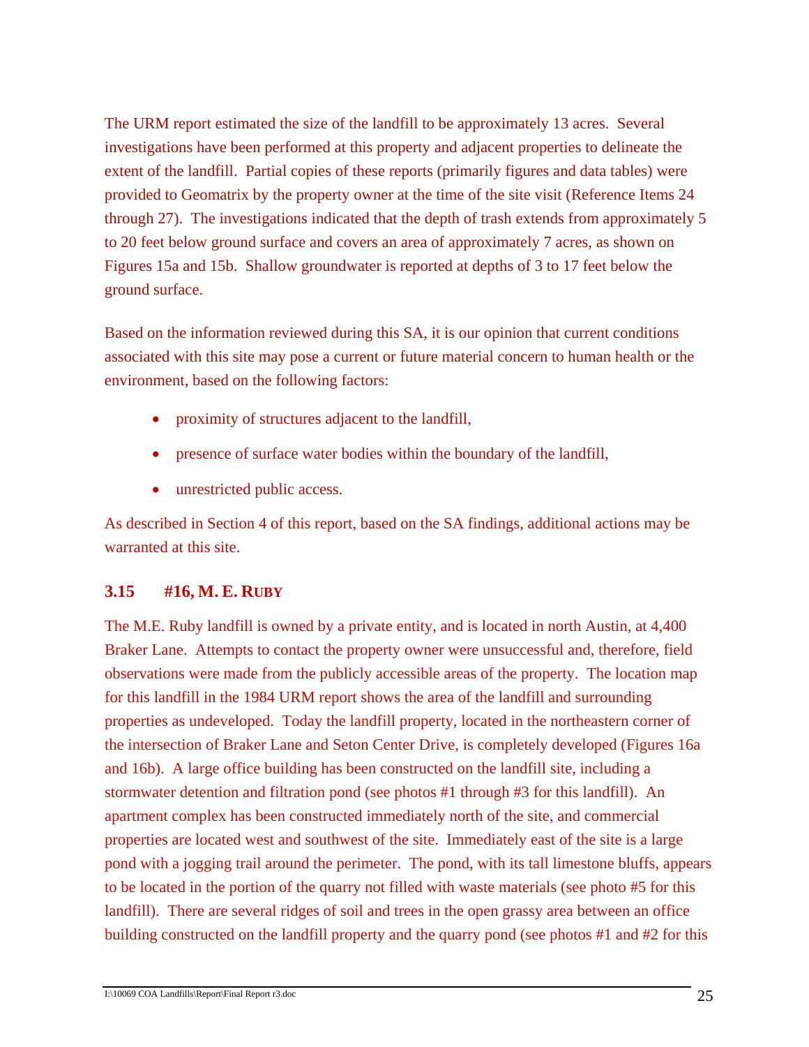The URM report estimated the size of the landfill to be approximately 13 acres. Several investigations have been performed at this property and adjacent properties to delineate the extent of the landfill. Partial copies of these reports (primarily figures and data tables) were provided to Geomatrix by the property owner at the time of the site visit (Reference Items 24 through 27). The investigations indicated that the depth of trash extends from approximately 5 to 20 feet below ground surface and covers an area of approximately 7 acres, as shown on Figures 15a and 15b. Shallow groundwater is reported at depths of 3 to 17 feet below the ground surface.

Based on the information reviewed during this SA, it is our opinion that current conditions associated with this site may pose a current or future material concern to human health or the environment, based on the following factors:

- proximity of structures adjacent to the landfill,
- presence of surface water bodies within the boundary of the landfill,
- unrestricted public access.

As described in Section 4 of this report, based on the SA findings, additional actions may be warranted at this site.

### 3.15 #16, M. E. RUBY

The M.E. Ruby landfill is owned by a private entity, and is located in north Austin, at 4,400 Braker Lane. Attempts to contact the property owner were unsuccessful and, therefore, field observations were made from the publicly accessible areas of the property. The location map for this landfill in the 1984 URM report shows the area of the landfill and surrounding properties as undeveloped. Today the landfill property, located in the northeastern corner of the intersection of Braker Lane and Seton Center Drive, is completely developed (Figures 16a and 16b). A large office building has been constructed on the landfill site, including a stormwater detention and filtration pond (see photos #1 through #3 for this landfill). An apartment complex has been constructed immediately north of the site, and commercial properties are located west and southwest of the site. Immediately east of the site is a large pond with a jogging trail around the perimeter. The pond, with its tall limestone bluffs, appears to be located in the portion of the quarry not filled with waste materials (see photo #5 for this landfill). There are several ridges of soil and trees in the open grassy area between an office building constructed on the landfill property and the quarry pond (see photos #1 and #2 for this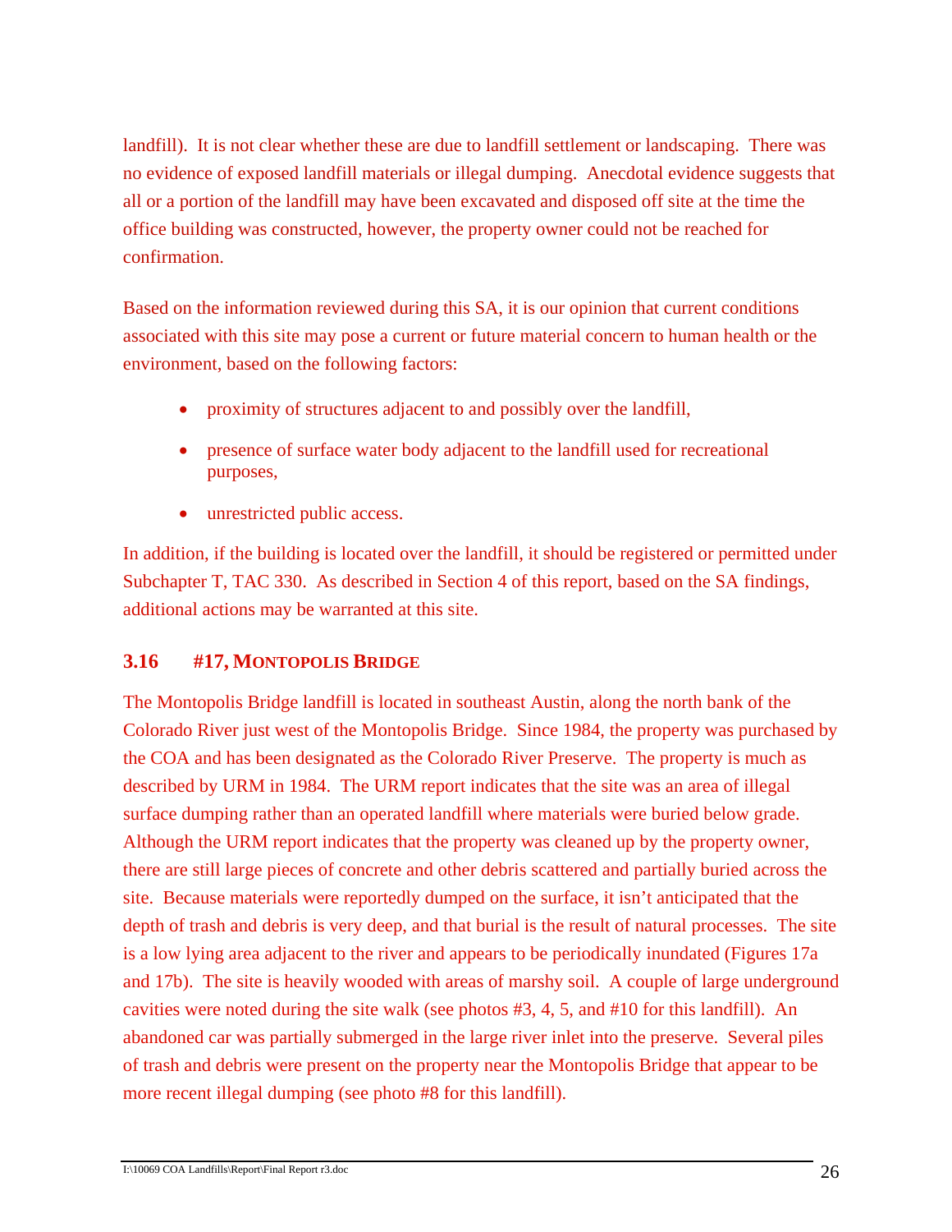landfill). It is not clear whether these are due to landfill settlement or landscaping. There was no evidence of exposed landfill materials or illegal dumping. Anecdotal evidence suggests that all or a portion of the landfill may have been excavated and disposed off site at the time the office building was constructed, however, the property owner could not be reached for confirmation.

Based on the information reviewed during this SA, it is our opinion that current conditions associated with this site may pose a current or future material concern to human health or the environment, based on the following factors:

- proximity of structures adjacent to and possibly over the landfill,
- presence of surface water body adjacent to the landfill used for recreational purposes,
- unrestricted public access.

In addition, if the building is located over the landfill, it should be registered or permitted under Subchapter T, TAC 330. As described in Section 4 of this report, based on the SA findings, additional actions may be warranted at this site.

### 3.16 #17, Montopolis Bridge

The Montopolis Bridge landfill is located in southeast Austin, along the north bank of the Colorado River just west of the Montopolis Bridge. Since 1984, the property was purchased by the COA and has been designated as the Colorado River Preserve. The property is much as described by URM in 1984. The URM report indicates that the site was an area of illegal surface dumping rather than an operated landfill where materials were buried below grade. Although the URM report indicates that the property was cleaned up by the property owner, there are still large pieces of concrete and other debris scattered and partially buried across the site. Because materials were reportedly dumped on the surface, it isn't anticipated that the depth of trash and debris is very deep, and that burial is the result of natural processes. The site is a low lying area adjacent to the river and appears to be periodically inundated (Figures 17a and 17b). The site is heavily wooded with areas of marshy soil. A couple of large underground cavities were noted during the site walk (see photos #3, 4, 5, and #10 for this landfill). An abandoned car was partially submerged in the large river inlet into the preserve. Several piles of trash and debris were present on the property near the Montopolis Bridge that appear to be more recent illegal dumping (see photo #8 for this landfill).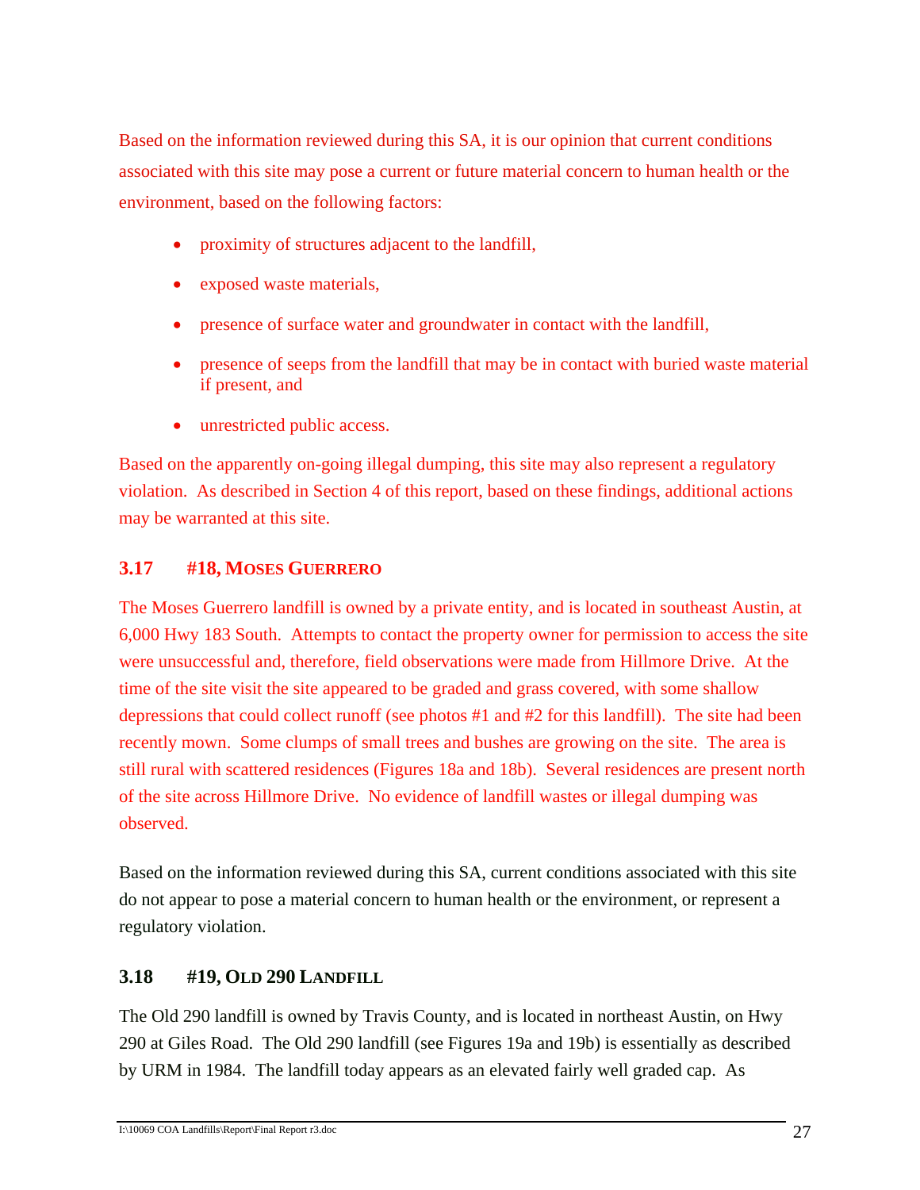Based on the information reviewed during this SA, it is our opinion that current conditions associated with this site may pose a current or future material concern to human health or the environment, based on the following factors:

- proximity of structures adjacent to the landfill,
- exposed waste materials,
- presence of surface water and groundwater in contact with the landfill,
- presence of seeps from the landfill that may be in contact with buried waste material if present, and
- unrestricted public access.

Based on the apparently on-going illegal dumping, this site may also represent a regulatory violation. As described in Section 4 of this report, based on these findings, additional actions may be warranted at this site.

### 3.17 #18, MOSES GUERRERO

The Moses Guerrero landfill is owned by a private entity, and is located in southeast Austin, at 6,000 Hwy 183 South. Attempts to contact the property owner for permission to access the site were unsuccessful and, therefore, field observations were made from Hillmore Drive. At the time of the site visit the site appeared to be graded and grass covered, with some shallow depressions that could collect runoff (see photos #1 and #2 for this landfill). The site had been recently mown. Some clumps of small trees and bushes are growing on the site. The area is still rural with scattered residences (Figures 18a and 18b). Several residences are present north of the site across Hillmore Drive. No evidence of landfill wastes or illegal dumping was observed.

Based on the information reviewed during this SA, current conditions associated with this site do not appear to pose a material concern to human health or the environment, or represent a regulatory violation.

### 3.18 #19, OLD 290 LANDFILL

The Old 290 landfill is owned by Travis County, and is located in northeast Austin, on Hwy 290 at Giles Road. The Old 290 landfill (see Figures 19a and 19b) is essentially as described by URM in 1984. The landfill today appears as an elevated fairly well graded cap. As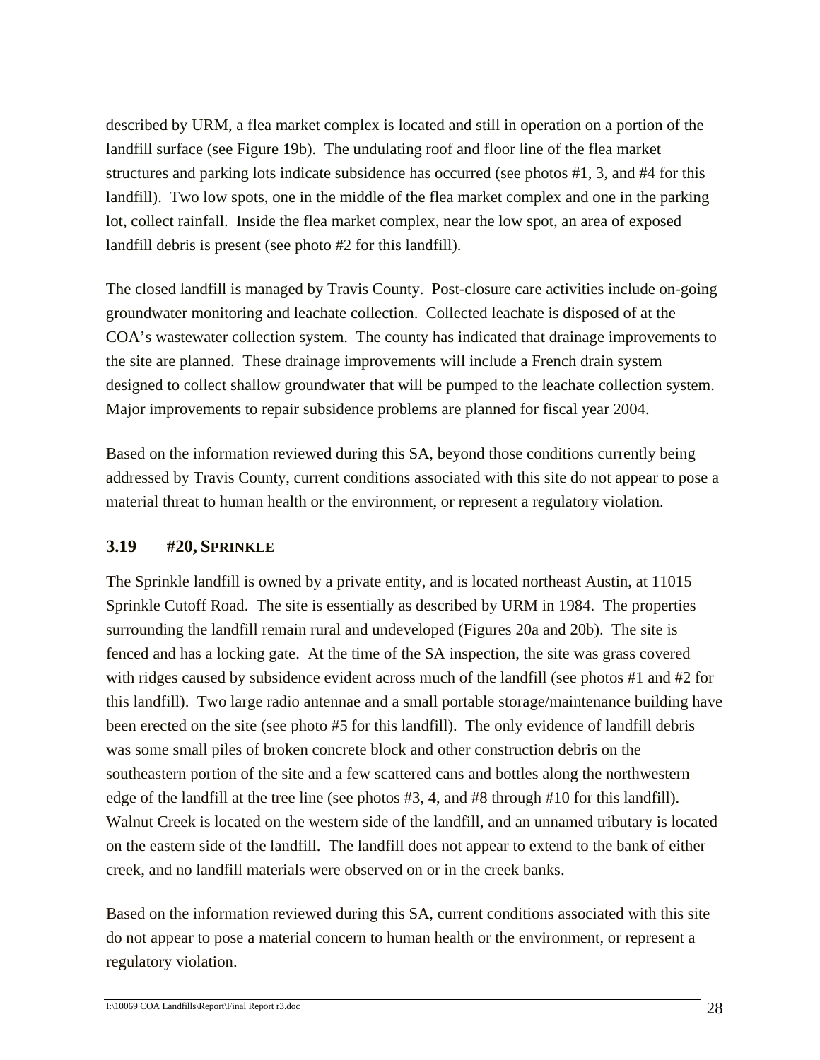described by URM, a flea market complex is located and still in operation on a portion of the landfill surface (see Figure 19b). The undulating roof and floor line of the flea market structures and parking lots indicate subsidence has occurred (see photos #1, 3, and #4 for this landfill). Two low spots, one in the middle of the flea market complex and one in the parking lot, collect rainfall. Inside the flea market complex, near the low spot, an area of exposed landfill debris is present (see photo #2 for this landfill).

The closed landfill is managed by Travis County. Post-closure care activities include on-going groundwater monitoring and leachate collection. Collected leachate is disposed of at the COA's wastewater collection system. The county has indicated that drainage improvements to the site are planned. These drainage improvements will include a French drain system designed to collect shallow groundwater that will be pumped to the leachate collection system. Major improvements to repair subsidence problems are planned for fiscal year 2004.

Based on the information reviewed during this SA, beyond those conditions currently being addressed by Travis County, current conditions associated with this site do not appear to pose a material threat to human health or the environment, or represent a regulatory violation.

### 3.19 #20, SPRINKLE

The Sprinkle landfill is owned by a private entity, and is located northeast Austin, at 11015 Sprinkle Cutoff Road. The site is essentially as described by URM in 1984. The properties surrounding the landfill remain rural and undeveloped (Figures 20a and 20b). The site is fenced and has a locking gate. At the time of the SA inspection, the site was grass covered with ridges caused by subsidence evident across much of the landfill (see photos #1 and #2 for this landfill). Two large radio antennae and a small portable storage/maintenance building have been erected on the site (see photo #5 for this landfill). The only evidence of landfill debris was some small piles of broken concrete block and other construction debris on the southeastern portion of the site and a few scattered cans and bottles along the northwestern edge of the landfill at the tree line (see photos #3, 4, and #8 through #10 for this landfill). Walnut Creek is located on the western side of the landfill, and an unnamed tributary is located on the eastern side of the landfill. The landfill does not appear to extend to the bank of either creek, and no landfill materials were observed on or in the creek banks.

Based on the information reviewed during this SA, current conditions associated with this site do not appear to pose a material concern to human health or the environment, or represent a regulatory violation.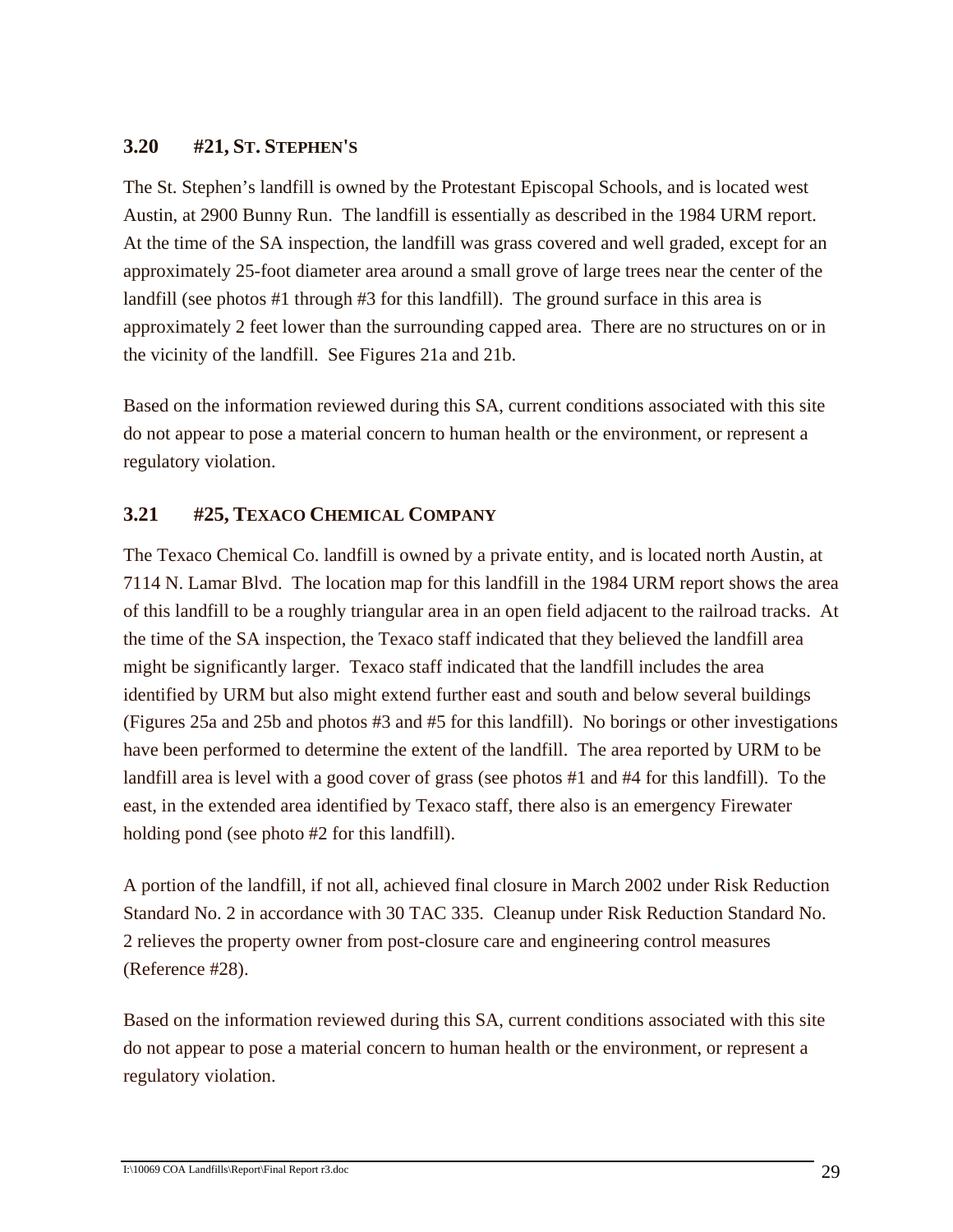### 3.20 #21, St. Stephen's

The St. Stephen's landfill is owned by the Protestant Episcopal Schools, and is located west Austin, at 2900 Bunny Run. The landfill is essentially as described in the 1984 URM report. At the time of the SA inspection, the landfill was grass covered and well graded, except for an approximately 25-foot diameter area around a small grove of large trees near the center of the landfill (see photos #1 through #3 for this landfill). The ground surface in this area is approximately 2 feet lower than the surrounding capped area. There are no structures on or in the vicinity of the landfill. See Figures 21a and 21b.

Based on the information reviewed during this SA, current conditions associated with this site do not appear to pose a material concern to human health or the environment, or represent a regulatory violation.

### 3.21 #25, Texaco Chemical Company

The Texaco Chemical Co. landfill is owned by a private entity, and is located north Austin, at 7114 N. Lamar Blvd. The location map for this landfill in the 1984 URM report shows the area of this landfill to be a roughly triangular area in an open field adjacent to the railroad tracks. At the time of the SA inspection, the Texaco staff indicated that they believed the landfill area might be significantly larger. Texaco staff indicated that the landfill includes the area identified by URM but also might extend further east and south and below several buildings (Figures 25a and 25b and photos #3 and #5 for this landfill). No borings or other investigations have been performed to determine the extent of the landfill. The area reported by URM to be landfill area is level with a good cover of grass (see photos #1 and #4 for this landfill). To the east, in the extended area identified by Texaco staff, there also is an emergency Firewater holding pond (see photo #2 for this landfill).

A portion of the landfill, if not all, achieved final closure in March 2002 under Risk Reduction Standard No. 2 in accordance with 30 TAC 335. Cleanup under Risk Reduction Standard No. 2 relieves the property owner from post-closure care and engineering control measures (Reference #28).

Based on the information reviewed during this SA, current conditions associated with this site do not appear to pose a material concern to human health or the environment, or represent a regulatory violation.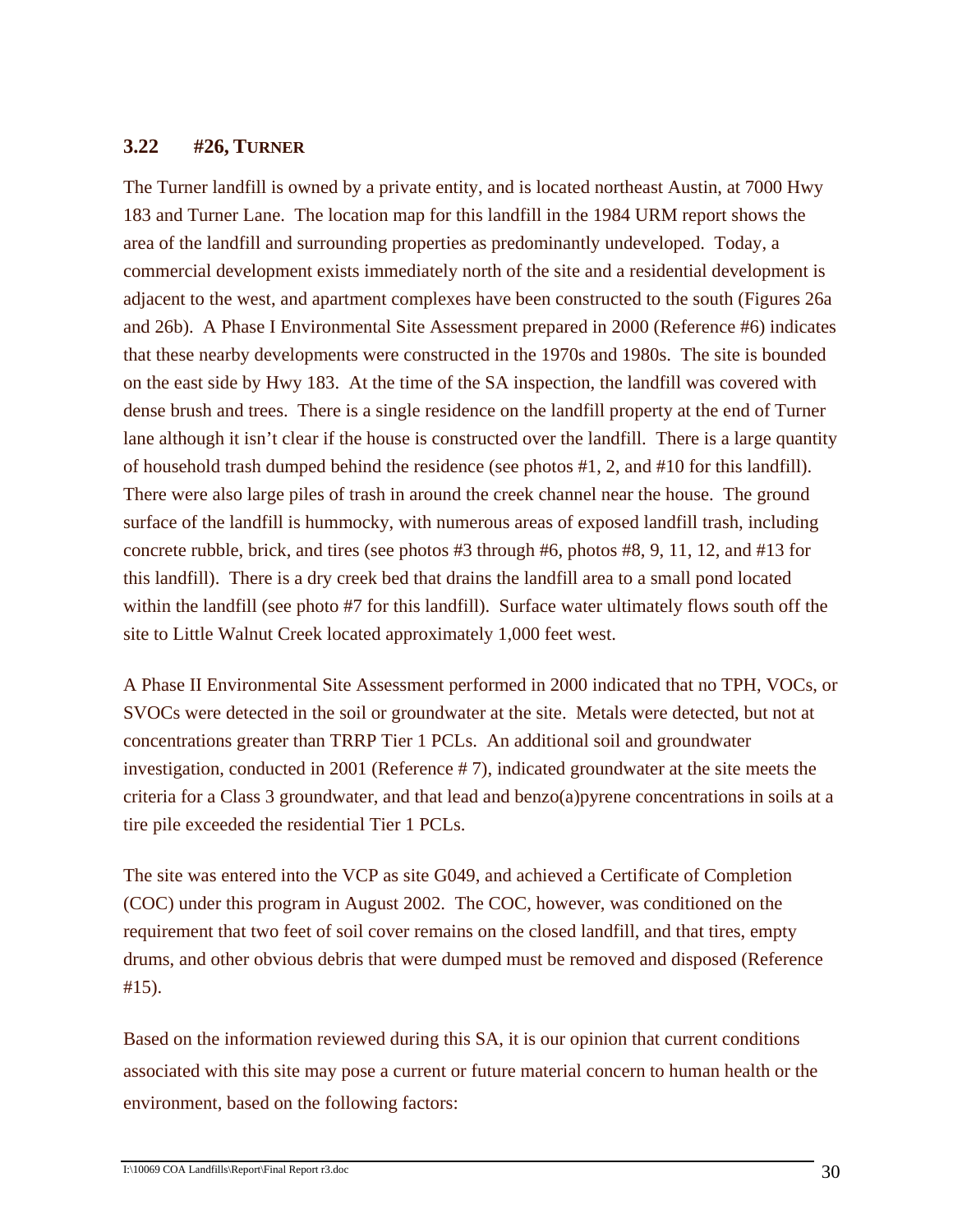### 3.22 #26, TURNER

The Turner landfill is owned by a private entity, and is located northeast Austin, at 7000 Hwy 183 and Turner Lane. The location map for this landfill in the 1984 URM report shows the area of the landfill and surrounding properties as predominantly undeveloped. Today, a commercial development exists immediately north of the site and a residential development is adjacent to the west, and apartment complexes have been constructed to the south (Figures 26a and 26b). A Phase I Environmental Site Assessment prepared in 2000 (Reference #6) indicates that these nearby developments were constructed in the 1970s and 1980s. The site is bounded on the east side by Hwy 183. At the time of the SA inspection, the landfill was covered with dense brush and trees. There is a single residence on the landfill property at the end of Turner lane although it isn't clear if the house is constructed over the landfill. There is a large quantity of household trash dumped behind the residence (see photos #1, 2, and #10 for this landfill). There were also large piles of trash in around the creek channel near the house. The ground surface of the landfill is hummocky, with numerous areas of exposed landfill trash, including concrete rubble, brick, and tires (see photos #3 through #6, photos #8, 9, 11, 12, and #13 for this landfill). There is a dry creek bed that drains the landfill area to a small pond located within the landfill (see photo #7 for this landfill). Surface water ultimately flows south off the site to Little Walnut Creek located approximately 1,000 feet west.

A Phase II Environmental Site Assessment performed in 2000 indicated that no TPH, VOCs, or SVOCs were detected in the soil or groundwater at the site. Metals were detected, but not at concentrations greater than TRRP Tier 1 PCLs. An additional soil and groundwater investigation, conducted in 2001 (Reference # 7), indicated groundwater at the site meets the criteria for a Class 3 groundwater, and that lead and benzo(a)pyrene concentrations in soils at a tire pile exceeded the residential Tier 1 PCLs.

The site was entered into the VCP as site G049, and achieved a Certificate of Completion (COC) under this program in August 2002. The COC, however, was conditioned on the requirement that two feet of soil cover remains on the closed landfill, and that tires, empty drums, and other obvious debris that were dumped must be removed and disposed (Reference #15).

Based on the information reviewed during this SA, it is our opinion that current conditions associated with this site may pose a current or future material concern to human health or the environment, based on the following factors: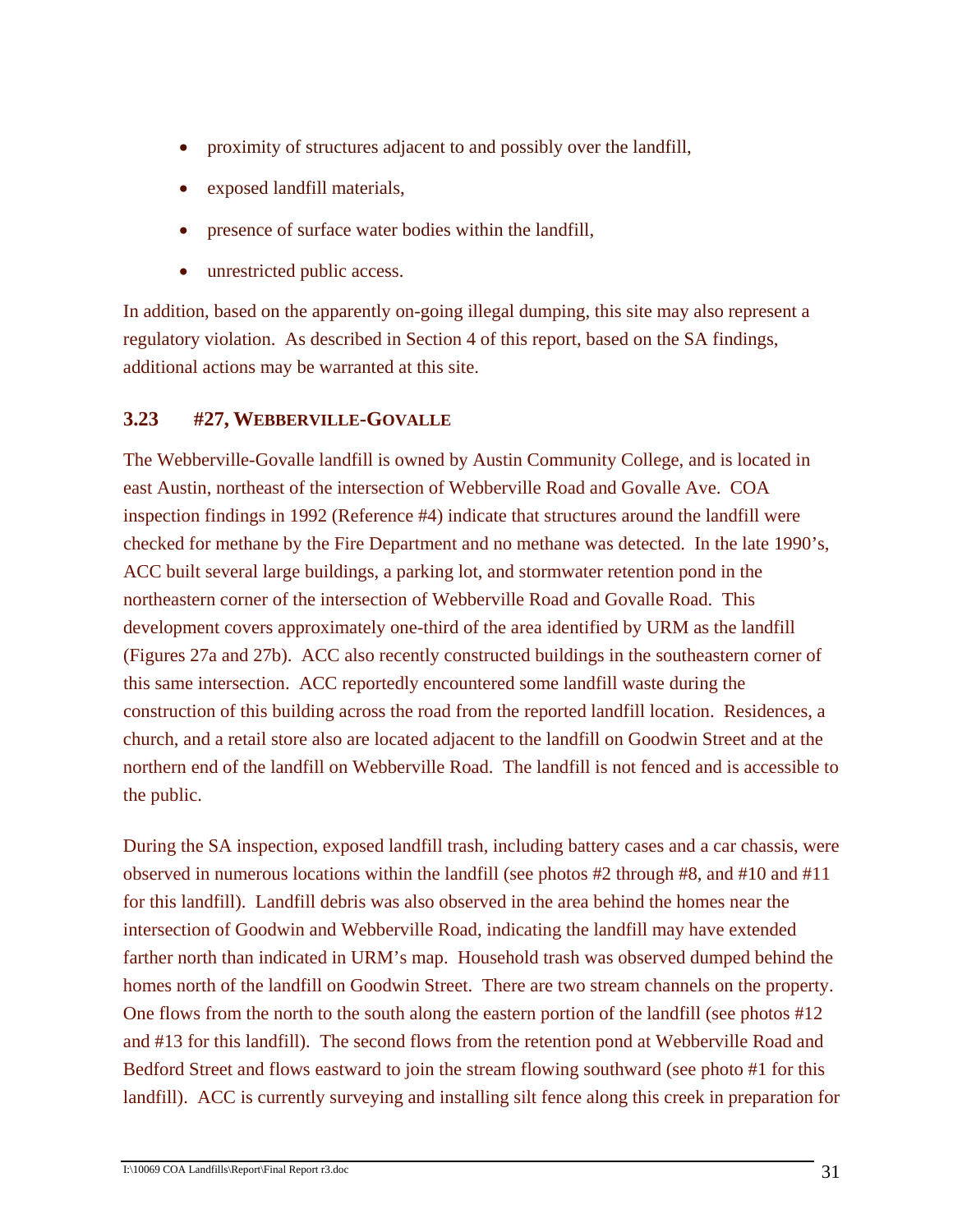- proximity of structures adjacent to and possibly over the landfill,
- exposed landfill materials,
- presence of surface water bodies within the landfill,
- unrestricted public access.

In addition, based on the apparently on-going illegal dumping, this site may also represent a regulatory violation. As described in Section 4 of this report, based on the SA findings, additional actions may be warranted at this site.

### 3.23 #27, WEBBERVILLE-GOVALLE

The Webberville-Govalle landfill is owned by Austin Community College, and is located in east Austin, northeast of the intersection of Webberville Road and Govalle Ave. COA inspection findings in 1992 (Reference #4) indicate that structures around the landfill were checked for methane by the Fire Department and no methane was detected. In the late 1990's, ACC built several large buildings, a parking lot, and stormwater retention pond in the northeastern corner of the intersection of Webberville Road and Govalle Road. This development covers approximately one-third of the area identified by URM as the landfill (Figures 27a and 27b). ACC also recently constructed buildings in the southeastern corner of this same intersection. ACC reportedly encountered some landfill waste during the construction of this building across the road from the reported landfill location. Residences, a church, and a retail store also are located adjacent to the landfill on Goodwin Street and at the northern end of the landfill on Webberville Road. The landfill is not fenced and is accessible to the public.

During the SA inspection, exposed landfill trash, including battery cases and a car chassis, were observed in numerous locations within the landfill (see photos #2 through #8, and #10 and #11 for this landfill). Landfill debris was also observed in the area behind the homes near the intersection of Goodwin and Webberville Road, indicating the landfill may have extended farther north than indicated in URM's map. Household trash was observed dumped behind the homes north of the landfill on Goodwin Street. There are two stream channels on the property. One flows from the north to the south along the eastern portion of the landfill (see photos #12 and #13 for this landfill). The second flows from the retention pond at Webberville Road and Bedford Street and flows eastward to join the stream flowing southward (see photo #1 for this landfill). ACC is currently surveying and installing silt fence along this creek in preparation for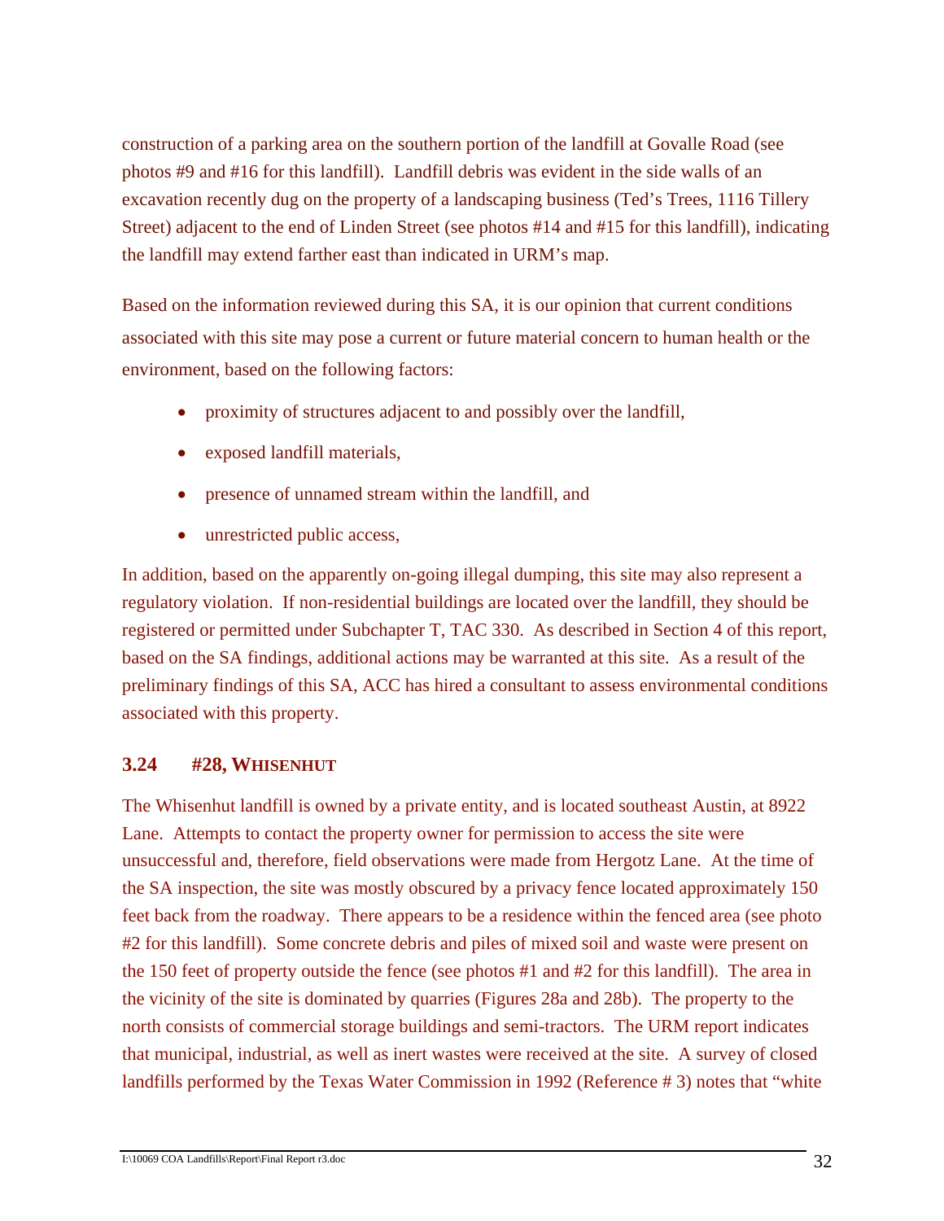construction of a parking area on the southern portion of the landfill at Govalle Road (see photos #9 and #16 for this landfill). Landfill debris was evident in the side walls of an excavation recently dug on the property of a landscaping business (Ted's Trees, 1116 Tillery Street) adjacent to the end of Linden Street (see photos #14 and #15 for this landfill), indicating the landfill may extend farther east than indicated in URM's map.

Based on the information reviewed during this SA, it is our opinion that current conditions associated with this site may pose a current or future material concern to human health or the environment, based on the following factors:

- proximity of structures adjacent to and possibly over the landfill,
- exposed landfill materials,
- presence of unnamed stream within the landfill, and
- unrestricted public access,

In addition, based on the apparently on-going illegal dumping, this site may also represent a regulatory violation. If non-residential buildings are located over the landfill, they should be registered or permitted under Subchapter T, TAC 330. As described in Section 4 of this report, based on the SA findings, additional actions may be warranted at this site. As a result of the preliminary findings of this SA, ACC has hired a consultant to assess environmental conditions associated with this property.

### 3.24 #28, WHISENHUT

The Whisenhut landfill is owned by a private entity, and is located southeast Austin, at 8922 Lane. Attempts to contact the property owner for permission to access the site were unsuccessful and, therefore, field observations were made from Hergotz Lane. At the time of the SA inspection, the site was mostly obscured by a privacy fence located approximately 150 feet back from the roadway. There appears to be a residence within the fenced area (see photo #2 for this landfill). Some concrete debris and piles of mixed soil and waste were present on the 150 feet of property outside the fence (see photos #1 and #2 for this landfill). The area in the vicinity of the site is dominated by quarries (Figures 28a and 28b). The property to the north consists of commercial storage buildings and semi-tractors. The URM report indicates that municipal, industrial, as well as inert wastes were received at the site. A survey of closed landfills performed by the Texas Water Commission in 1992 (Reference # 3) notes that "white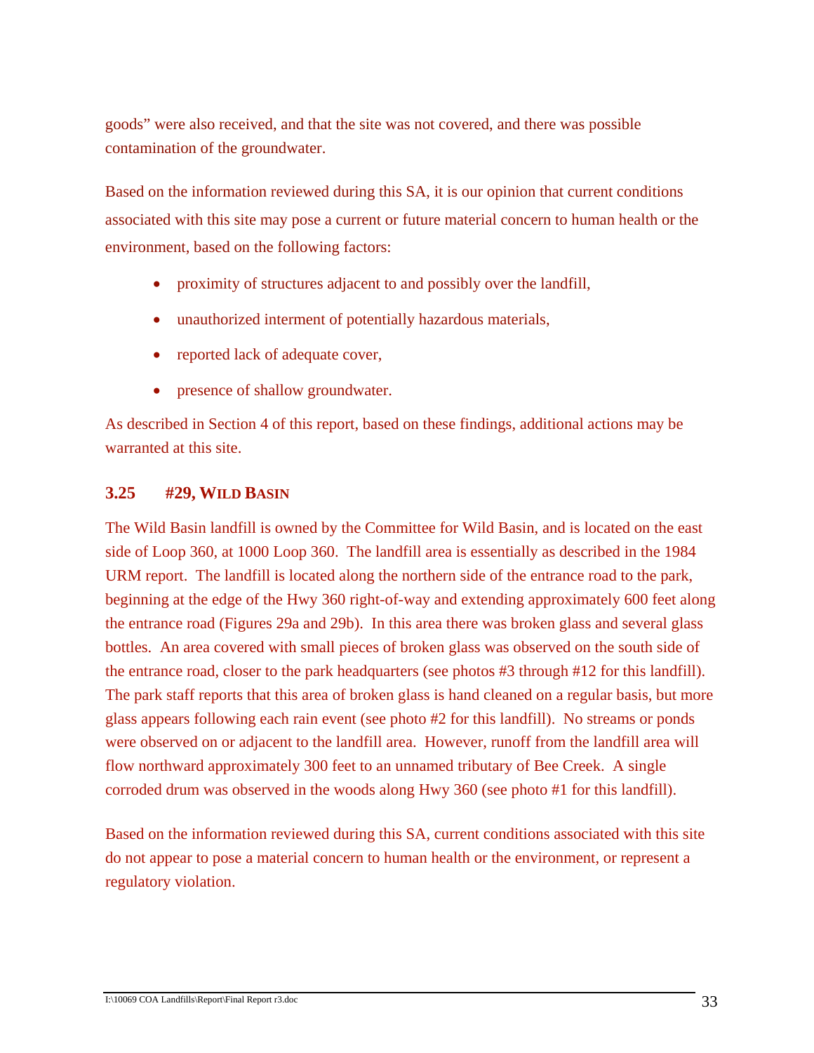goods" were also received, and that the site was not covered, and there was possible contamination of the groundwater.

Based on the information reviewed during this SA, it is our opinion that current conditions associated with this site may pose a current or future material concern to human health or the environment, based on the following factors:

- proximity of structures adjacent to and possibly over the landfill,
- unauthorized interment of potentially hazardous materials,
- reported lack of adequate cover,
- presence of shallow groundwater.

As described in Section 4 of this report, based on these findings, additional actions may be warranted at this site.

### 3.25 #29, WILD BASIN

The Wild Basin landfill is owned by the Committee for Wild Basin, and is located on the east side of Loop 360, at 1000 Loop 360. The landfill area is essentially as described in the 1984 URM report. The landfill is located along the northern side of the entrance road to the park, beginning at the edge of the Hwy 360 right-of-way and extending approximately 600 feet along the entrance road (Figures 29a and 29b). In this area there was broken glass and several glass bottles. An area covered with small pieces of broken glass was observed on the south side of the entrance road, closer to the park headquarters (see photos #3 through #12 for this landfill). The park staff reports that this area of broken glass is hand cleaned on a regular basis, but more glass appears following each rain event (see photo #2 for this landfill). No streams or ponds were observed on or adjacent to the landfill area. However, runoff from the landfill area will flow northward approximately 300 feet to an unnamed tributary of Bee Creek. A single corroded drum was observed in the woods along Hwy 360 (see photo #1 for this landfill).

Based on the information reviewed during this SA, current conditions associated with this site do not appear to pose a material concern to human health or the environment, or represent a regulatory violation.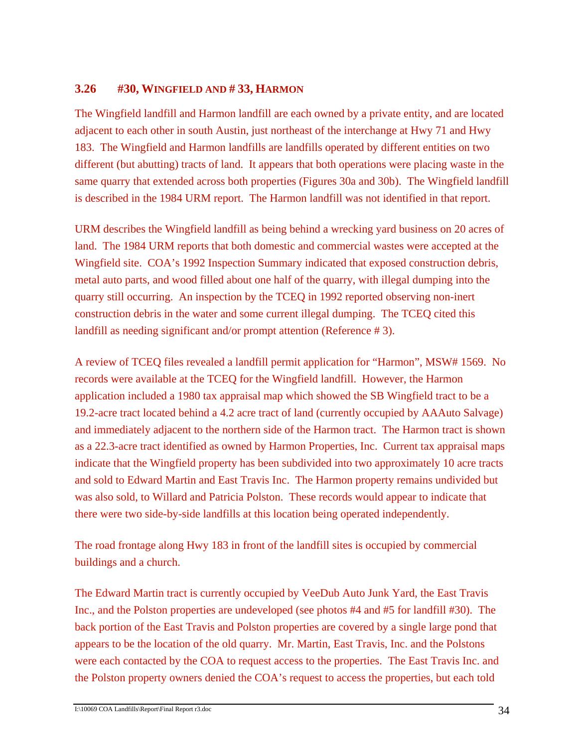## 3.26 #30, WINGFIELD AND # 33, HARMON

The Wingfield landfill and Harmon landfill are each owned by a private entity, and are located adjacent to each other in south Austin, just northeast of the interchange at Hwy 71 and Hwy 183. The Wingfield and Harmon landfills are landfills operated by different entities on two different (but abutting) tracts of land. It appears that both operations were placing waste in the same quarry that extended across both properties (Figures 30a and 30b). The Wingfield landfill is described in the 1984 URM report. The Harmon landfill was not identified in that report.

URM describes the Wingfield landfill as being behind a wrecking yard business on 20 acres of land. The 1984 URM reports that both domestic and commercial wastes were accepted at the Wingfield site. COA's 1992 Inspection Summary indicated that exposed construction debris, metal auto parts, and wood filled about one half of the quarry, with illegal dumping into the quarry still occurring. An inspection by the TCEQ in 1992 reported observing non-inert construction debris in the water and some current illegal dumping. The TCEQ cited this landfill as needing significant and/or prompt attention (Reference # 3).

A review of TCEQ files revealed a landfill permit application for "Harmon", MSW# 1569. No records were available at the TCEQ for the Wingfield landfill. However, the Harmon application included a 1980 tax appraisal map which showed the SB Wingfield tract to be a 19.2-acre tract located behind a 4.2 acre tract of land (currently occupied by AAAuto Salvage) and immediately adjacent to the northern side of the Harmon tract. The Harmon tract is shown as a 22.3-acre tract identified as owned by Harmon Properties, Inc. Current tax appraisal maps indicate that the Wingfield property has been subdivided into two approximately 10 acre tracts and sold to Edward Martin and East Travis Inc. The Harmon property remains undivided but was also sold, to Willard and Patricia Polston. These records would appear to indicate that there were two side-by-side landfills at this location being operated independently.

The road frontage along Hwy 183 in front of the landfill sites is occupied by commercial buildings and a church.

The Edward Martin tract is currently occupied by VeeDub Auto Junk Yard, the East Travis Inc., and the Polston properties are undeveloped (see photos #4 and #5 for landfill #30). The back portion of the East Travis and Polston properties are covered by a single large pond that appears to be the location of the old quarry. Mr. Martin, East Travis, Inc. and the Polstons were each contacted by the COA to request access to the properties. The East Travis Inc. and the Polston property owners denied the COA's request to access the properties, but each told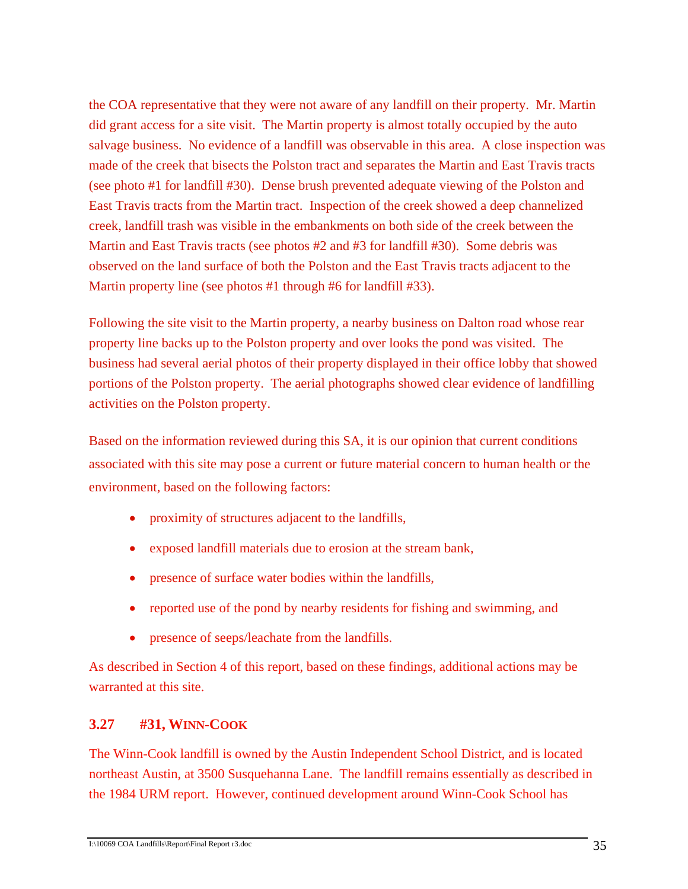the COA representative that they were not aware of any landfill on their property. Mr. Martin did grant access for a site visit. The Martin property is almost totally occupied by the auto salvage business. No evidence of a landfill was observable in this area. A close inspection was made of the creek that bisects the Polston tract and separates the Martin and East Travis tracts (see photo #1 for landfill #30). Dense brush prevented adequate viewing of the Polston and East Travis tracts from the Martin tract. Inspection of the creek showed a deep channelized creek, landfill trash was visible in the embankments on both side of the creek between the Martin and East Travis tracts (see photos #2 and #3 for landfill #30). Some debris was observed on the land surface of both the Polston and the East Travis tracts adjacent to the Martin property line (see photos #1 through #6 for landfill #33).

Following the site visit to the Martin property, a nearby business on Dalton road whose rear property line backs up to the Polston property and over looks the pond was visited. The business had several aerial photos of their property displayed in their office lobby that showed portions of the Polston property. The aerial photographs showed clear evidence of landfilling activities on the Polston property.

Based on the information reviewed during this SA, it is our opinion that current conditions associated with this site may pose a current or future material concern to human health or the environment, based on the following factors:

- proximity of structures adjacent to the landfills,
- exposed landfill materials due to erosion at the stream bank,
- presence of surface water bodies within the landfills,
- reported use of the pond by nearby residents for fishing and swimming, and
- presence of seeps/leachate from the landfills.

As described in Section 4 of this report, based on these findings, additional actions may be warranted at this site.

### 3.27 #31, WINN-COOK

The Winn-Cook landfill is owned by the Austin Independent School District, and is located northeast Austin, at 3500 Susquehanna Lane. The landfill remains essentially as described in the 1984 URM report. However, continued development around Winn-Cook School has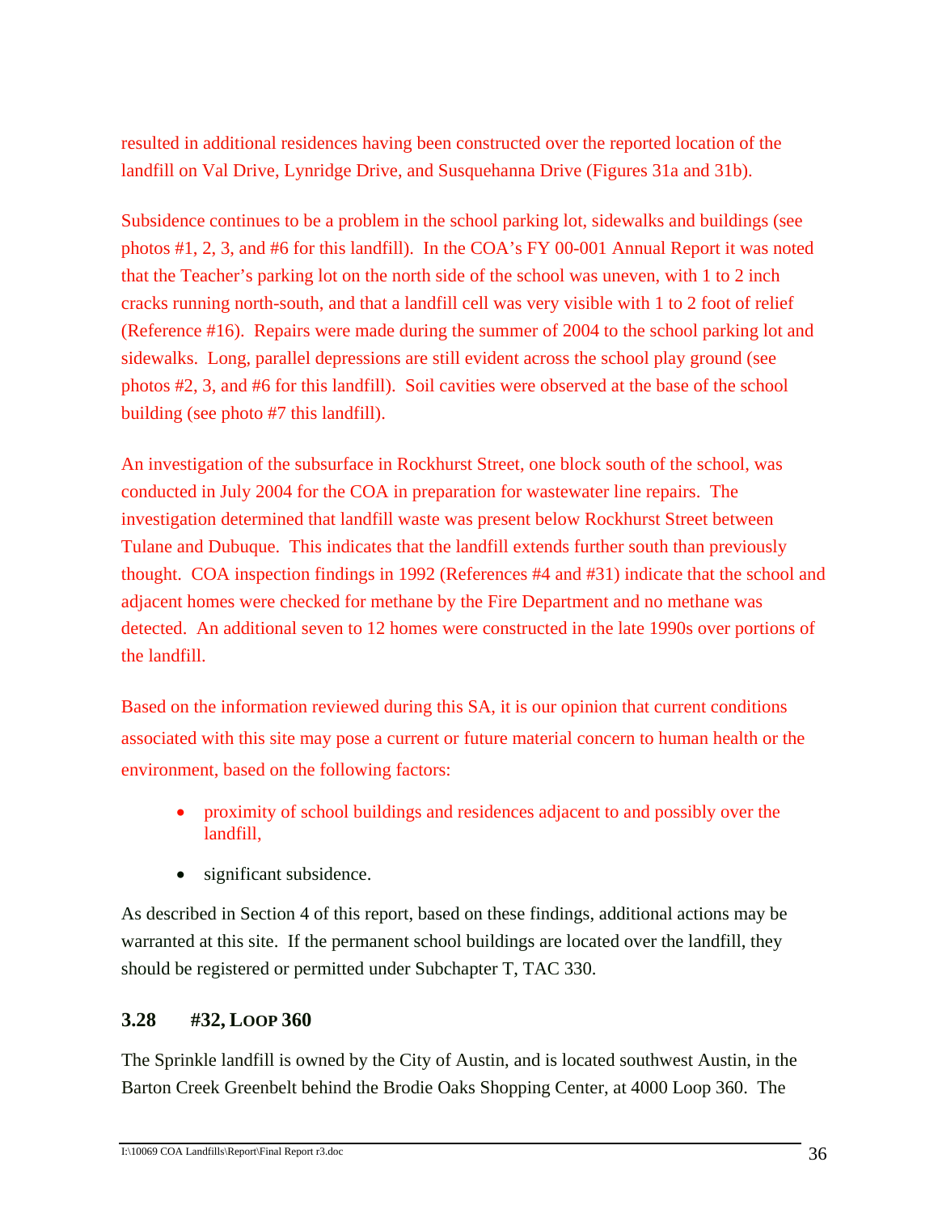resulted in additional residences having been constructed over the reported location of the landfill on Val Drive, Lynridge Drive, and Susquehanna Drive (Figures 31a and 31b).

Subsidence continues to be a problem in the school parking lot, sidewalks and buildings (see photos #1, 2, 3, and #6 for this landfill). In the COA's FY 00-001 Annual Report it was noted that the Teacher's parking lot on the north side of the school was uneven, with 1 to 2 inch cracks running north-south, and that a landfill cell was very visible with 1 to 2 foot of relief (Reference #16). Repairs were made during the summer of 2004 to the school parking lot and sidewalks. Long, parallel depressions are still evident across the school play ground (see photos #2, 3, and #6 for this landfill). Soil cavities were observed at the base of the school building (see photo #7 this landfill).

An investigation of the subsurface in Rockhurst Street, one block south of the school, was conducted in July 2004 for the COA in preparation for wastewater line repairs. The investigation determined that landfill waste was present below Rockhurst Street between Tulane and Dubuque. This indicates that the landfill extends further south than previously thought. COA inspection findings in 1992 (References #4 and #31) indicate that the school and adjacent homes were checked for methane by the Fire Department and no methane was detected. An additional seven to 12 homes were constructed in the late 1990s over portions of the landfill.

Based on the information reviewed during this SA, it is our opinion that current conditions associated with this site may pose a current or future material concern to human health or the environment, based on the following factors:

- proximity of school buildings and residences adjacent to and possibly over the landfill,
- significant subsidence.

As described in Section 4 of this report, based on these findings, additional actions may be warranted at this site. If the permanent school buildings are located over the landfill, they should be registered or permitted under Subchapter T, TAC 330.

### 3.28 #32, Loop 360

The Sprinkle landfill is owned by the City of Austin, and is located southwest Austin, in the Barton Creek Greenbelt behind the Brodie Oaks Shopping Center, at 4000 Loop 360. The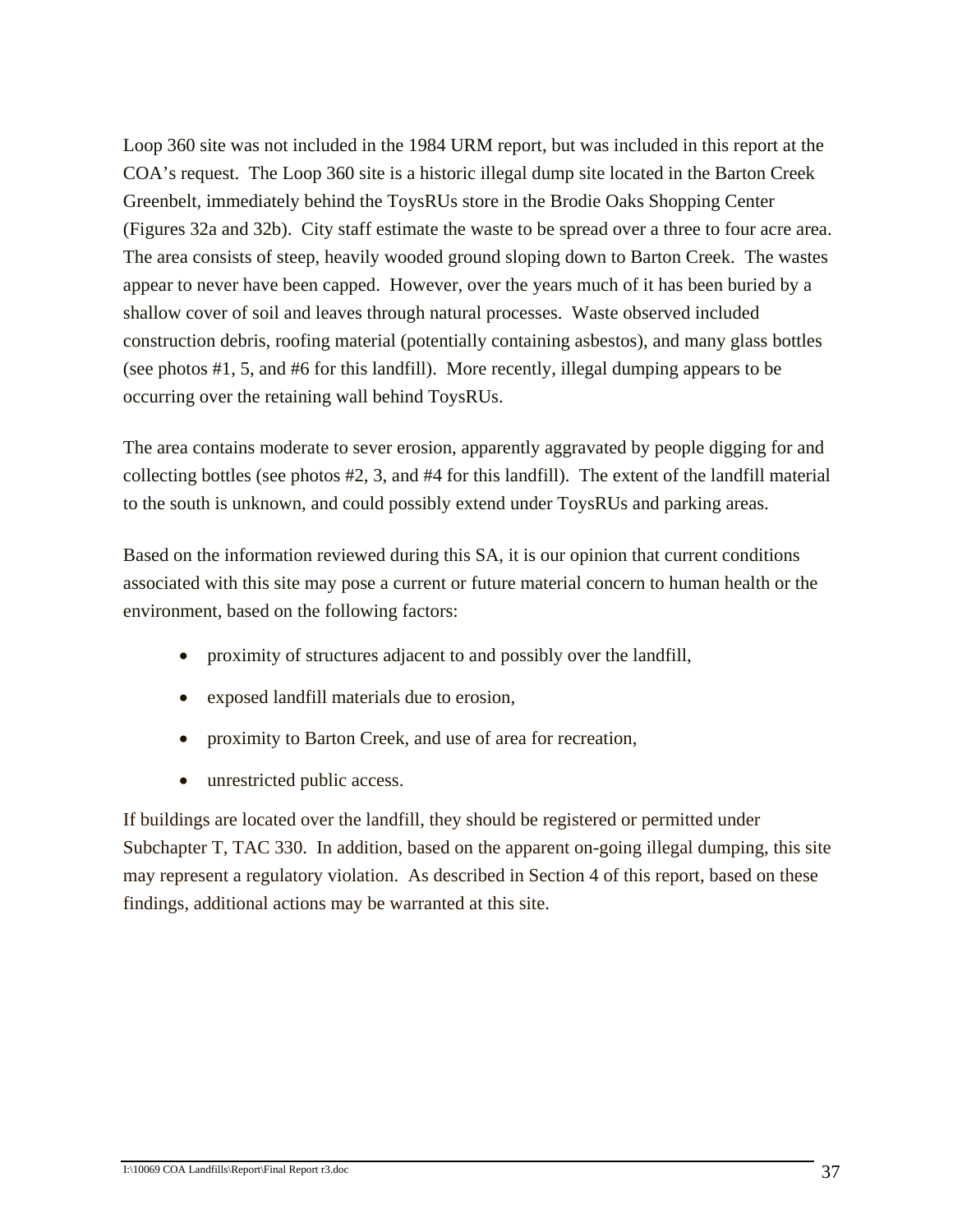Loop 360 site was not included in the 1984 URM report, but was included in this report at the COA's request. The Loop 360 site is a historic illegal dump site located in the Barton Creek Greenbelt, immediately behind the ToysRUs store in the Brodie Oaks Shopping Center (Figures 32a and 32b). City staff estimate the waste to be spread over a three to four acre area. The area consists of steep, heavily wooded ground sloping down to Barton Creek. The wastes appear to never have been capped. However, over the years much of it has been buried by a shallow cover of soil and leaves through natural processes. Waste observed included construction debris, roofing material (potentially containing asbestos), and many glass bottles (see photos #1, 5, and #6 for this landfill). More recently, illegal dumping appears to be occurring over the retaining wall behind ToysRUs.

The area contains moderate to sever erosion, apparently aggravated by people digging for and collecting bottles (see photos #2, 3, and #4 for this landfill). The extent of the landfill material to the south is unknown, and could possibly extend under ToysRUs and parking areas.

Based on the information reviewed during this SA, it is our opinion that current conditions associated with this site may pose a current or future material concern to human health or the environment, based on the following factors:

- proximity of structures adjacent to and possibly over the landfill,
- exposed landfill materials due to erosion,
- proximity to Barton Creek, and use of area for recreation,
- unrestricted public access.

If buildings are located over the landfill, they should be registered or permitted under Subchapter T, TAC 330. In addition, based on the apparent on-going illegal dumping, this site may represent a regulatory violation. As described in Section 4 of this report, based on these findings, additional actions may be warranted at this site.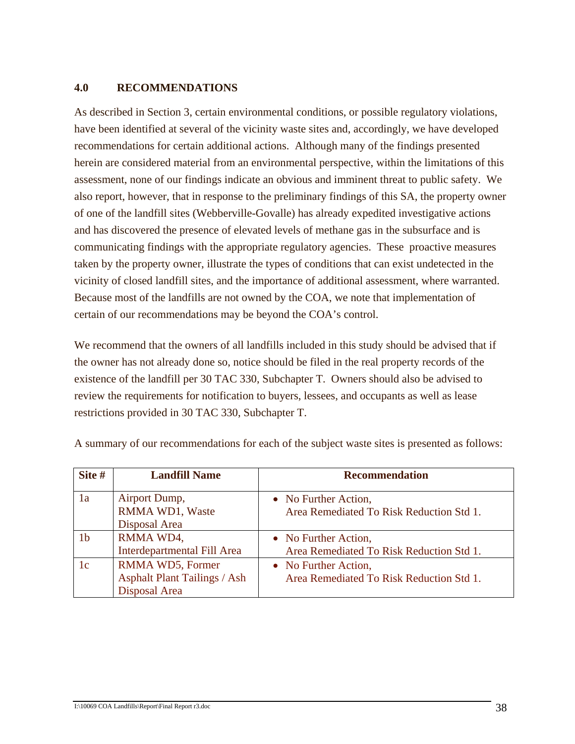## 4.0 RECOMMENDATIONS

As described in Section 3, certain environmental conditions, or possible regulatory violations, have been identified at several of the vicinity waste sites and, accordingly, we have developed recommendations for certain additional actions. Although many of the findings presented herein are considered material from an environmental perspective, within the limitations of this assessment, none of our findings indicate an obvious and imminent threat to public safety. We also report, however, that in response to the preliminary findings of this SA, the property owner of one of the landfill sites (Webberville-Govalle) has already expedited investigative actions and has discovered the presence of elevated levels of methane gas in the subsurface and is communicating findings with the appropriate regulatory agencies. These proactive measures taken by the property owner, illustrate the types of conditions that can exist undetected in the vicinity of closed landfill sites, and the importance of additional assessment, where warranted. Because most of the landfills are not owned by the COA, we note that implementation of certain of our recommendations may be beyond the COA's control.

We recommend that the owners of all landfills included in this study should be advised that if the owner has not already done so, notice should be filed in the real property records of the existence of the landfill per 30 TAC 330, Subchapter T. Owners should also be advised to review the requirements for notification to buyers, lessees, and occupants as well as lease restrictions provided in 30 TAC 330, Subchapter T.

A summary of our recommendations for each of the subject waste sites is presented as follows:

| Site # | Landfill Name | Recommendation |
|---|---|---|
| 1a | Airport Dump, RMMA WD1, Waste Disposal Area | • No Further Action, Area Remediated To Risk Reduction Std 1. |
| 1b | RMMA WD4, Interdepartmental Fill Area | • No Further Action, Area Remediated To Risk Reduction Std 1. |
| 1c | RMMA WD5, Former Asphalt Plant Tailings / Ash Disposal Area | • No Further Action, Area Remediated To Risk Reduction Std 1. |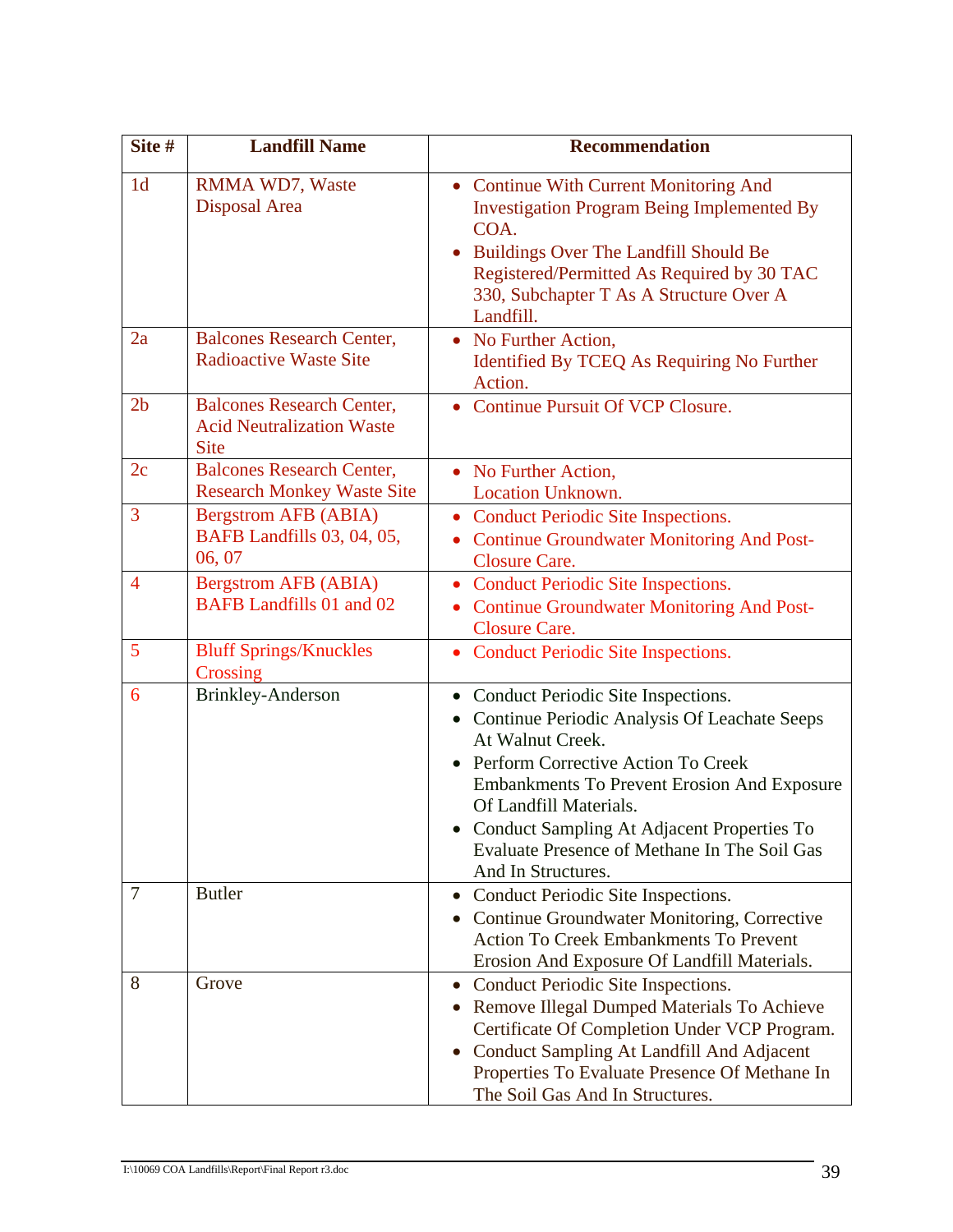| Site # | Landfill Name | Recommendation |
|---|---|---|
| 1d | RMMA WD7, Waste Disposal Area | • Continue With Current Monitoring And Investigation Program Being Implemented By COA.<br>• Buildings Over The Landfill Should Be Registered/Permitted As Required by 30 TAC 330, Subchapter T As A Structure Over A Landfill. |
| 2a | Balcones Research Center, Radioactive Waste Site | • No Further Action, Identified By TCEQ As Requiring No Further Action. |
| 2b | Balcones Research Center, Acid Neutralization Waste Site | • Continue Pursuit Of VCP Closure. |
| 2c | Balcones Research Center, Research Monkey Waste Site | • No Further Action, Location Unknown. |
| 3 | Bergstrom AFB (ABIA) BAFB Landfills 03, 04, 05, 06, 07 | • Conduct Periodic Site Inspections.<br>• Continue Groundwater Monitoring And Post-Closure Care. |
| 4 | Bergstrom AFB (ABIA) BAFB Landfills 01 and 02 | • Conduct Periodic Site Inspections.<br>• Continue Groundwater Monitoring And Post-Closure Care. |
| 5 | Bluff Springs/Knuckles Crossing | • Conduct Periodic Site Inspections. |
| 6 | Brinkley-Anderson | • Conduct Periodic Site Inspections.<br>• Continue Periodic Analysis Of Leachate Seeps At Walnut Creek.<br>• Perform Corrective Action To Creek Embankments To Prevent Erosion And Exposure Of Landfill Materials.<br>• Conduct Sampling At Adjacent Properties To Evaluate Presence of Methane In The Soil Gas And In Structures. |
| 7 | Butler | • Conduct Periodic Site Inspections.<br>• Continue Groundwater Monitoring, Corrective Action To Creek Embankments To Prevent Erosion And Exposure Of Landfill Materials. |
| 8 | Grove | • Conduct Periodic Site Inspections.<br>• Remove Illegal Dumped Materials To Achieve Certificate Of Completion Under VCP Program.<br>• Conduct Sampling At Landfill And Adjacent Properties To Evaluate Presence Of Methane In The Soil Gas And In Structures. |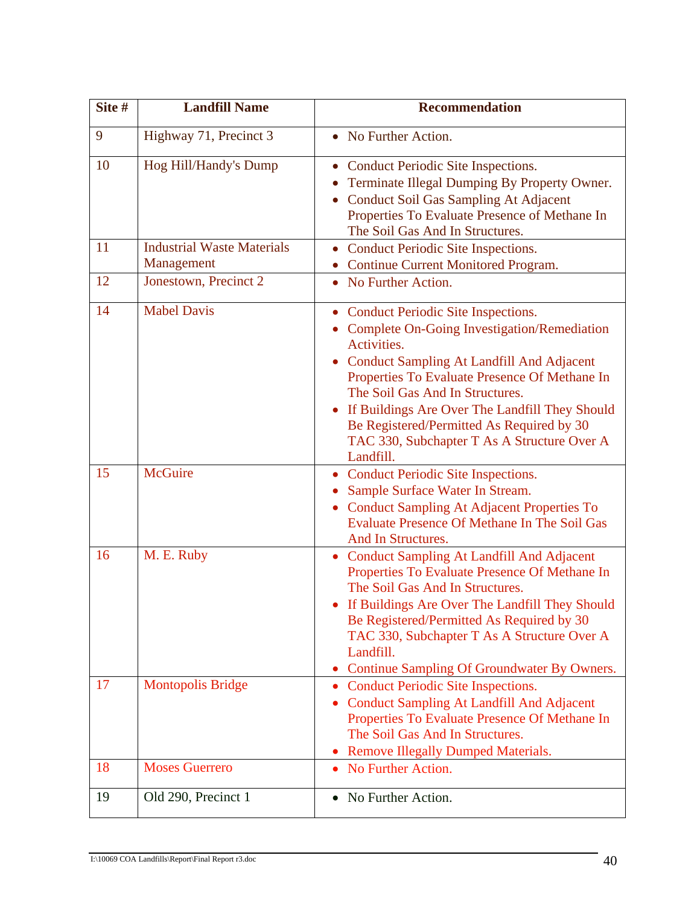| Site # | Landfill Name | Recommendation |
|---|---|---|
| 9 | Highway 71, Precinct 3 | • No Further Action. |
| 10 | Hog Hill/Handy's Dump | • Conduct Periodic Site Inspections.<br>• Terminate Illegal Dumping By Property Owner.<br>• Conduct Soil Gas Sampling At Adjacent Properties To Evaluate Presence of Methane In The Soil Gas And In Structures. |
| 11 | Industrial Waste Materials Management | • Conduct Periodic Site Inspections.<br>• Continue Current Monitored Program. |
| 12 | Jonestown, Precinct 2 | • No Further Action. |
| 14 | Mabel Davis | • Conduct Periodic Site Inspections.<br>• Complete On-Going Investigation/Remediation Activities.<br>• Conduct Sampling At Landfill And Adjacent Properties To Evaluate Presence Of Methane In The Soil Gas And In Structures.<br>• If Buildings Are Over The Landfill They Should Be Registered/Permitted As Required by 30 TAC 330, Subchapter T As A Structure Over A Landfill. |
| 15 | McGuire | • Conduct Periodic Site Inspections.<br>• Sample Surface Water In Stream.<br>• Conduct Sampling At Adjacent Properties To Evaluate Presence Of Methane In The Soil Gas And In Structures. |
| 16 | M. E. Ruby | • Conduct Sampling At Landfill And Adjacent Properties To Evaluate Presence Of Methane In The Soil Gas And In Structures.<br>• If Buildings Are Over The Landfill They Should Be Registered/Permitted As Required by 30 TAC 330, Subchapter T As A Structure Over A Landfill.<br>• Continue Sampling Of Groundwater By Owners. |
| 17 | Montopolis Bridge | • Conduct Periodic Site Inspections.<br>• Conduct Sampling At Landfill And Adjacent Properties To Evaluate Presence Of Methane In The Soil Gas And In Structures.<br>• Remove Illegally Dumped Materials. |
| 18 | Moses Guerrero | • No Further Action. |
| 19 | Old 290, Precinct 1 | • No Further Action. |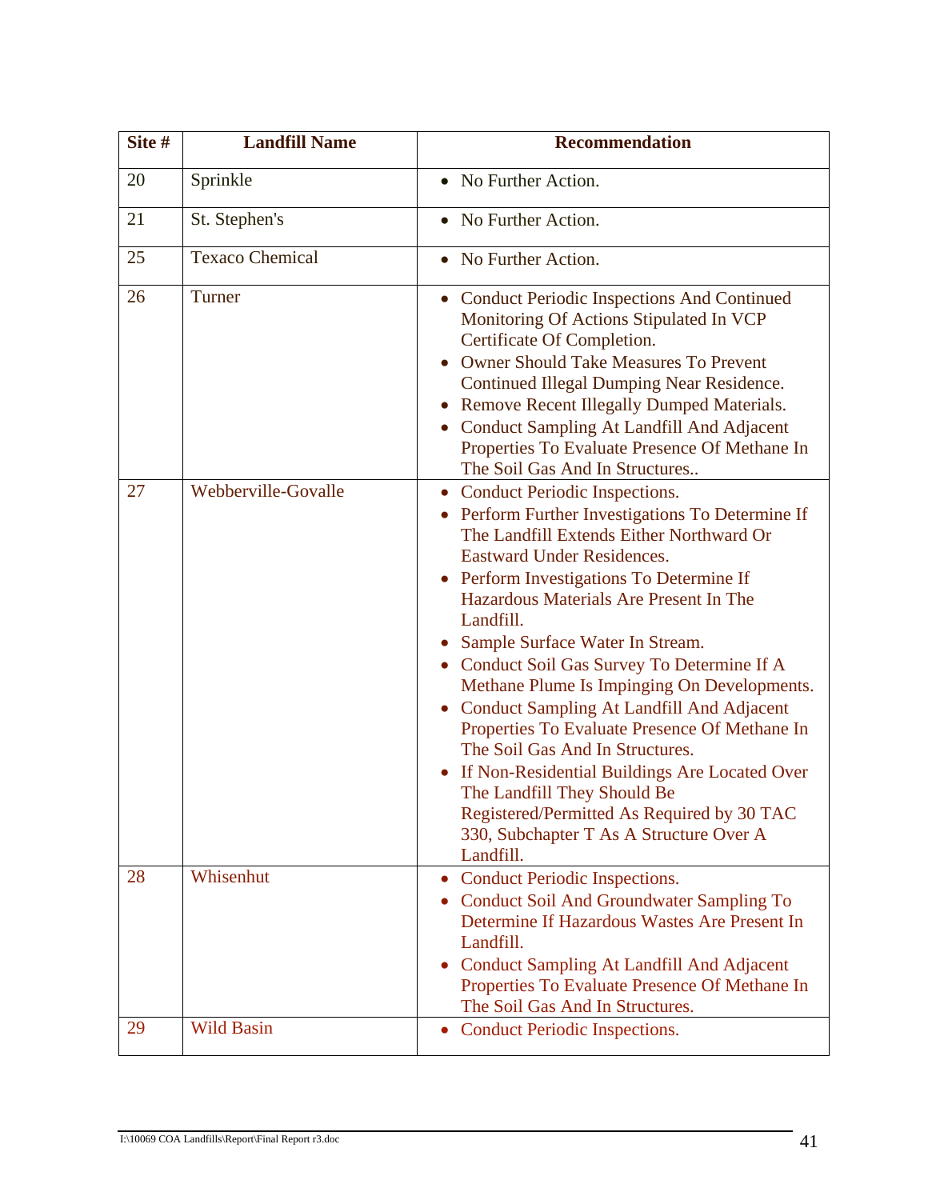| Site # | Landfill Name | Recommendation |
|---|---|---|
| 20 | Sprinkle | • No Further Action. |
| 21 | St. Stephen's | • No Further Action. |
| 25 | Texaco Chemical | • No Further Action. |
| 26 | Turner | • Conduct Periodic Inspections And Continued Monitoring Of Actions Stipulated In VCP Certificate Of Completion.<br>• Owner Should Take Measures To Prevent Continued Illegal Dumping Near Residence.<br>• Remove Recent Illegally Dumped Materials.<br>• Conduct Sampling At Landfill And Adjacent Properties To Evaluate Presence Of Methane In The Soil Gas And In Structures.. |
| 27 | Webberville-Govalle | • Conduct Periodic Inspections.<br>• Perform Further Investigations To Determine If The Landfill Extends Either Northward Or Eastward Under Residences.<br>• Perform Investigations To Determine If Hazardous Materials Are Present In The Landfill.<br>• Sample Surface Water In Stream.<br>• Conduct Soil Gas Survey To Determine If A Methane Plume Is Impinging On Developments.<br>• Conduct Sampling At Landfill And Adjacent Properties To Evaluate Presence Of Methane In The Soil Gas And In Structures.<br>• If Non-Residential Buildings Are Located Over The Landfill They Should Be Registered/Permitted As Required by 30 TAC 330, Subchapter T As A Structure Over A Landfill. |
| 28 | Whisenhut | • Conduct Periodic Inspections.<br>• Conduct Soil And Groundwater Sampling To Determine If Hazardous Wastes Are Present In Landfill.<br>• Conduct Sampling At Landfill And Adjacent Properties To Evaluate Presence Of Methane In The Soil Gas And In Structures. |
| 29 | Wild Basin | • Conduct Periodic Inspections. |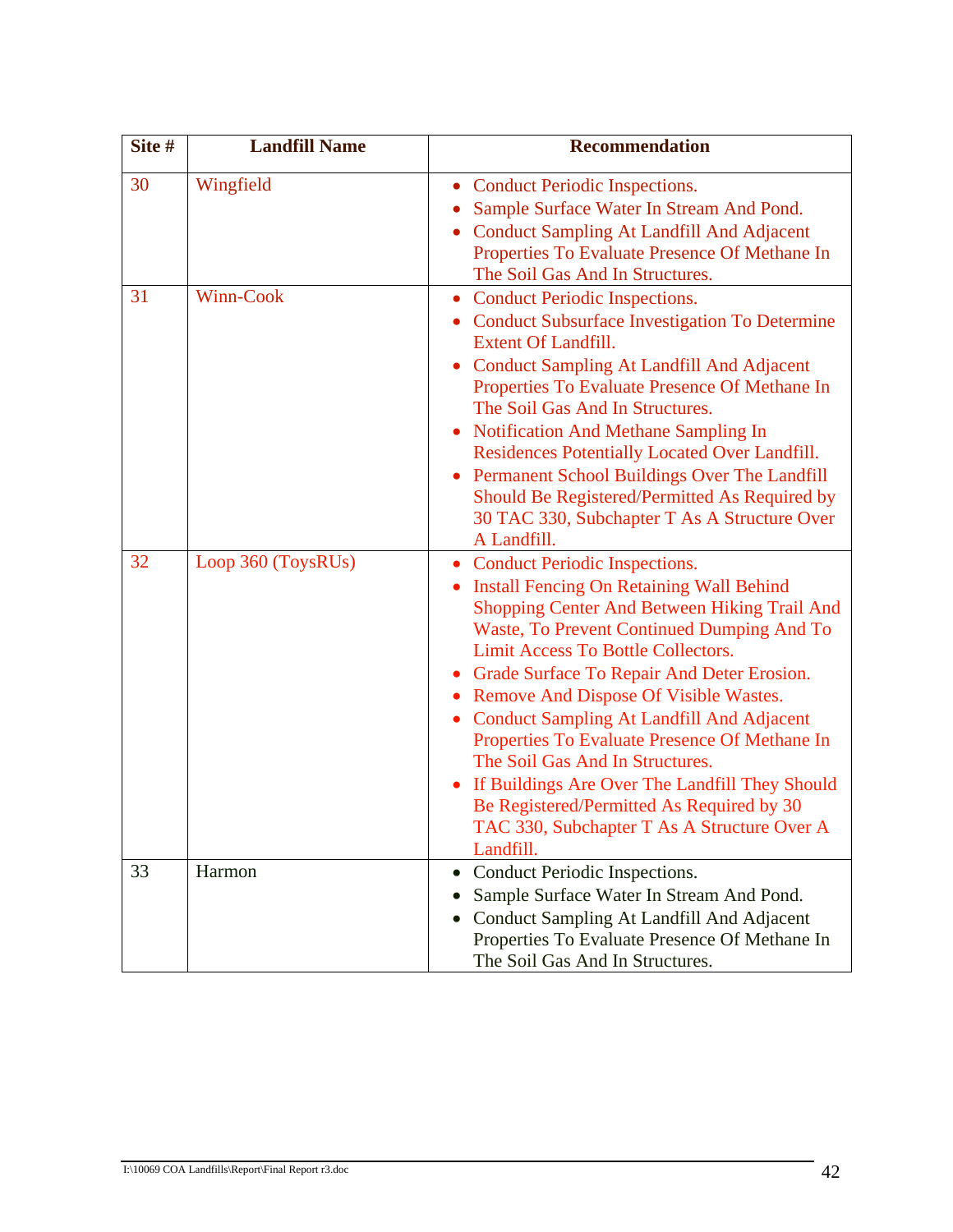| Site # | Landfill Name | Recommendation |
|---|---|---|
| 30 | Wingfield | • Conduct Periodic Inspections.<br>• Sample Surface Water In Stream And Pond.<br>• Conduct Sampling At Landfill And Adjacent Properties To Evaluate Presence Of Methane In The Soil Gas And In Structures. |
| 31 | Winn-Cook | • Conduct Periodic Inspections.<br>• Conduct Subsurface Investigation To Determine Extent Of Landfill.<br>• Conduct Sampling At Landfill And Adjacent Properties To Evaluate Presence Of Methane In The Soil Gas And In Structures.<br>• Notification And Methane Sampling In Residences Potentially Located Over Landfill.<br>• Permanent School Buildings Over The Landfill Should Be Registered/Permitted As Required by 30 TAC 330, Subchapter T As A Structure Over A Landfill. |
| 32 | Loop 360 (ToysRUs) | • Conduct Periodic Inspections.<br>• Install Fencing On Retaining Wall Behind Shopping Center And Between Hiking Trail And Waste, To Prevent Continued Dumping And To Limit Access To Bottle Collectors.<br>• Grade Surface To Repair And Deter Erosion.<br>• Remove And Dispose Of Visible Wastes.<br>• Conduct Sampling At Landfill And Adjacent Properties To Evaluate Presence Of Methane In The Soil Gas And In Structures.<br>• If Buildings Are Over The Landfill They Should Be Registered/Permitted As Required by 30 TAC 330, Subchapter T As A Structure Over A Landfill. |
| 33 | Harmon | • Conduct Periodic Inspections.<br>• Sample Surface Water In Stream And Pond.<br>• Conduct Sampling At Landfill And Adjacent Properties To Evaluate Presence Of Methane In The Soil Gas And In Structures. |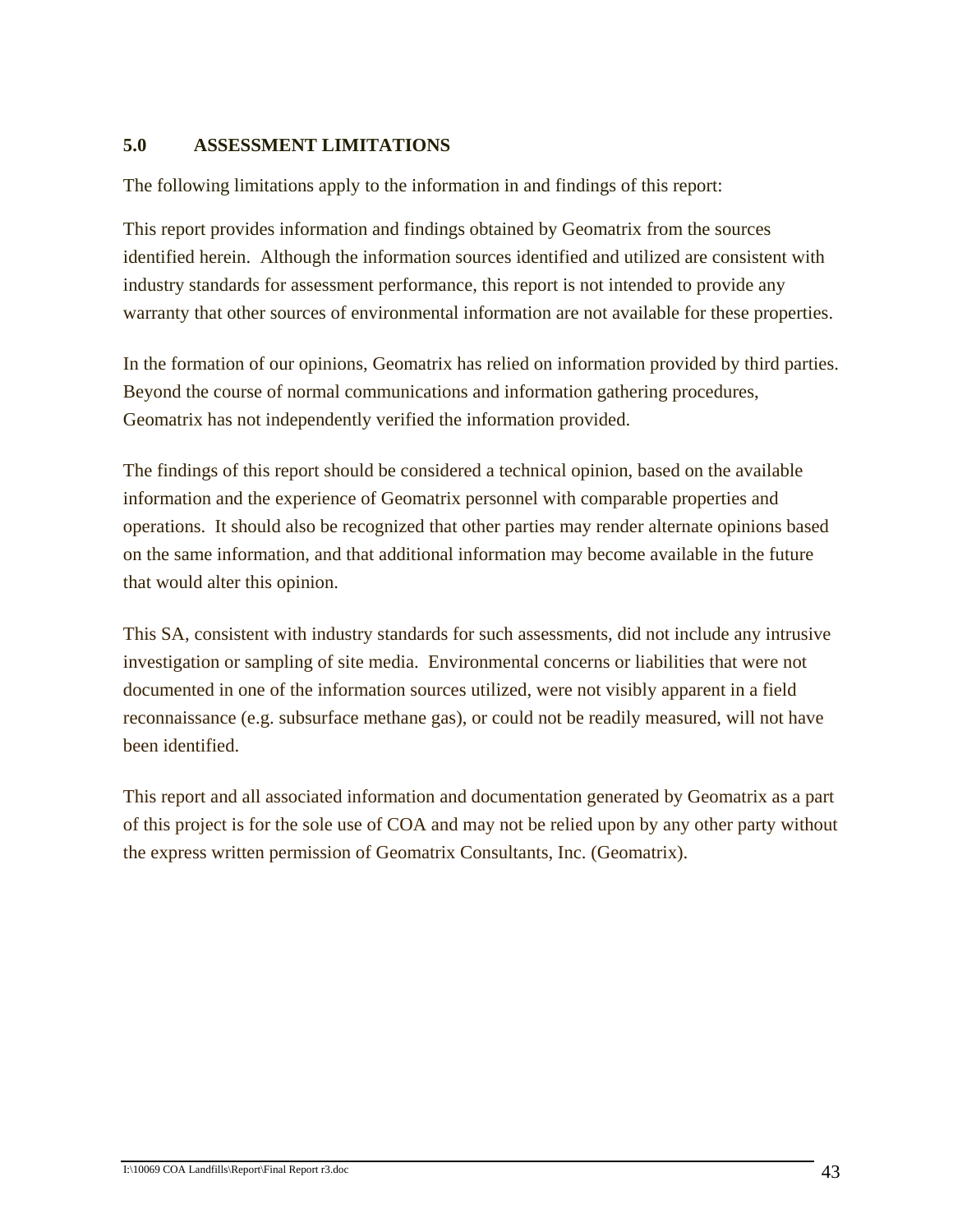## 5.0 ASSESSMENT LIMITATIONS

The following limitations apply to the information in and findings of this report:

This report provides information and findings obtained by Geomatrix from the sources identified herein. Although the information sources identified and utilized are consistent with industry standards for assessment performance, this report is not intended to provide any warranty that other sources of environmental information are not available for these properties.

In the formation of our opinions, Geomatrix has relied on information provided by third parties. Beyond the course of normal communications and information gathering procedures, Geomatrix has not independently verified the information provided.

The findings of this report should be considered a technical opinion, based on the available information and the experience of Geomatrix personnel with comparable properties and operations. It should also be recognized that other parties may render alternate opinions based on the same information, and that additional information may become available in the future that would alter this opinion.

This SA, consistent with industry standards for such assessments, did not include any intrusive investigation or sampling of site media. Environmental concerns or liabilities that were not documented in one of the information sources utilized, were not visibly apparent in a field reconnaissance (e.g. subsurface methane gas), or could not be readily measured, will not have been identified.

This report and all associated information and documentation generated by Geomatrix as a part of this project is for the sole use of COA and may not be relied upon by any other party without the express written permission of Geomatrix Consultants, Inc. (Geomatrix).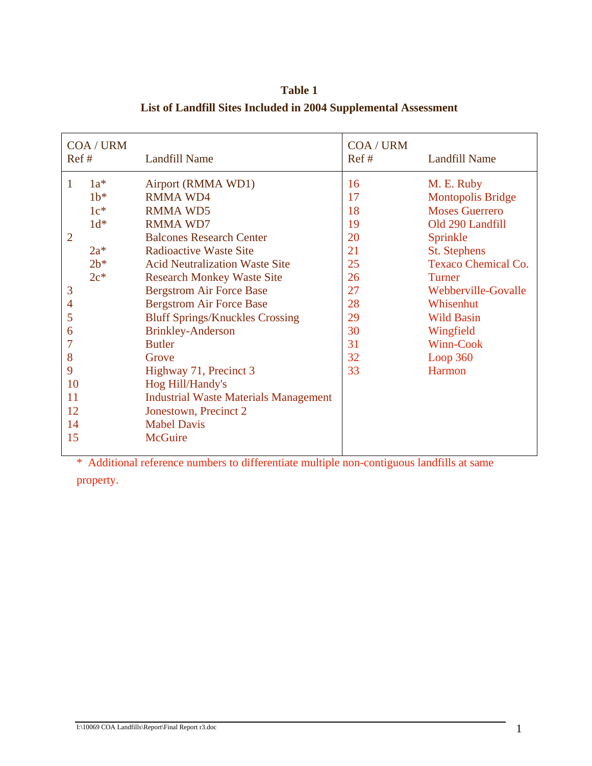**Table 1**

**List of Landfill Sites Included in 2004 Supplemental Assessment**

| COA / URM Ref # | | Landfill Name | COA / URM Ref # | Landfill Name |
|---|---|---|---|---|
| 1 | 1a* | Airport (RMMA WD1) | 16 | M. E. Ruby |
| | 1b* | RMMA WD4 | 17 | Montopolis Bridge |
| | 1c* | RMMA WD5 | 18 | Moses Guerrero |
| | 1d* | RMMA WD7 | 19 | Old 290 Landfill |
| 2 | | Balcones Research Center | 20 | Sprinkle |
| | 2a* | Radioactive Waste Site | 21 | St. Stephens |
| | 2b* | Acid Neutralization Waste Site | 25 | Texaco Chemical Co. |
| | 2c* | Research Monkey Waste Site | 26 | Turner |
| 3 | | Bergstrom Air Force Base | 27 | Webberville-Govalle |
| 4 | | Bergstrom Air Force Base | 28 | Whisenhut |
| 5 | | Bluff Springs/Knuckles Crossing | 29 | Wild Basin |
| 6 | | Brinkley-Anderson | 30 | Wingfield |
| 7 | | Butler | 31 | Winn-Cook |
| 8 | | Grove | 32 | Loop 360 |
| 9 | | Highway 71, Precinct 3 | 33 | Harmon |
| 10 | | Hog Hill/Handy's | | |
| 11 | | Industrial Waste Materials Management | | |
| 12 | | Jonestown, Precinct 2 | | |
| 14 | | Mabel Davis | | |
| 15 | | McGuire | | |

* Additional reference numbers to differentiate multiple non-contiguous landfills at same property.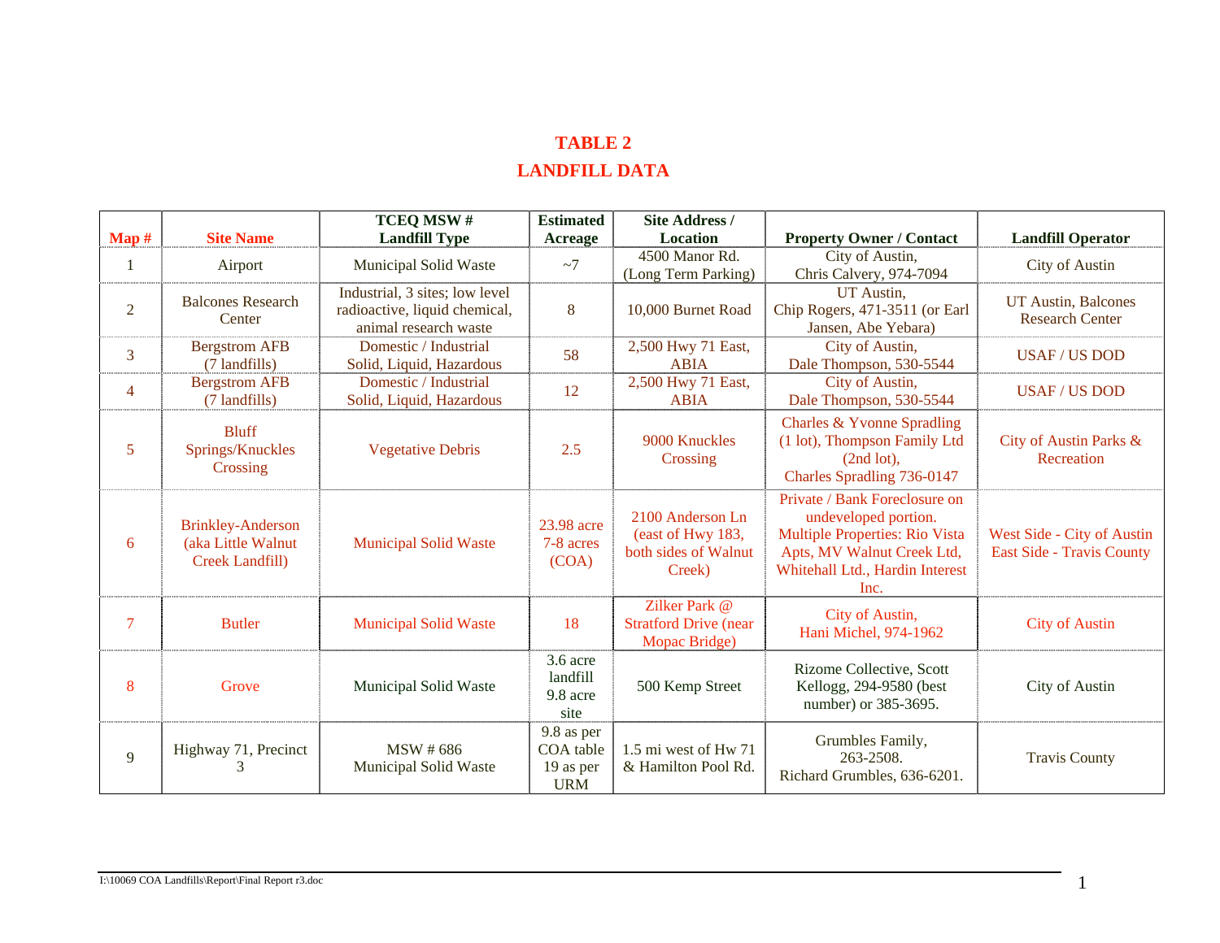# TABLE 2

# LANDFILL DATA

| Map # | Site Name | TCEQ MSW # Landfill Type | Estimated Acreage | Site Address / Location | Property Owner / Contact | Landfill Operator |
|---|---|---|---|---|---|---|
| 1 | Airport | Municipal Solid Waste | ~7 | 4500 Manor Rd. (Long Term Parking) | City of Austin, Chris Calvery, 974-7094 | City of Austin |
| 2 | Balcones Research Center | Industrial, 3 sites; low level radioactive, liquid chemical, animal research waste | 8 | 10,000 Burnet Road | UT Austin, Chip Rogers, 471-3511 (or Earl Jansen, Abe Yebara) | UT Austin, Balcones Research Center |
| 3 | Bergstrom AFB (7 landfills) | Domestic / Industrial Solid, Liquid, Hazardous | 58 | 2,500 Hwy 71 East, ABIA | City of Austin, Dale Thompson, 530-5544 | USAF / US DOD |
| 4 | Bergstrom AFB (7 landfills) | Domestic / Industrial Solid, Liquid, Hazardous | 12 | 2,500 Hwy 71 East, ABIA | City of Austin, Dale Thompson, 530-5544 | USAF / US DOD |
| 5 | Bluff Springs/Knuckles Crossing | Vegetative Debris | 2.5 | 9000 Knuckles Crossing | Charles & Yvonne Spradling (1 lot), Thompson Family Ltd (2nd lot), Charles Spradling 736-0147 | City of Austin Parks & Recreation |
| 6 | Brinkley-Anderson (aka Little Walnut Creek Landfill) | Municipal Solid Waste | 23.98 acre 7-8 acres (COA) | 2100 Anderson Ln (east of Hwy 183, both sides of Walnut Creek) | Private / Bank Foreclosure on undeveloped portion. Multiple Properties: Rio Vista Apts, MV Walnut Creek Ltd, Whitehall Ltd., Hardin Interest Inc. | West Side - City of Austin East Side - Travis County |
| 7 | Butler | Municipal Solid Waste | 18 | Zilker Park @ Stratford Drive (near Mopac Bridge) | City of Austin, Hani Michel, 974-1962 | City of Austin |
| 8 | Grove | Municipal Solid Waste | 3.6 acre landfill 9.8 acre site | 500 Kemp Street | Rizome Collective, Scott Kellogg, 294-9580 (best number) or 385-3695. | City of Austin |
| 9 | Highway 71, Precinct 3 | MSW # 686 Municipal Solid Waste | 9.8 as per COA table 19 as per URM | 1.5 mi west of Hw 71 & Hamilton Pool Rd. | Grumbles Family, 263-2508. Richard Grumbles, 636-6201. | Travis County |

I:\10069 COA Landfills\Report\Final Report r3.doc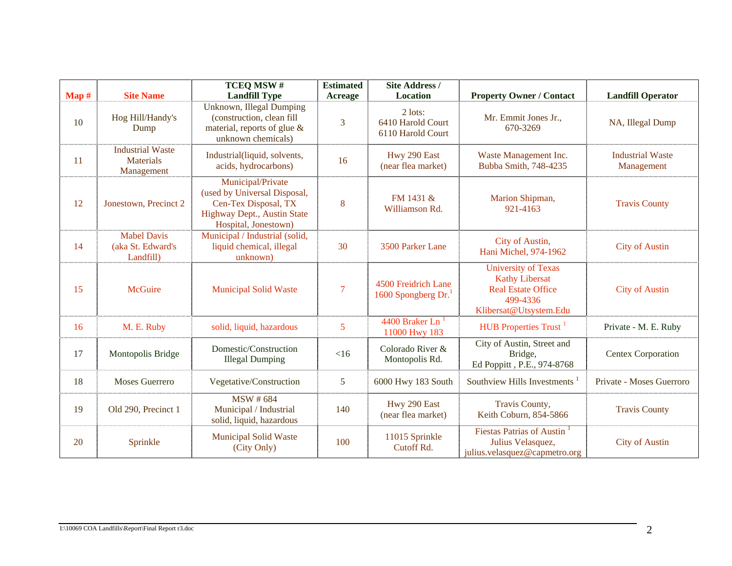| Map # | Site Name | TCEQ MSW # Landfill Type | Estimated Acreage | Site Address / Location | Property Owner / Contact | Landfill Operator |
|---|---|---|---|---|---|---|
| 10 | Hog Hill/Handy's Dump | Unknown, Illegal Dumping (construction, clean fill material, reports of glue & unknown chemicals) | 3 | 2 lots: 6410 Harold Court 6110 Harold Court | Mr. Emmit Jones Jr., 670-3269 | NA, Illegal Dump |
| 11 | Industrial Waste Materials Management | Industrial(liquid, solvents, acids, hydrocarbons) | 16 | Hwy 290 East (near flea market) | Waste Management Inc. Bubba Smith, 748-4235 | Industrial Waste Management |
| 12 | Jonestown, Precinct 2 | Municipal/Private (used by Universal Disposal, Cen-Tex Disposal, TX Highway Dept., Austin State Hospital, Jonestown) | 8 | FM 1431 & Williamson Rd. | Marion Shipman, 921-4163 | Travis County |
| 14 | Mabel Davis (aka St. Edward's Landfill) | Municipal / Industrial (solid, liquid chemical, illegal unknown) | 30 | 3500 Parker Lane | City of Austin, Hani Michel, 974-1962 | City of Austin |
| 15 | McGuire | Municipal Solid Waste | 7 | 4500 Freidrich Lane 1600 Spongberg Dr.[1] | University of Texas Kathy Libersat Real Estate Office 499-4336 Klibersat@Utsystem.Edu | City of Austin |
| 16 | M. E. Ruby | solid, liquid, hazardous | 5 | 4400 Braker Ln [1] 11000 Hwy 183 | HUB Properties Trust [1] | Private - M. E. Ruby |
| 17 | Montopolis Bridge | Domestic/Construction Illegal Dumping | <16 | Colorado River & Montopolis Rd. | City of Austin, Street and Bridge, Ed Poppitt , P.E., 974-8768 | Centex Corporation |
| 18 | Moses Guerrero | Vegetative/Construction | 5 | 6000 Hwy 183 South | Southview Hills Investments [1] | Private - Moses Guerroro |
| 19 | Old 290, Precinct 1 | MSW # 684 Municipal / Industrial solid, liquid, hazardous | 140 | Hwy 290 East (near flea market) | Travis County, Keith Coburn, 854-5866 | Travis County |
| 20 | Sprinkle | Municipal Solid Waste (City Only) | 100 | 11015 Sprinkle Cutoff Rd. | Fiestas Patrias of Austin [1] Julius Velasquez, julius.velasquez@capmetro.org | City of Austin |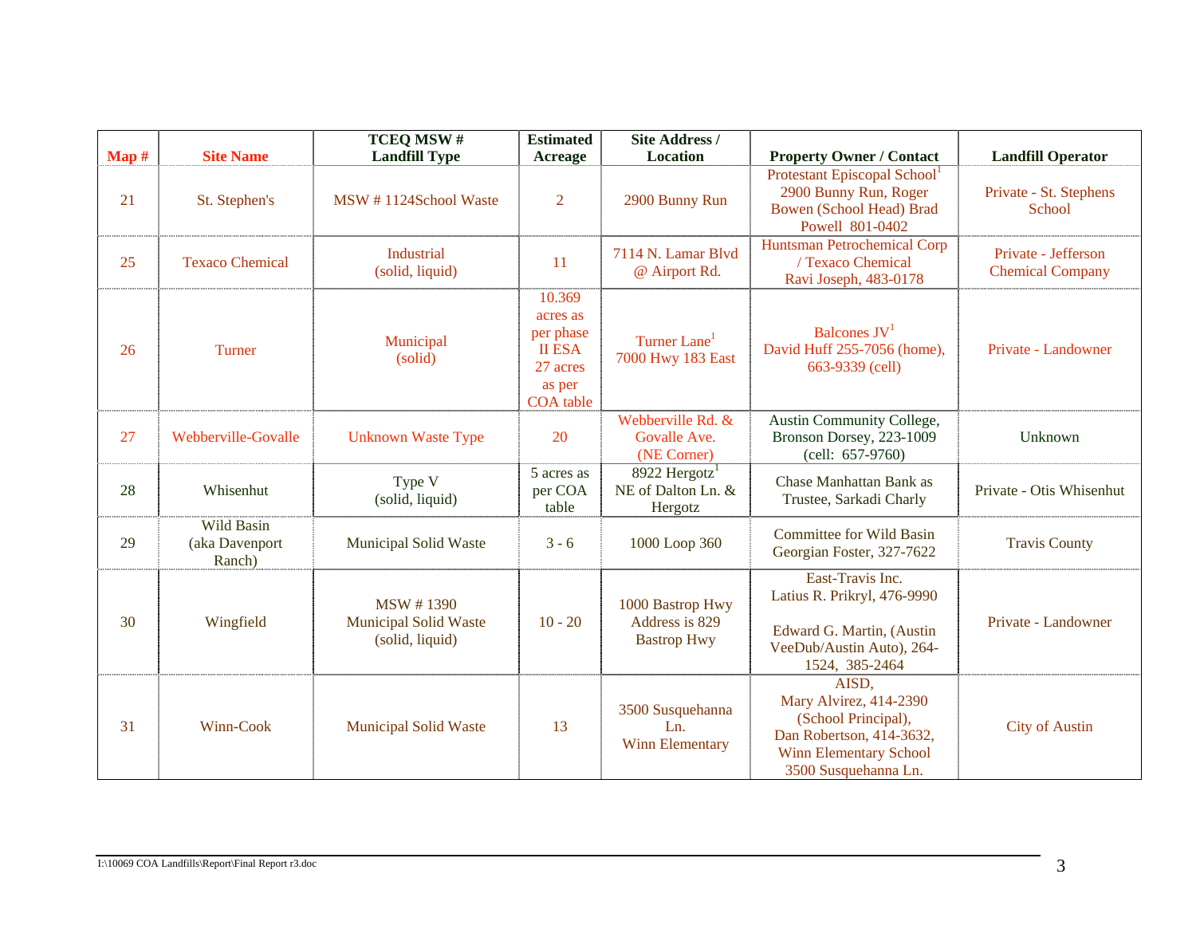| Map # | Site Name | TCEQ MSW # Landfill Type | Estimated Acreage | Site Address / Location | Property Owner / Contact | Landfill Operator |
|---|---|---|---|---|---|---|
| 21 | St. Stephen's | MSW # 1124School Waste | 2 | 2900 Bunny Run | Protestant Episcopal School[1] 2900 Bunny Run, Roger Bowen (School Head) Brad Powell 801-0402 | Private - St. Stephens School |
| 25 | Texaco Chemical | Industrial (solid, liquid) | 11 | 7114 N. Lamar Blvd @ Airport Rd. | Huntsman Petrochemical Corp / Texaco Chemical Ravi Joseph, 483-0178 | Private - Jefferson Chemical Company |
| 26 | Turner | Municipal (solid) | 10.369 acres as per phase II ESA 27 acres as per COA table | Turner Lane[1] 7000 Hwy 183 East | Balcones JV[1] David Huff 255-7056 (home), 663-9339 (cell) | Private - Landowner |
| 27 | Webberville-Govalle | Unknown Waste Type | 20 | Webberville Rd. & Govalle Ave. (NE Corner) | Austin Community College, Bronson Dorsey, 223-1009 (cell: 657-9760) | Unknown |
| 28 | Whisenhut | Type V (solid, liquid) | 5 acres as per COA table | 8922 Hergotz[1] NE of Dalton Ln. & Hergotz | Chase Manhattan Bank as Trustee, Sarkadi Charly | Private - Otis Whisenhut |
| 29 | Wild Basin (aka Davenport Ranch) | Municipal Solid Waste | 3 - 6 | 1000 Loop 360 | Committee for Wild Basin Georgian Foster, 327-7622 | Travis County |
| 30 | Wingfield | MSW # 1390 Municipal Solid Waste (solid, liquid) | 10 - 20 | 1000 Bastrop Hwy Address is 829 Bastrop Hwy | East-Travis Inc. Latius R. Prikryl, 476-9990 Edward G. Martin, (Austin VeeDub/Austin Auto), 264-1524, 385-2464 | Private - Landowner |
| 31 | Winn-Cook | Municipal Solid Waste | 13 | 3500 Susquehanna Ln. Winn Elementary | AISD, Mary Alvirez, 414-2390 (School Principal), Dan Robertson, 414-3632, Winn Elementary School 3500 Susquehanna Ln. | City of Austin |

I:\10069 COA Landfills\Report\Final Report r3.doc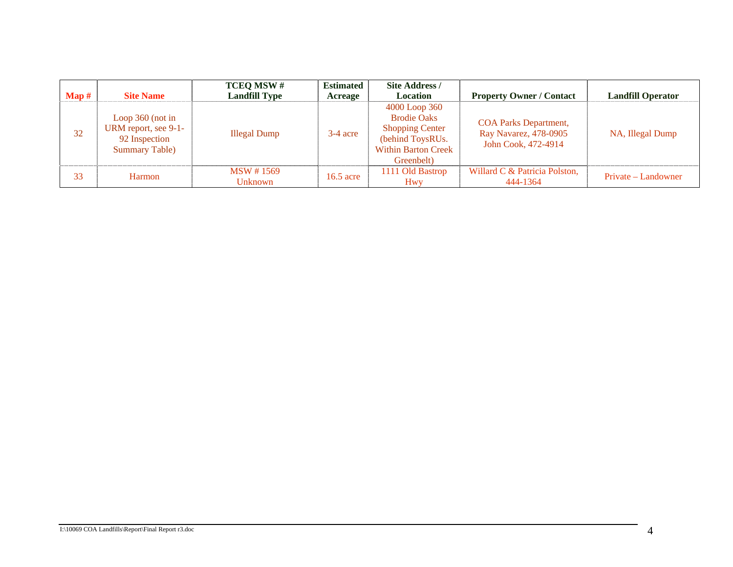| Map # | Site Name | TCEQ MSW # Landfill Type | Estimated Acreage | Site Address / Location | Property Owner / Contact | Landfill Operator |
|---|---|---|---|---|---|---|
| 32 | Loop 360 (not in URM report, see 9-1-92 Inspection Summary Table) | Illegal Dump | 3-4 acre | 4000 Loop 360 Brodie Oaks Shopping Center (behind ToysRUs. Within Barton Creek Greenbelt) | COA Parks Department, Ray Navarez, 478-0905 John Cook, 472-4914 | NA, Illegal Dump |
| 33 | Harmon | MSW # 1569 Unknown | 16.5 acre | 1111 Old Bastrop Hwy | Willard C & Patricia Polston, 444-1364 | Private – Landowner |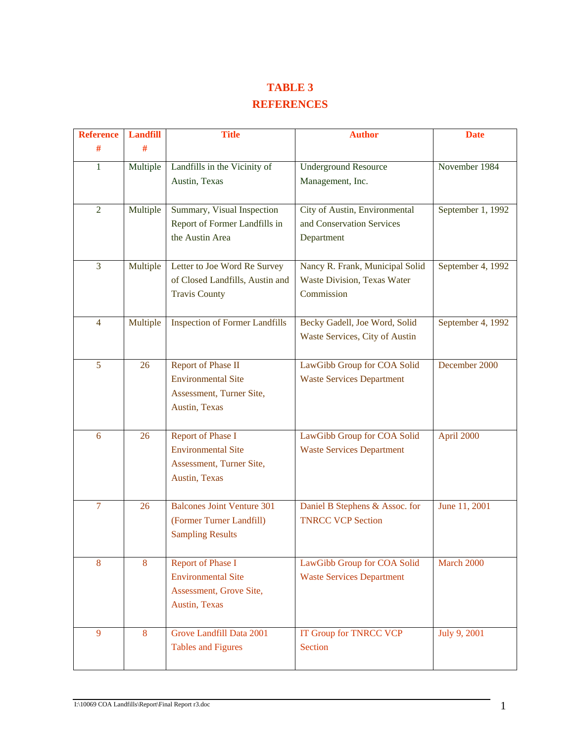# TABLE 3
# REFERENCES

| Reference # | Landfill # | Title | Author | Date |
|---|---|---|---|---|
| 1 | Multiple | Landfills in the Vicinity of Austin, Texas | Underground Resource Management, Inc. | November 1984 |
| 2 | Multiple | Summary, Visual Inspection Report of Former Landfills in the Austin Area | City of Austin, Environmental and Conservation Services Department | September 1, 1992 |
| 3 | Multiple | Letter to Joe Word Re Survey of Closed Landfills, Austin and Travis County | Nancy R. Frank, Municipal Solid Waste Division, Texas Water Commission | September 4, 1992 |
| 4 | Multiple | Inspection of Former Landfills | Becky Gadell, Joe Word, Solid Waste Services, City of Austin | September 4, 1992 |
| 5 | 26 | Report of Phase II Environmental Site Assessment, Turner Site, Austin, Texas | LawGibb Group for COA Solid Waste Services Department | December 2000 |
| 6 | 26 | Report of Phase I Environmental Site Assessment, Turner Site, Austin, Texas | LawGibb Group for COA Solid Waste Services Department | April 2000 |
| 7 | 26 | Balcones Joint Venture 301 (Former Turner Landfill) Sampling Results | Daniel B Stephens & Assoc. for TNRCC VCP Section | June 11, 2001 |
| 8 | 8 | Report of Phase I Environmental Site Assessment, Grove Site, Austin, Texas | LawGibb Group for COA Solid Waste Services Department | March 2000 |
| 9 | 8 | Grove Landfill Data 2001 Tables and Figures | IT Group for TNRCC VCP Section | July 9, 2001 |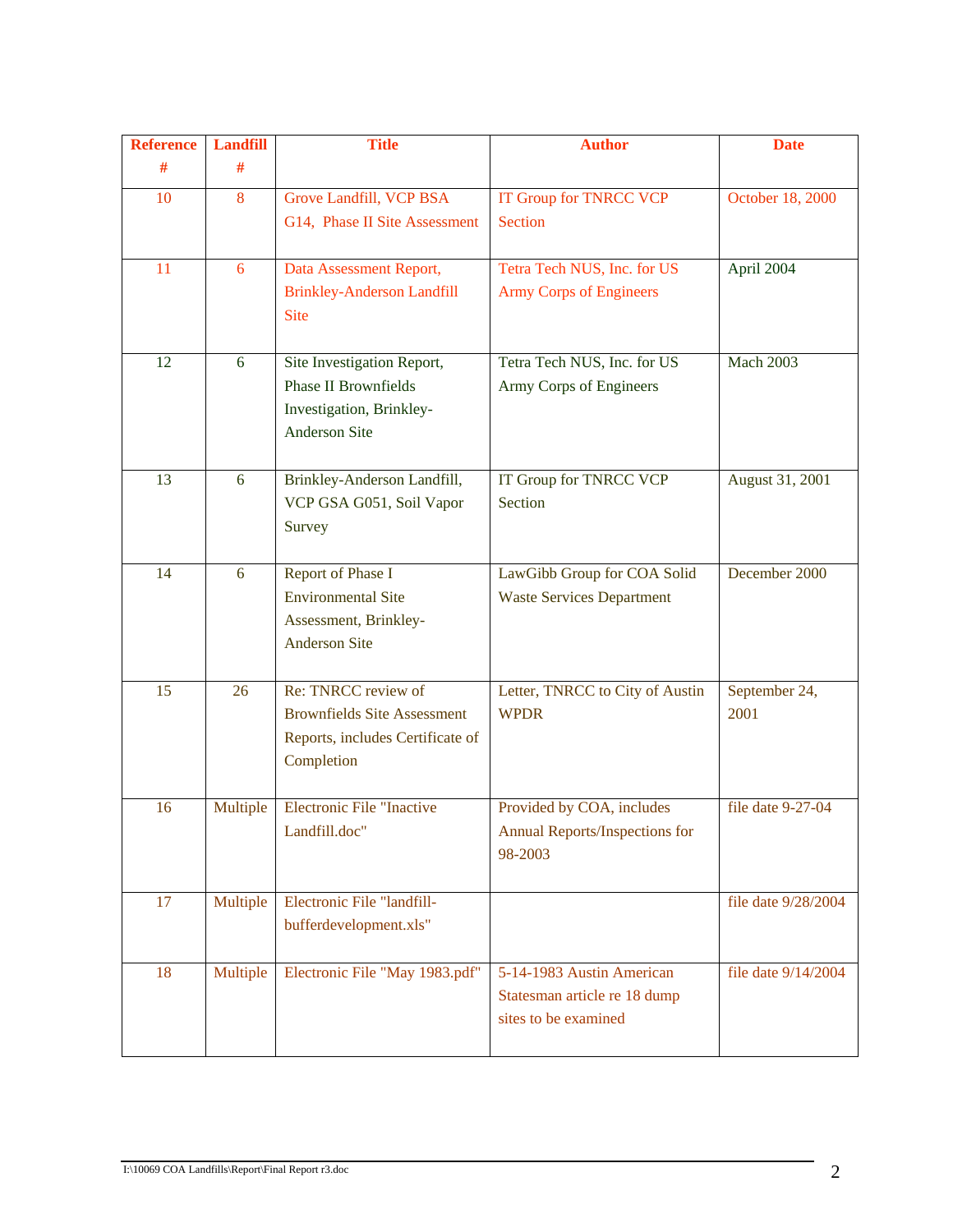| Reference # | Landfill # | Title | Author | Date |
|---|---|---|---|---|
| 10 | 8 | Grove Landfill, VCP BSA G14, Phase II Site Assessment | IT Group for TNRCC VCP Section | October 18, 2000 |
| 11 | 6 | Data Assessment Report, Brinkley-Anderson Landfill Site | Tetra Tech NUS, Inc. for US Army Corps of Engineers | April 2004 |
| 12 | 6 | Site Investigation Report, Phase II Brownfields Investigation, Brinkley-Anderson Site | Tetra Tech NUS, Inc. for US Army Corps of Engineers | Mach 2003 |
| 13 | 6 | Brinkley-Anderson Landfill, VCP GSA G051, Soil Vapor Survey | IT Group for TNRCC VCP Section | August 31, 2001 |
| 14 | 6 | Report of Phase I Environmental Site Assessment, Brinkley-Anderson Site | LawGibb Group for COA Solid Waste Services Department | December 2000 |
| 15 | 26 | Re: TNRCC review of Brownfields Site Assessment Reports, includes Certificate of Completion | Letter, TNRCC to City of Austin WPDR | September 24, 2001 |
| 16 | Multiple | Electronic File "Inactive Landfill.doc" | Provided by COA, includes Annual Reports/Inspections for 98-2003 | file date 9-27-04 |
| 17 | Multiple | Electronic File "landfill-bufferdevelopment.xls" | | file date 9/28/2004 |
| 18 | Multiple | Electronic File "May 1983.pdf" | 5-14-1983 Austin American Statesman article re 18 dump sites to be examined | file date 9/14/2004 |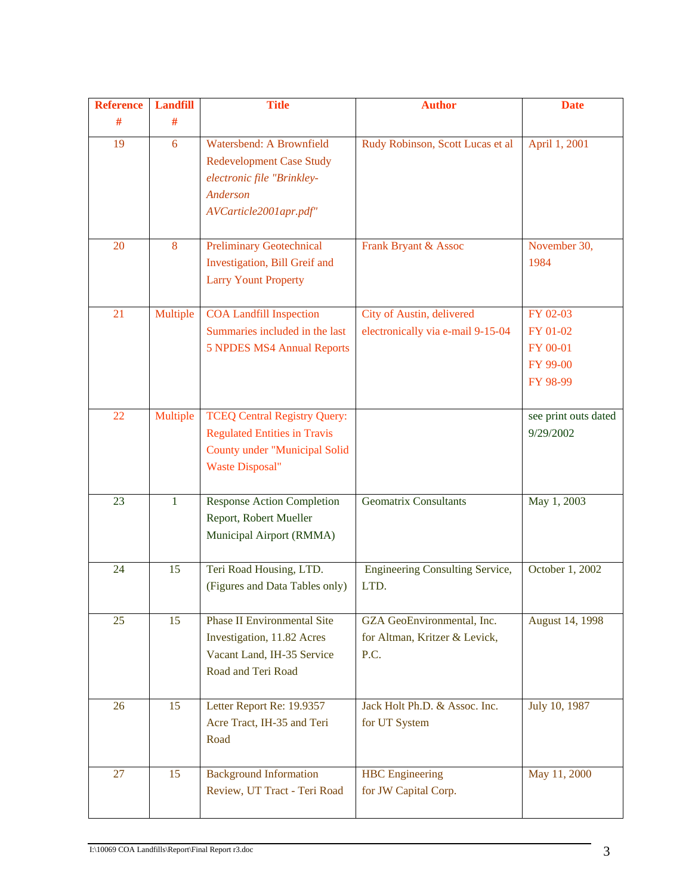| Reference # | Landfill # | Title | Author | Date |
|---|---|---|---|---|
| 19 | 6 | Watersbend: A Brownfield Redevelopment Case Study *electronic file "Brinkley-Anderson AVCarticle2001apr.pdf"* | Rudy Robinson, Scott Lucas et al | April 1, 2001 |
| 20 | 8 | Preliminary Geotechnical Investigation, Bill Greif and Larry Yount Property | Frank Bryant & Assoc | November 30, 1984 |
| 21 | Multiple | COA Landfill Inspection Summaries included in the last 5 NPDES MS4 Annual Reports | City of Austin, delivered electronically via e-mail 9-15-04 | FY 02-03<br>FY 01-02<br>FY 00-01<br>FY 99-00<br>FY 98-99 |
| 22 | Multiple | TCEQ Central Registry Query: Regulated Entities in Travis County under "Municipal Solid Waste Disposal" | | see print outs dated 9/29/2002 |
| 23 | 1 | Response Action Completion Report, Robert Mueller Municipal Airport (RMMA) | Geomatrix Consultants | May 1, 2003 |
| 24 | 15 | Teri Road Housing, LTD. (Figures and Data Tables only) | Engineering Consulting Service, LTD. | October 1, 2002 |
| 25 | 15 | Phase II Environmental Site Investigation, 11.82 Acres Vacant Land, IH-35 Service Road and Teri Road | GZA GeoEnvironmental, Inc. for Altman, Kritzer & Levick, P.C. | August 14, 1998 |
| 26 | 15 | Letter Report Re: 19.9357 Acre Tract, IH-35 and Teri Road | Jack Holt Ph.D. & Assoc. Inc. for UT System | July 10, 1987 |
| 27 | 15 | Background Information Review, UT Tract - Teri Road | HBC Engineering for JW Capital Corp. | May 11, 2000 |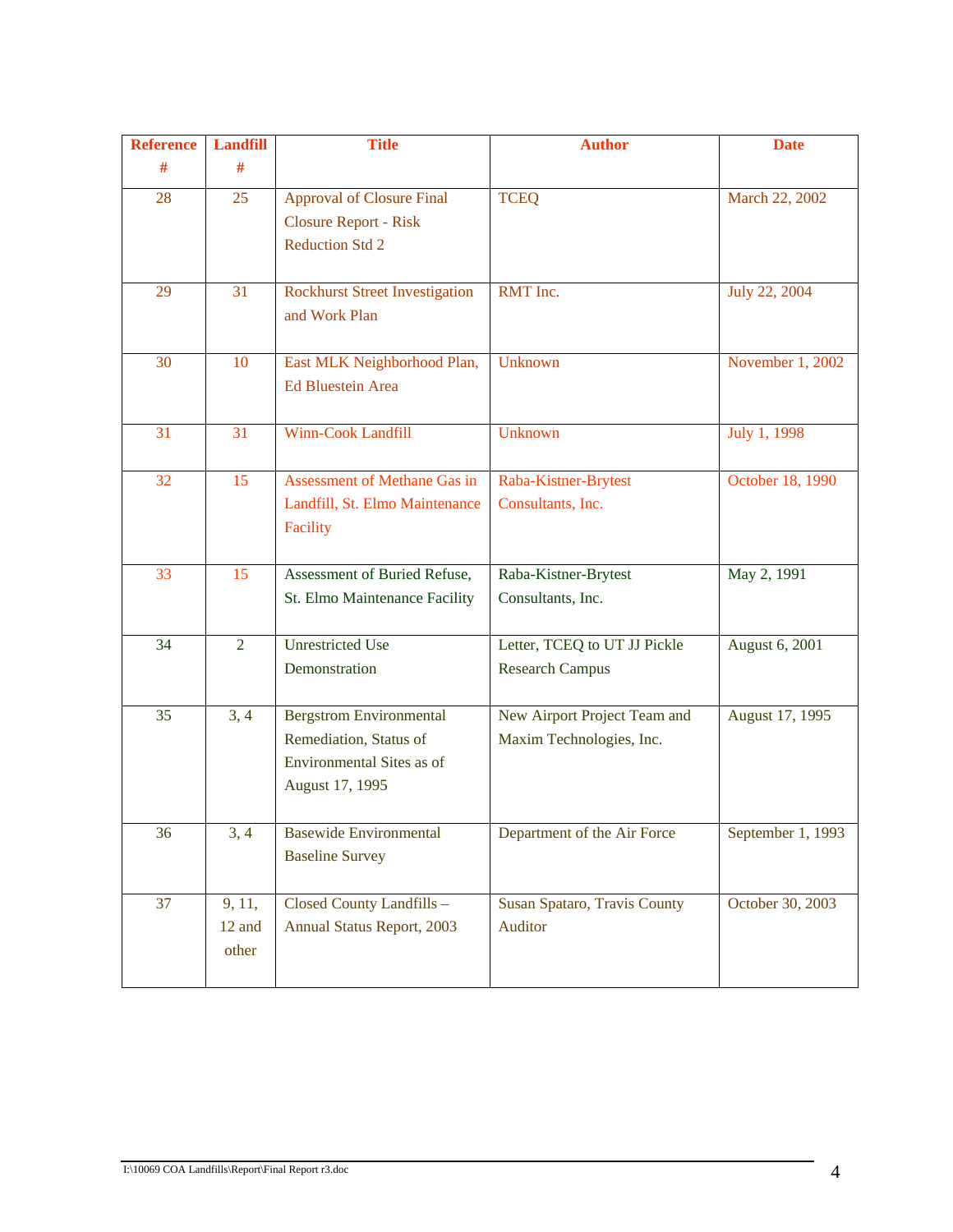| Reference # | Landfill # | Title | Author | Date |
|---|---|---|---|---|
| 28 | 25 | Approval of Closure Final Closure Report - Risk Reduction Std 2 | TCEQ | March 22, 2002 |
| 29 | 31 | Rockhurst Street Investigation and Work Plan | RMT Inc. | July 22, 2004 |
| 30 | 10 | East MLK Neighborhood Plan, Ed Bluestein Area | Unknown | November 1, 2002 |
| 31 | 31 | Winn-Cook Landfill | Unknown | July 1, 1998 |
| 32 | 15 | Assessment of Methane Gas in Landfill, St. Elmo Maintenance Facility | Raba-Kistner-Brytest Consultants, Inc. | October 18, 1990 |
| 33 | 15 | Assessment of Buried Refuse, St. Elmo Maintenance Facility | Raba-Kistner-Brytest Consultants, Inc. | May 2, 1991 |
| 34 | 2 | Unrestricted Use Demonstration | Letter, TCEQ to UT JJ Pickle Research Campus | August 6, 2001 |
| 35 | 3, 4 | Bergstrom Environmental Remediation, Status of Environmental Sites as of August 17, 1995 | New Airport Project Team and Maxim Technologies, Inc. | August 17, 1995 |
| 36 | 3, 4 | Basewide Environmental Baseline Survey | Department of the Air Force | September 1, 1993 |
| 37 | 9, 11, 12 and other | Closed County Landfills – Annual Status Report, 2003 | Susan Spataro, Travis County Auditor | October 30, 2003 |